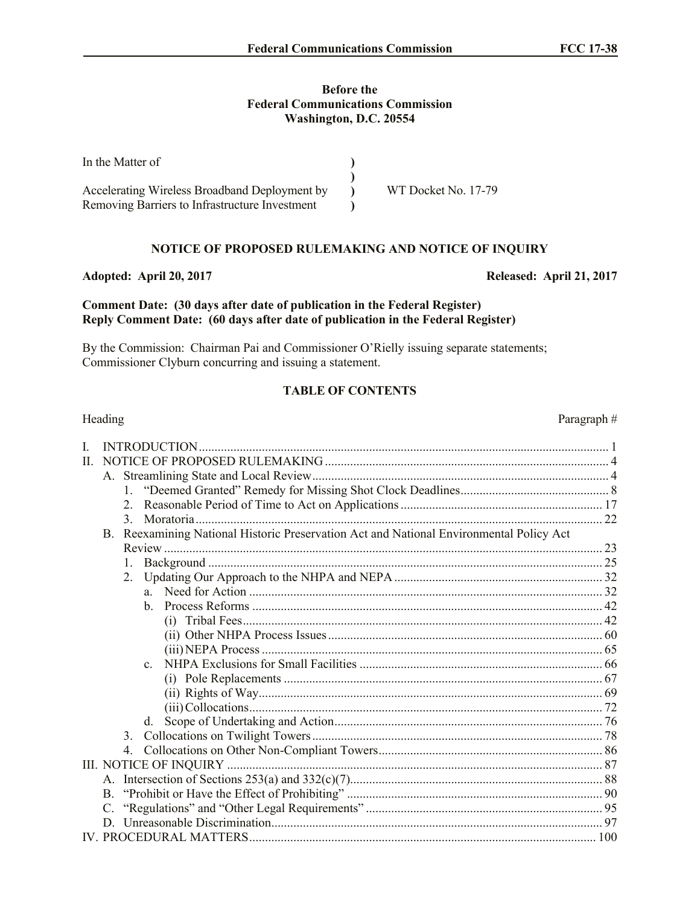**Before the**
**Federal Communications Commission**
**Washington, D.C. 20554**

| | | |
|---|---|---|
| In the Matter of | ) | |
| | ) | |
| Accelerating Wireless Broadband Deployment by | ) | WT Docket No. 17-79 |
| Removing Barriers to Infrastructure Investment | ) | |

# NOTICE OF PROPOSED RULEMAKING AND NOTICE OF INQUIRY

**Adopted: April 20, 2017** **Released: April 21, 2017**

**Comment Date: (30 days after date of publication in the Federal Register)**
**Reply Comment Date: (60 days after date of publication in the Federal Register)**

By the Commission: Chairman Pai and Commissioner O'Rielly issuing separate statements; Commissioner Clyburn concurring and issuing a statement.

## TABLE OF CONTENTS

| Heading | Paragraph # |
|---|---|
| I. INTRODUCTION | 1 |
| II. NOTICE OF PROPOSED RULEMAKING | 4 |
| A. Streamlining State and Local Review | 4 |
| 1. "Deemed Granted" Remedy for Missing Shot Clock Deadlines | 8 |
| 2. Reasonable Period of Time to Act on Applications | 17 |
| 3. Moratoria | 22 |
| B. Reexamining National Historic Preservation Act and National Environmental Policy Act Review | 23 |
| 1. Background | 25 |
| 2. Updating Our Approach to the NHPA and NEPA | 32 |
| a. Need for Action | 32 |
| b. Process Reforms | 42 |
| (i) Tribal Fees | 42 |
| (ii) Other NHPA Process Issues | 60 |
| (iii) NEPA Process | 65 |
| c. NHPA Exclusions for Small Facilities | 66 |
| (i) Pole Replacements | 67 |
| (ii) Rights of Way | 69 |
| (iii) Collocations | 72 |
| d. Scope of Undertaking and Action | 76 |
| 3. Collocations on Twilight Towers | 78 |
| 4. Collocations on Other Non-Compliant Towers | 86 |
| III. NOTICE OF INQUIRY | 87 |
| A. Intersection of Sections 253(a) and 332(c)(7) | 88 |
| B. "Prohibit or Have the Effect of Prohibiting" | 90 |
| C. "Regulations" and "Other Legal Requirements" | 95 |
| D. Unreasonable Discrimination | 97 |
| IV. PROCEDURAL MATTERS | 100 |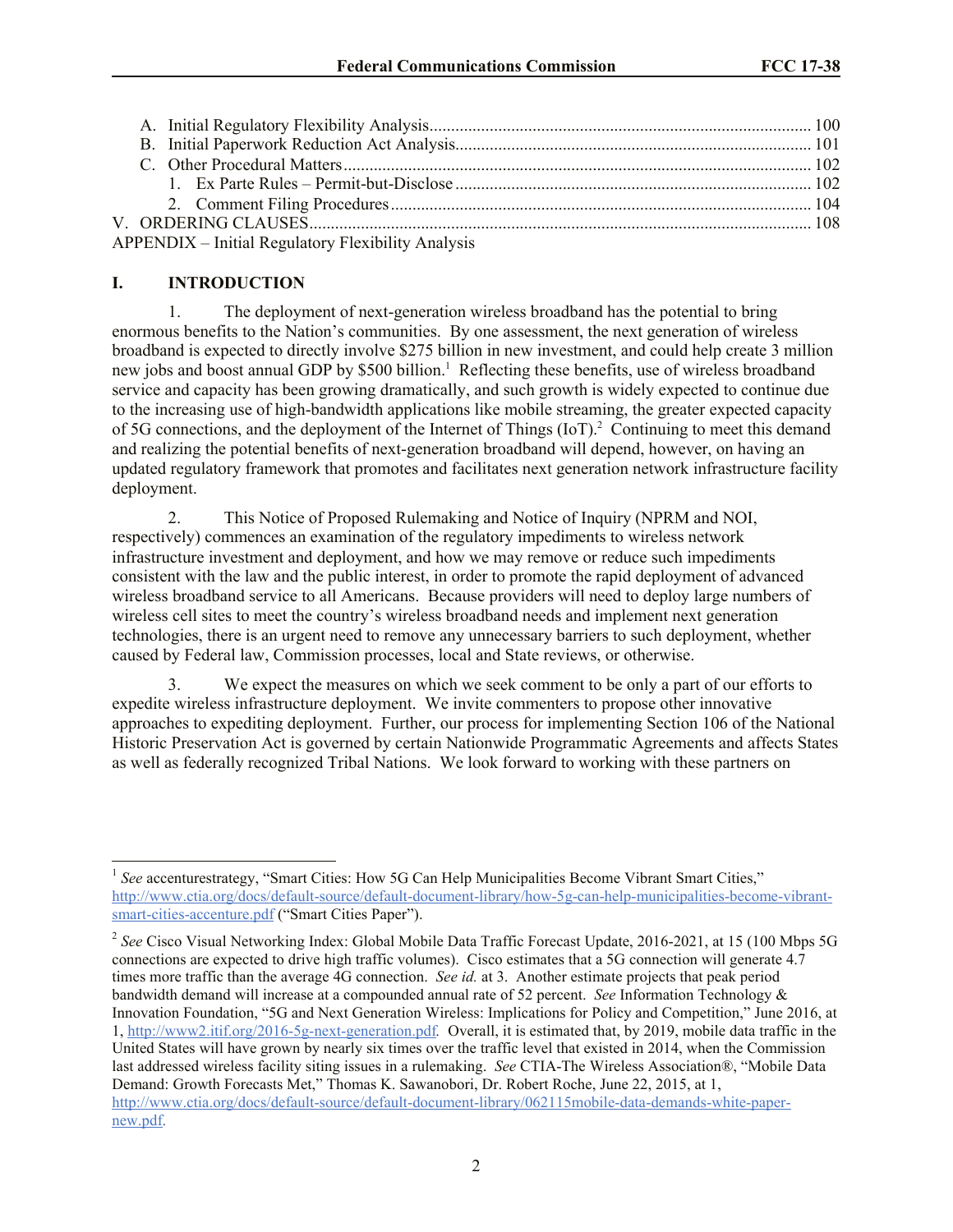A. Initial Regulatory Flexibility Analysis ........................................................................................ 100
B. Initial Paperwork Reduction Act Analysis .................................................................................. 101
C. Other Procedural Matters ............................................................................................................ 102
   1. Ex Parte Rules – Permit-but-Disclose .................................................................................. 102
   2. Comment Filing Procedures ................................................................................................. 104

V. ORDERING CLAUSES .................................................................................................................... 108

APPENDIX – Initial Regulatory Flexibility Analysis

## I. INTRODUCTION

1. The deployment of next-generation wireless broadband has the potential to bring enormous benefits to the Nation's communities. By one assessment, the next generation of wireless broadband is expected to directly involve $275 billion in new investment, and could help create 3 million new jobs and boost annual GDP by $500 billion.[1] Reflecting these benefits, use of wireless broadband service and capacity has been growing dramatically, and such growth is widely expected to continue due to the increasing use of high-bandwidth applications like mobile streaming, the greater expected capacity of 5G connections, and the deployment of the Internet of Things (IoT).[2] Continuing to meet this demand and realizing the potential benefits of next-generation broadband will depend, however, on having an updated regulatory framework that promotes and facilitates next generation network infrastructure facility deployment.

2. This Notice of Proposed Rulemaking and Notice of Inquiry (NPRM and NOI, respectively) commences an examination of the regulatory impediments to wireless network infrastructure investment and deployment, and how we may remove or reduce such impediments consistent with the law and the public interest, in order to promote the rapid deployment of advanced wireless broadband service to all Americans. Because providers will need to deploy large numbers of wireless cell sites to meet the country's wireless broadband needs and implement next generation technologies, there is an urgent need to remove any unnecessary barriers to such deployment, whether caused by Federal law, Commission processes, local and State reviews, or otherwise.

3. We expect the measures on which we seek comment to be only a part of our efforts to expedite wireless infrastructure deployment. We invite commenters to propose other innovative approaches to expediting deployment. Further, our process for implementing Section 106 of the National Historic Preservation Act is governed by certain Nationwide Programmatic Agreements and affects States as well as federally recognized Tribal Nations. We look forward to working with these partners on

---

[1] *See* accenturestrategy, "Smart Cities: How 5G Can Help Municipalities Become Vibrant Smart Cities," http://www.ctia.org/docs/default-source/default-document-library/how-5g-can-help-municipalities-become-vibrant-smart-cities-accenture.pdf ("Smart Cities Paper").

[2] *See* Cisco Visual Networking Index: Global Mobile Data Traffic Forecast Update, 2016-2021, at 15 (100 Mbps 5G connections are expected to drive high traffic volumes). Cisco estimates that a 5G connection will generate 4.7 times more traffic than the average 4G connection. *See id.* at 3. Another estimate projects that peak period bandwidth demand will increase at a compounded annual rate of 52 percent. *See* Information Technology & Innovation Foundation, "5G and Next Generation Wireless: Implications for Policy and Competition," June 2016, at 1, http://www2.itif.org/2016-5g-next-generation.pdf. Overall, it is estimated that, by 2019, mobile data traffic in the United States will have grown by nearly six times over the traffic level that existed in 2014, when the Commission last addressed wireless facility siting issues in a rulemaking. *See* CTIA-The Wireless Association®, "Mobile Data Demand: Growth Forecasts Met," Thomas K. Sawanobori, Dr. Robert Roche, June 22, 2015, at 1, http://www.ctia.org/docs/default-source/default-document-library/062115mobile-data-demands-white-paper-new.pdf.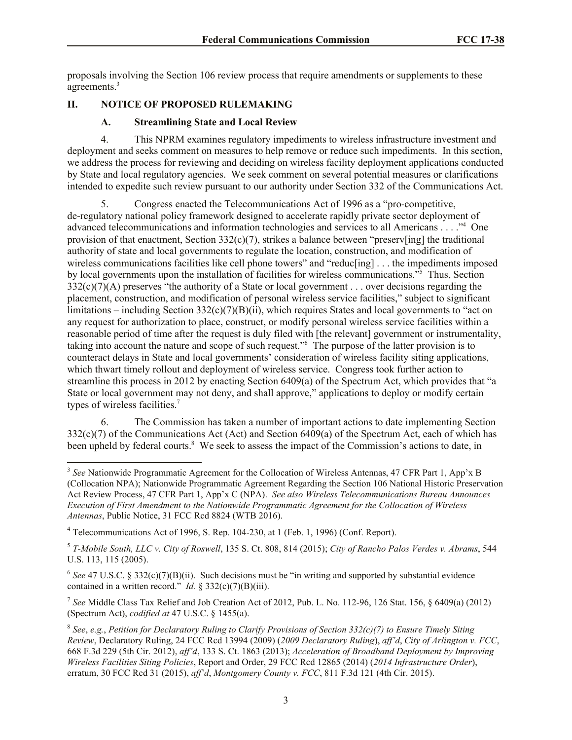proposals involving the Section 106 review process that require amendments or supplements to these agreements.[3]

## II. NOTICE OF PROPOSED RULEMAKING

### A. Streamlining State and Local Review

4. This NPRM examines regulatory impediments to wireless infrastructure investment and deployment and seeks comment on measures to help remove or reduce such impediments. In this section, we address the process for reviewing and deciding on wireless facility deployment applications conducted by State and local regulatory agencies. We seek comment on several potential measures or clarifications intended to expedite such review pursuant to our authority under Section 332 of the Communications Act.

5. Congress enacted the Telecommunications Act of 1996 as a "pro-competitive, de-regulatory national policy framework designed to accelerate rapidly private sector deployment of advanced telecommunications and information technologies and services to all Americans . . . ."[4] One provision of that enactment, Section 332(c)(7), strikes a balance between "preserv[ing] the traditional authority of state and local governments to regulate the location, construction, and modification of wireless communications facilities like cell phone towers" and "reduc[ing] . . . the impediments imposed by local governments upon the installation of facilities for wireless communications."[5] Thus, Section 332(c)(7)(A) preserves "the authority of a State or local government . . . over decisions regarding the placement, construction, and modification of personal wireless service facilities," subject to significant limitations – including Section 332(c)(7)(B)(ii), which requires States and local governments to "act on any request for authorization to place, construct, or modify personal wireless service facilities within a reasonable period of time after the request is duly filed with [the relevant] government or instrumentality, taking into account the nature and scope of such request."[6] The purpose of the latter provision is to counteract delays in State and local governments' consideration of wireless facility siting applications, which thwart timely rollout and deployment of wireless service. Congress took further action to streamline this process in 2012 by enacting Section 6409(a) of the Spectrum Act, which provides that "a State or local government may not deny, and shall approve," applications to deploy or modify certain types of wireless facilities.[7]

6. The Commission has taken a number of important actions to date implementing Section 332(c)(7) of the Communications Act (Act) and Section 6409(a) of the Spectrum Act, each of which has been upheld by federal courts.[8] We seek to assess the impact of the Commission's actions to date, in

---

[3] *See* Nationwide Programmatic Agreement for the Collocation of Wireless Antennas, 47 CFR Part 1, App'x B (Collocation NPA); Nationwide Programmatic Agreement Regarding the Section 106 National Historic Preservation Act Review Process, 47 CFR Part 1, App'x C (NPA). *See also Wireless Telecommunications Bureau Announces Execution of First Amendment to the Nationwide Programmatic Agreement for the Collocation of Wireless Antennas*, Public Notice, 31 FCC Rcd 8824 (WTB 2016).

[4] Telecommunications Act of 1996, S. Rep. 104-230, at 1 (Feb. 1, 1996) (Conf. Report).

[5] *T-Mobile South, LLC v. City of Roswell*, 135 S. Ct. 808, 814 (2015); *City of Rancho Palos Verdes v. Abrams*, 544 U.S. 113, 115 (2005).

[6] *See* 47 U.S.C. § 332(c)(7)(B)(ii). Such decisions must be "in writing and supported by substantial evidence contained in a written record." *Id.* § 332(c)(7)(B)(iii).

[7] *See* Middle Class Tax Relief and Job Creation Act of 2012, Pub. L. No. 112-96, 126 Stat. 156, § 6409(a) (2012) (Spectrum Act), *codified at* 47 U.S.C. § 1455(a).

[8] *See*, *e.g.*, *Petition for Declaratory Ruling to Clarify Provisions of Section 332(c)(7) to Ensure Timely Siting Review*, Declaratory Ruling, 24 FCC Rcd 13994 (2009) (*2009 Declaratory Ruling*), *aff'd*, *City of Arlington v. FCC*, 668 F.3d 229 (5th Cir. 2012), *aff'd*, 133 S. Ct. 1863 (2013); *Acceleration of Broadband Deployment by Improving Wireless Facilities Siting Policies*, Report and Order, 29 FCC Rcd 12865 (2014) (*2014 Infrastructure Order*), erratum, 30 FCC Rcd 31 (2015), *aff'd*, *Montgomery County v. FCC*, 811 F.3d 121 (4th Cir. 2015).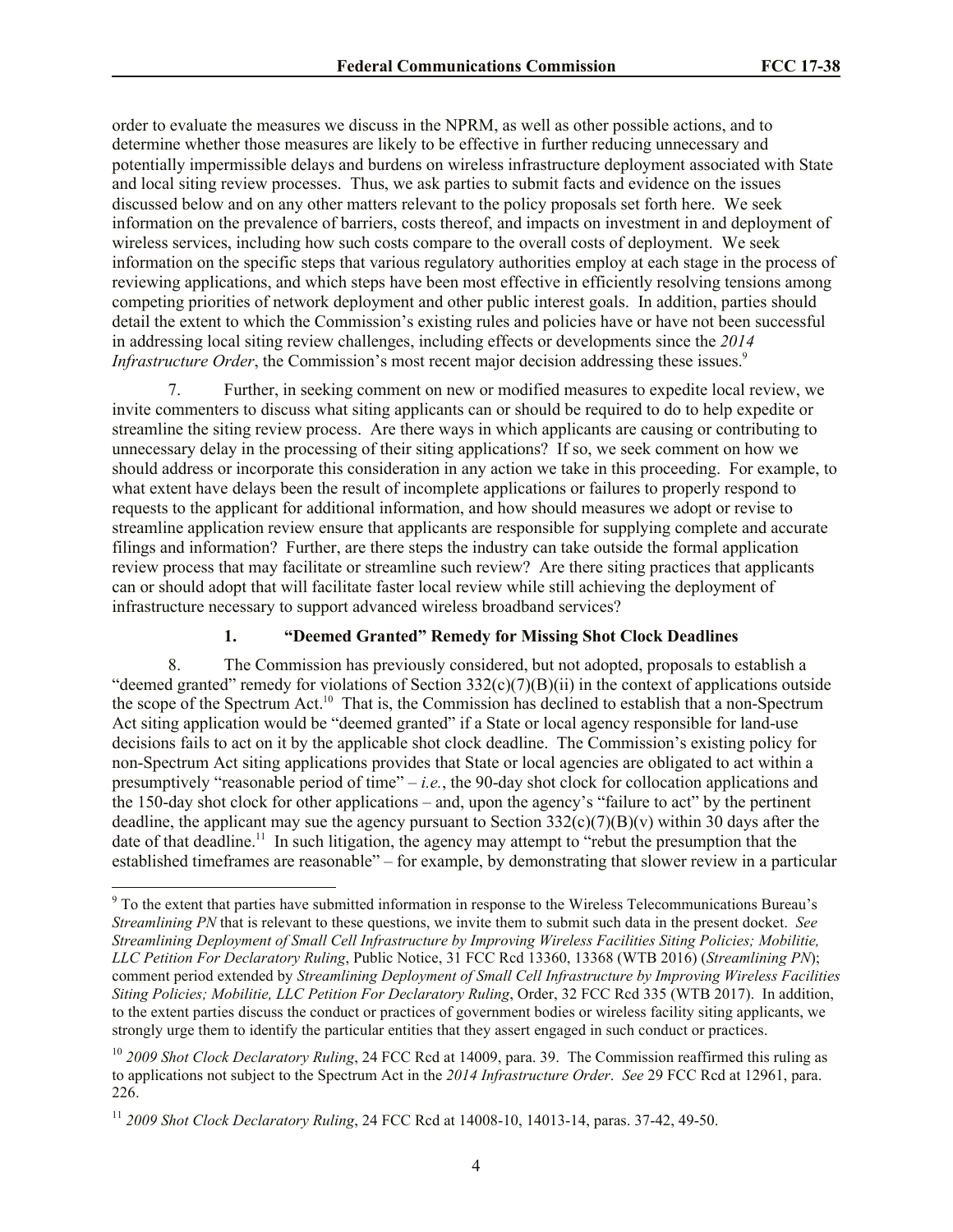order to evaluate the measures we discuss in the NPRM, as well as other possible actions, and to determine whether those measures are likely to be effective in further reducing unnecessary and potentially impermissible delays and burdens on wireless infrastructure deployment associated with State and local siting review processes. Thus, we ask parties to submit facts and evidence on the issues discussed below and on any other matters relevant to the policy proposals set forth here. We seek information on the prevalence of barriers, costs thereof, and impacts on investment in and deployment of wireless services, including how such costs compare to the overall costs of deployment. We seek information on the specific steps that various regulatory authorities employ at each stage in the process of reviewing applications, and which steps have been most effective in efficiently resolving tensions among competing priorities of network deployment and other public interest goals. In addition, parties should detail the extent to which the Commission's existing rules and policies have or have not been successful in addressing local siting review challenges, including effects or developments since the *2014 Infrastructure Order*, the Commission's most recent major decision addressing these issues.[9]

7. Further, in seeking comment on new or modified measures to expedite local review, we invite commenters to discuss what siting applicants can or should be required to do to help expedite or streamline the siting review process. Are there ways in which applicants are causing or contributing to unnecessary delay in the processing of their siting applications? If so, we seek comment on how we should address or incorporate this consideration in any action we take in this proceeding. For example, to what extent have delays been the result of incomplete applications or failures to properly respond to requests to the applicant for additional information, and how should measures we adopt or revise to streamline application review ensure that applicants are responsible for supplying complete and accurate filings and information? Further, are there steps the industry can take outside the formal application review process that may facilitate or streamline such review? Are there siting practices that applicants can or should adopt that will facilitate faster local review while still achieving the deployment of infrastructure necessary to support advanced wireless broadband services?

### 1. "Deemed Granted" Remedy for Missing Shot Clock Deadlines

8. The Commission has previously considered, but not adopted, proposals to establish a "deemed granted" remedy for violations of Section 332(c)(7)(B)(ii) in the context of applications outside the scope of the Spectrum Act.[10] That is, the Commission has declined to establish that a non-Spectrum Act siting application would be "deemed granted" if a State or local agency responsible for land-use decisions fails to act on it by the applicable shot clock deadline. The Commission's existing policy for non-Spectrum Act siting applications provides that State or local agencies are obligated to act within a presumptively "reasonable period of time" – *i.e.*, the 90-day shot clock for collocation applications and the 150-day shot clock for other applications – and, upon the agency's "failure to act" by the pertinent deadline, the applicant may sue the agency pursuant to Section 332(c)(7)(B)(v) within 30 days after the date of that deadline.[11] In such litigation, the agency may attempt to "rebut the presumption that the established timeframes are reasonable" – for example, by demonstrating that slower review in a particular

[9] To the extent that parties have submitted information in response to the Wireless Telecommunications Bureau's *Streamlining PN* that is relevant to these questions, we invite them to submit such data in the present docket. *See Streamlining Deployment of Small Cell Infrastructure by Improving Wireless Facilities Siting Policies; Mobilitie, LLC Petition For Declaratory Ruling*, Public Notice, 31 FCC Rcd 13360, 13368 (WTB 2016) (*Streamlining PN*); comment period extended by *Streamlining Deployment of Small Cell Infrastructure by Improving Wireless Facilities Siting Policies; Mobilitie, LLC Petition For Declaratory Ruling*, Order, 32 FCC Rcd 335 (WTB 2017). In addition, to the extent parties discuss the conduct or practices of government bodies or wireless facility siting applicants, we strongly urge them to identify the particular entities that they assert engaged in such conduct or practices.

[10] *2009 Shot Clock Declaratory Ruling*, 24 FCC Rcd at 14009, para. 39. The Commission reaffirmed this ruling as to applications not subject to the Spectrum Act in the *2014 Infrastructure Order*. *See* 29 FCC Rcd at 12961, para. 226.

[11] *2009 Shot Clock Declaratory Ruling*, 24 FCC Rcd at 14008-10, 14013-14, paras. 37-42, 49-50.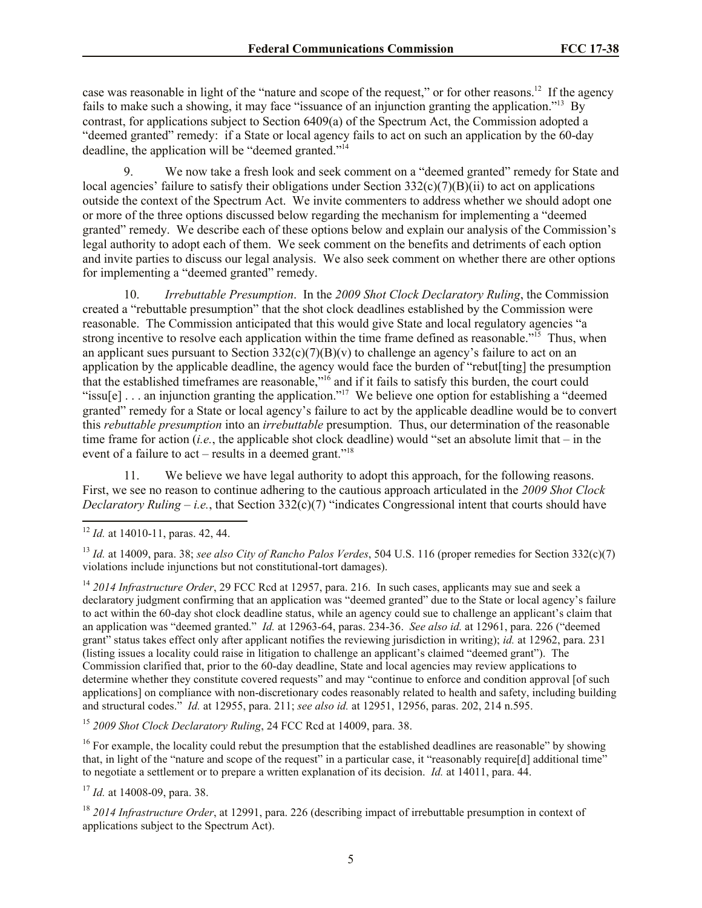case was reasonable in light of the "nature and scope of the request," or for other reasons.[12] If the agency fails to make such a showing, it may face "issuance of an injunction granting the application."[13] By contrast, for applications subject to Section 6409(a) of the Spectrum Act, the Commission adopted a "deemed granted" remedy: if a State or local agency fails to act on such an application by the 60-day deadline, the application will be "deemed granted."[14]

9. We now take a fresh look and seek comment on a "deemed granted" remedy for State and local agencies' failure to satisfy their obligations under Section 332(c)(7)(B)(ii) to act on applications outside the context of the Spectrum Act. We invite commenters to address whether we should adopt one or more of the three options discussed below regarding the mechanism for implementing a "deemed granted" remedy. We describe each of these options below and explain our analysis of the Commission's legal authority to adopt each of them. We seek comment on the benefits and detriments of each option and invite parties to discuss our legal analysis. We also seek comment on whether there are other options for implementing a "deemed granted" remedy.

10. *Irrebuttable Presumption*. In the *2009 Shot Clock Declaratory Ruling*, the Commission created a "rebuttable presumption" that the shot clock deadlines established by the Commission were reasonable. The Commission anticipated that this would give State and local regulatory agencies "a strong incentive to resolve each application within the time frame defined as reasonable."[15] Thus, when an applicant sues pursuant to Section 332(c)(7)(B)(v) to challenge an agency's failure to act on an application by the applicable deadline, the agency would face the burden of "rebut[ting] the presumption that the established timeframes are reasonable,"[16] and if it fails to satisfy this burden, the court could "issu[e] . . . an injunction granting the application."[17] We believe one option for establishing a "deemed granted" remedy for a State or local agency's failure to act by the applicable deadline would be to convert this *rebuttable presumption* into an *irrebuttable* presumption. Thus, our determination of the reasonable time frame for action (*i.e.*, the applicable shot clock deadline) would "set an absolute limit that – in the event of a failure to act – results in a deemed grant."[18]

11. We believe we have legal authority to adopt this approach, for the following reasons. First, we see no reason to continue adhering to the cautious approach articulated in the *2009 Shot Clock Declaratory Ruling* – *i.e.*, that Section 332(c)(7) "indicates Congressional intent that courts should have

---

[12] *Id.* at 14010-11, paras. 42, 44.

[13] *Id.* at 14009, para. 38; *see also City of Rancho Palos Verdes*, 504 U.S. 116 (proper remedies for Section 332(c)(7) violations include injunctions but not constitutional-tort damages).

[14] *2014 Infrastructure Order*, 29 FCC Rcd at 12957, para. 216. In such cases, applicants may sue and seek a declaratory judgment confirming that an application was "deemed granted" due to the State or local agency's failure to act within the 60-day shot clock deadline status, while an agency could sue to challenge an applicant's claim that an application was "deemed granted." *Id.* at 12963-64, paras. 234-36. *See also id.* at 12961, para. 226 ("deemed grant" status takes effect only after applicant notifies the reviewing jurisdiction in writing); *id.* at 12962, para. 231 (listing issues a locality could raise in litigation to challenge an applicant's claimed "deemed grant"). The Commission clarified that, prior to the 60-day deadline, State and local agencies may review applications to determine whether they constitute covered requests" and may "continue to enforce and condition approval [of such applications] on compliance with non-discretionary codes reasonably related to health and safety, including building and structural codes." *Id.* at 12955, para. 211; *see also id.* at 12951, 12956, paras. 202, 214 n.595.

[15] *2009 Shot Clock Declaratory Ruling*, 24 FCC Rcd at 14009, para. 38.

[16] For example, the locality could rebut the presumption that the established deadlines are reasonable" by showing that, in light of the "nature and scope of the request" in a particular case, it "reasonably require[d] additional time" to negotiate a settlement or to prepare a written explanation of its decision. *Id.* at 14011, para. 44.

[17] *Id.* at 14008-09, para. 38.

[18] *2014 Infrastructure Order*, at 12991, para. 226 (describing impact of irrebuttable presumption in context of applications subject to the Spectrum Act).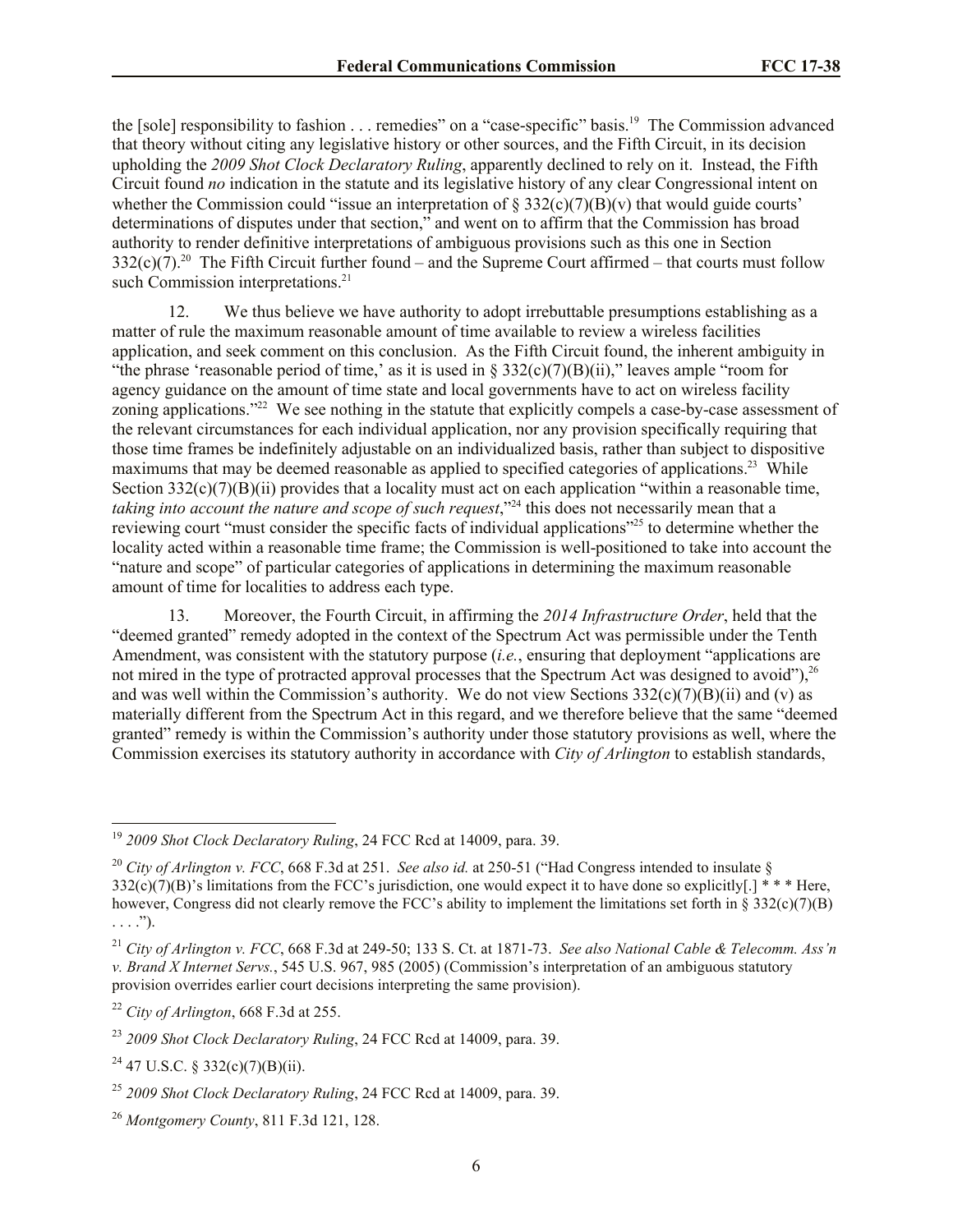the [sole] responsibility to fashion . . . remedies" on a "case-specific" basis.[19] The Commission advanced that theory without citing any legislative history or other sources, and the Fifth Circuit, in its decision upholding the *2009 Shot Clock Declaratory Ruling*, apparently declined to rely on it. Instead, the Fifth Circuit found *no* indication in the statute and its legislative history of any clear Congressional intent on whether the Commission could "issue an interpretation of § 332(c)(7)(B)(v) that would guide courts' determinations of disputes under that section," and went on to affirm that the Commission has broad authority to render definitive interpretations of ambiguous provisions such as this one in Section 332(c)(7).[20] The Fifth Circuit further found – and the Supreme Court affirmed – that courts must follow such Commission interpretations.[21]

12. We thus believe we have authority to adopt irrebuttable presumptions establishing as a matter of rule the maximum reasonable amount of time available to review a wireless facilities application, and seek comment on this conclusion. As the Fifth Circuit found, the inherent ambiguity in "the phrase 'reasonable period of time,' as it is used in § 332(c)(7)(B)(ii)," leaves ample "room for agency guidance on the amount of time state and local governments have to act on wireless facility zoning applications."[22] We see nothing in the statute that explicitly compels a case-by-case assessment of the relevant circumstances for each individual application, nor any provision specifically requiring that those time frames be indefinitely adjustable on an individualized basis, rather than subject to dispositive maximums that may be deemed reasonable as applied to specified categories of applications.[23] While Section 332(c)(7)(B)(ii) provides that a locality must act on each application "within a reasonable time, *taking into account the nature and scope of such request*,"[24] this does not necessarily mean that a reviewing court "must consider the specific facts of individual applications"[25] to determine whether the locality acted within a reasonable time frame; the Commission is well-positioned to take into account the "nature and scope" of particular categories of applications in determining the maximum reasonable amount of time for localities to address each type.

13. Moreover, the Fourth Circuit, in affirming the *2014 Infrastructure Order*, held that the "deemed granted" remedy adopted in the context of the Spectrum Act was permissible under the Tenth Amendment, was consistent with the statutory purpose (*i.e.*, ensuring that deployment "applications are not mired in the type of protracted approval processes that the Spectrum Act was designed to avoid"),[26] and was well within the Commission's authority. We do not view Sections 332(c)(7)(B)(ii) and (v) as materially different from the Spectrum Act in this regard, and we therefore believe that the same "deemed granted" remedy is within the Commission's authority under those statutory provisions as well, where the Commission exercises its statutory authority in accordance with *City of Arlington* to establish standards,

---

[19] *2009 Shot Clock Declaratory Ruling*, 24 FCC Rcd at 14009, para. 39.

[20] *City of Arlington v. FCC*, 668 F.3d at 251. *See also id.* at 250-51 ("Had Congress intended to insulate § 332(c)(7)(B)'s limitations from the FCC's jurisdiction, one would expect it to have done so explicitly[.] * * * Here, however, Congress did not clearly remove the FCC's ability to implement the limitations set forth in § 332(c)(7)(B) . . . .").

[21] *City of Arlington v. FCC*, 668 F.3d at 249-50; 133 S. Ct. at 1871-73. *See also National Cable & Telecomm. Ass'n v. Brand X Internet Servs.*, 545 U.S. 967, 985 (2005) (Commission's interpretation of an ambiguous statutory provision overrides earlier court decisions interpreting the same provision).

[22] *City of Arlington*, 668 F.3d at 255.

[23] *2009 Shot Clock Declaratory Ruling*, 24 FCC Rcd at 14009, para. 39.

[24] 47 U.S.C. § 332(c)(7)(B)(ii).

[25] *2009 Shot Clock Declaratory Ruling*, 24 FCC Rcd at 14009, para. 39.

[26] *Montgomery County*, 811 F.3d 121, 128.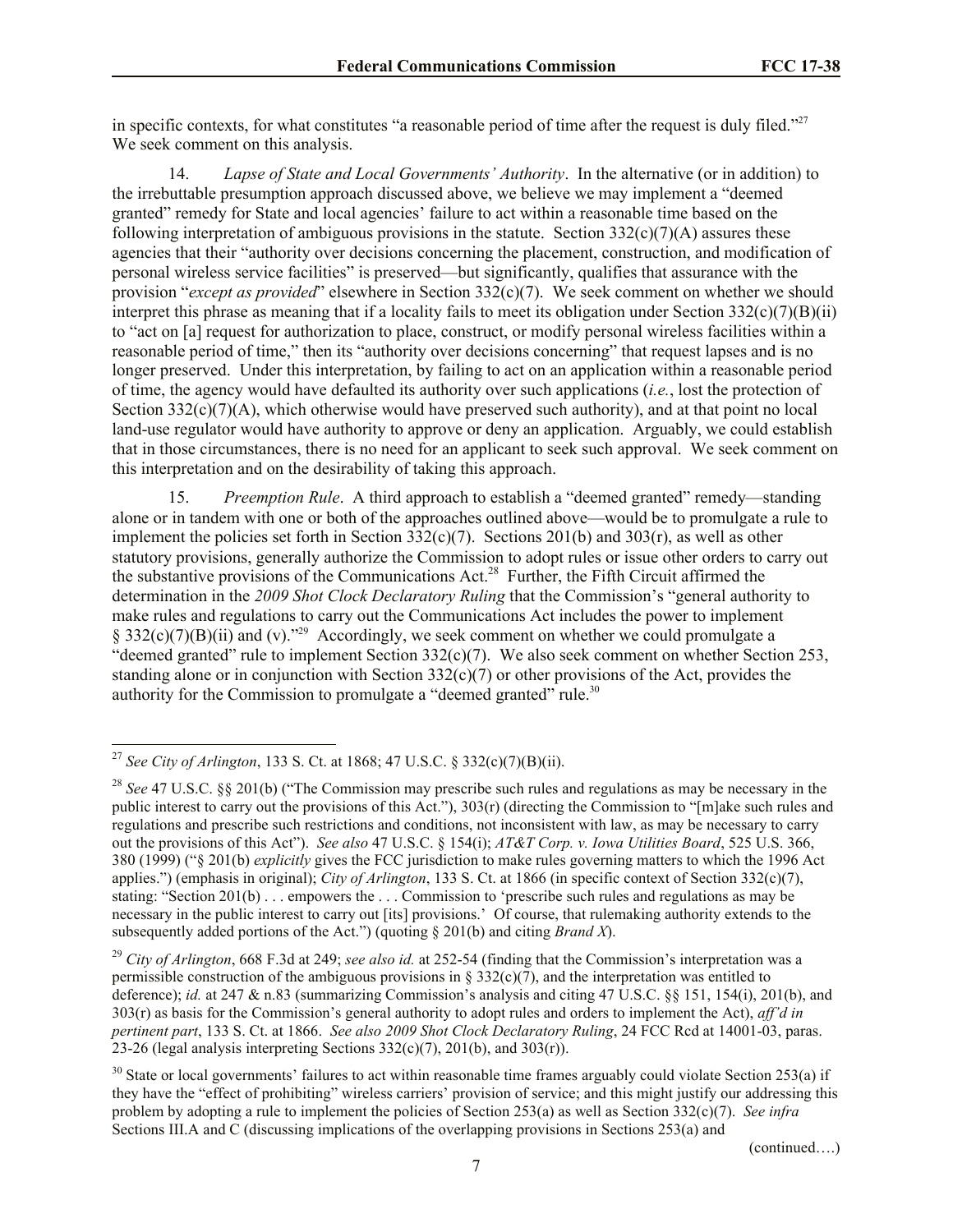in specific contexts, for what constitutes "a reasonable period of time after the request is duly filed."[27] We seek comment on this analysis.

14. *Lapse of State and Local Governments' Authority*. In the alternative (or in addition) to the irrebuttable presumption approach discussed above, we believe we may implement a "deemed granted" remedy for State and local agencies' failure to act within a reasonable time based on the following interpretation of ambiguous provisions in the statute. Section 332(c)(7)(A) assures these agencies that their "authority over decisions concerning the placement, construction, and modification of personal wireless service facilities" is preserved—but significantly, qualifies that assurance with the provision "*except as provided*" elsewhere in Section 332(c)(7). We seek comment on whether we should interpret this phrase as meaning that if a locality fails to meet its obligation under Section 332(c)(7)(B)(ii) to "act on [a] request for authorization to place, construct, or modify personal wireless facilities within a reasonable period of time," then its "authority over decisions concerning" that request lapses and is no longer preserved. Under this interpretation, by failing to act on an application within a reasonable period of time, the agency would have defaulted its authority over such applications (*i.e.*, lost the protection of Section 332(c)(7)(A), which otherwise would have preserved such authority), and at that point no local land-use regulator would have authority to approve or deny an application. Arguably, we could establish that in those circumstances, there is no need for an applicant to seek such approval. We seek comment on this interpretation and on the desirability of taking this approach.

15. *Preemption Rule*. A third approach to establish a "deemed granted" remedy—standing alone or in tandem with one or both of the approaches outlined above—would be to promulgate a rule to implement the policies set forth in Section 332(c)(7). Sections 201(b) and 303(r), as well as other statutory provisions, generally authorize the Commission to adopt rules or issue other orders to carry out the substantive provisions of the Communications Act.[28] Further, the Fifth Circuit affirmed the determination in the *2009 Shot Clock Declaratory Ruling* that the Commission's "general authority to make rules and regulations to carry out the Communications Act includes the power to implement § 332(c)(7)(B)(ii) and (v)."[29] Accordingly, we seek comment on whether we could promulgate a "deemed granted" rule to implement Section 332(c)(7). We also seek comment on whether Section 253, standing alone or in conjunction with Section 332(c)(7) or other provisions of the Act, provides the authority for the Commission to promulgate a "deemed granted" rule.[30]

---

[27] *See City of Arlington*, 133 S. Ct. at 1868; 47 U.S.C. § 332(c)(7)(B)(ii).

[28] *See* 47 U.S.C. §§ 201(b) ("The Commission may prescribe such rules and regulations as may be necessary in the public interest to carry out the provisions of this Act."), 303(r) (directing the Commission to "[m]ake such rules and regulations and prescribe such restrictions and conditions, not inconsistent with law, as may be necessary to carry out the provisions of this Act"). *See also* 47 U.S.C. § 154(i); *AT&T Corp. v. Iowa Utilities Board*, 525 U.S. 366, 380 (1999) ("§ 201(b) *explicitly* gives the FCC jurisdiction to make rules governing matters to which the 1996 Act applies.") (emphasis in original); *City of Arlington*, 133 S. Ct. at 1866 (in specific context of Section 332(c)(7), stating: "Section 201(b) . . . empowers the . . . Commission to 'prescribe such rules and regulations as may be necessary in the public interest to carry out [its] provisions.' Of course, that rulemaking authority extends to the subsequently added portions of the Act.") (quoting § 201(b) and citing *Brand X*).

[29] *City of Arlington*, 668 F.3d at 249; *see also id.* at 252-54 (finding that the Commission's interpretation was a permissible construction of the ambiguous provisions in § 332(c)(7), and the interpretation was entitled to deference); *id.* at 247 & n.83 (summarizing Commission's analysis and citing 47 U.S.C. §§ 151, 154(i), 201(b), and 303(r) as basis for the Commission's general authority to adopt rules and orders to implement the Act), *aff'd in pertinent part*, 133 S. Ct. at 1866. *See also 2009 Shot Clock Declaratory Ruling*, 24 FCC Rcd at 14001-03, paras. 23-26 (legal analysis interpreting Sections 332(c)(7), 201(b), and 303(r)).

[30] State or local governments' failures to act within reasonable time frames arguably could violate Section 253(a) if they have the "effect of prohibiting" wireless carriers' provision of service; and this might justify our addressing this problem by adopting a rule to implement the policies of Section 253(a) as well as Section 332(c)(7). *See infra* Sections III.A and C (discussing implications of the overlapping provisions in Sections 253(a) and

(continued….)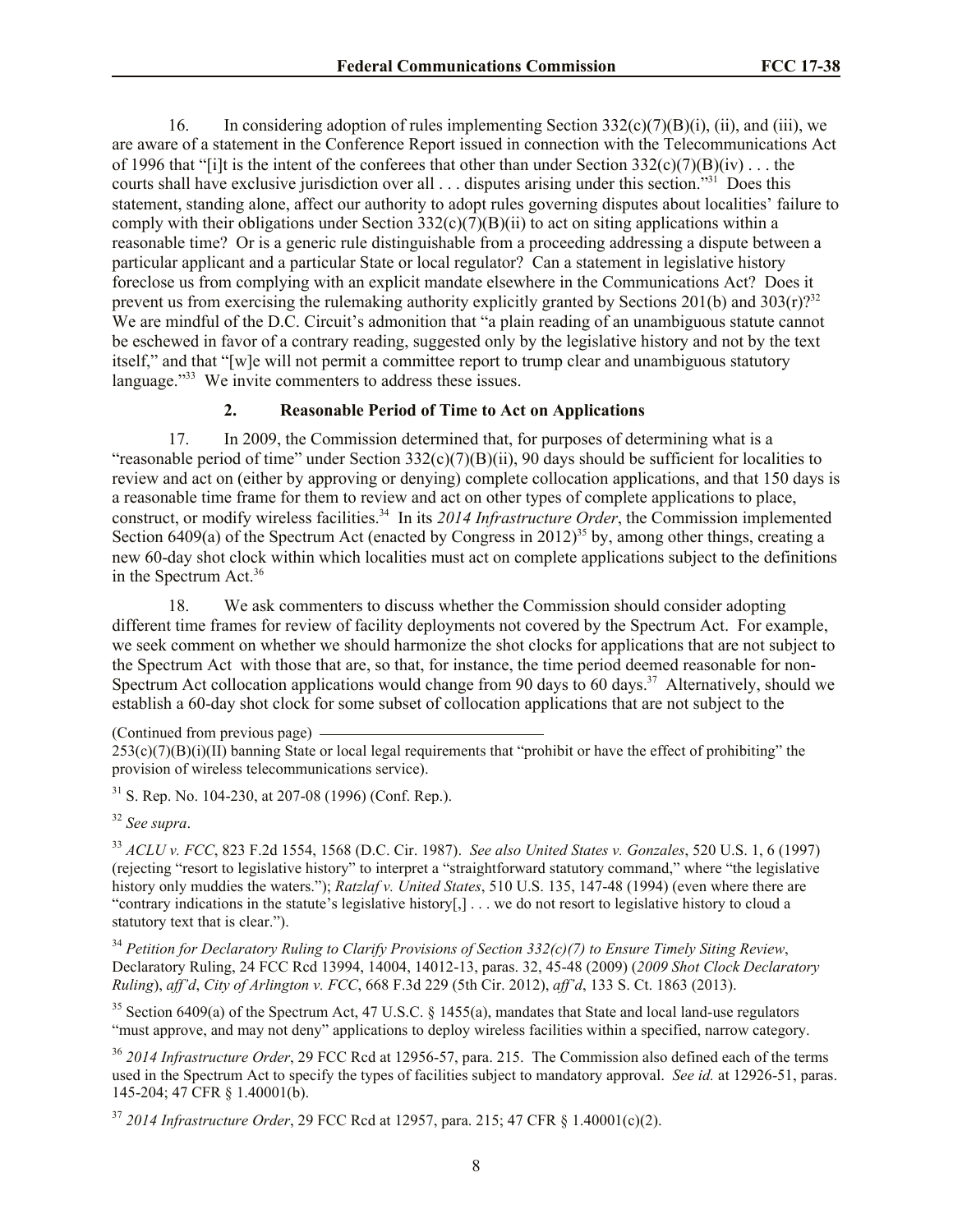16. In considering adoption of rules implementing Section 332(c)(7)(B)(i), (ii), and (iii), we are aware of a statement in the Conference Report issued in connection with the Telecommunications Act of 1996 that "[i]t is the intent of the conferees that other than under Section 332(c)(7)(B)(iv) . . . the courts shall have exclusive jurisdiction over all . . . disputes arising under this section."[31] Does this statement, standing alone, affect our authority to adopt rules governing disputes about localities' failure to comply with their obligations under Section 332(c)(7)(B)(ii) to act on siting applications within a reasonable time? Or is a generic rule distinguishable from a proceeding addressing a dispute between a particular applicant and a particular State or local regulator? Can a statement in legislative history foreclose us from complying with an explicit mandate elsewhere in the Communications Act? Does it prevent us from exercising the rulemaking authority explicitly granted by Sections 201(b) and 303(r)?[32] We are mindful of the D.C. Circuit's admonition that "a plain reading of an unambiguous statute cannot be eschewed in favor of a contrary reading, suggested only by the legislative history and not by the text itself," and that "[w]e will not permit a committee report to trump clear and unambiguous statutory language."[33] We invite commenters to address these issues.

### 2. Reasonable Period of Time to Act on Applications

17. In 2009, the Commission determined that, for purposes of determining what is a "reasonable period of time" under Section 332(c)(7)(B)(ii), 90 days should be sufficient for localities to review and act on (either by approving or denying) complete collocation applications, and that 150 days is a reasonable time frame for them to review and act on other types of complete applications to place, construct, or modify wireless facilities.[34] In its *2014 Infrastructure Order*, the Commission implemented Section 6409(a) of the Spectrum Act (enacted by Congress in 2012)[35] by, among other things, creating a new 60-day shot clock within which localities must act on complete applications subject to the definitions in the Spectrum Act.[36]

18. We ask commenters to discuss whether the Commission should consider adopting different time frames for review of facility deployments not covered by the Spectrum Act. For example, we seek comment on whether we should harmonize the shot clocks for applications that are not subject to the Spectrum Act with those that are, so that, for instance, the time period deemed reasonable for non-Spectrum Act collocation applications would change from 90 days to 60 days.[37] Alternatively, should we establish a 60-day shot clock for some subset of collocation applications that are not subject to the

(Continued from previous page)
253(c)(7)(B)(i)(II) banning State or local legal requirements that "prohibit or have the effect of prohibiting" the provision of wireless telecommunications service).

[31] S. Rep. No. 104-230, at 207-08 (1996) (Conf. Rep.).

[32] *See supra*.

[33] *ACLU v. FCC*, 823 F.2d 1554, 1568 (D.C. Cir. 1987). *See also United States v. Gonzales*, 520 U.S. 1, 6 (1997) (rejecting "resort to legislative history" to interpret a "straightforward statutory command," where "the legislative history only muddies the waters."); *Ratzlaf v. United States*, 510 U.S. 135, 147-48 (1994) (even where there are "contrary indications in the statute's legislative history[,] . . . we do not resort to legislative history to cloud a statutory text that is clear.").

[34] *Petition for Declaratory Ruling to Clarify Provisions of Section 332(c)(7) to Ensure Timely Siting Review*, Declaratory Ruling, 24 FCC Rcd 13994, 14004, 14012-13, paras. 32, 45-48 (2009) (*2009 Shot Clock Declaratory Ruling*), *aff'd*, *City of Arlington v. FCC*, 668 F.3d 229 (5th Cir. 2012), *aff'd*, 133 S. Ct. 1863 (2013).

[35] Section 6409(a) of the Spectrum Act, 47 U.S.C. § 1455(a), mandates that State and local land-use regulators "must approve, and may not deny" applications to deploy wireless facilities within a specified, narrow category.

[36] *2014 Infrastructure Order*, 29 FCC Rcd at 12956-57, para. 215. The Commission also defined each of the terms used in the Spectrum Act to specify the types of facilities subject to mandatory approval. *See id.* at 12926-51, paras. 145-204; 47 CFR § 1.40001(b).

[37] *2014 Infrastructure Order*, 29 FCC Rcd at 12957, para. 215; 47 CFR § 1.40001(c)(2).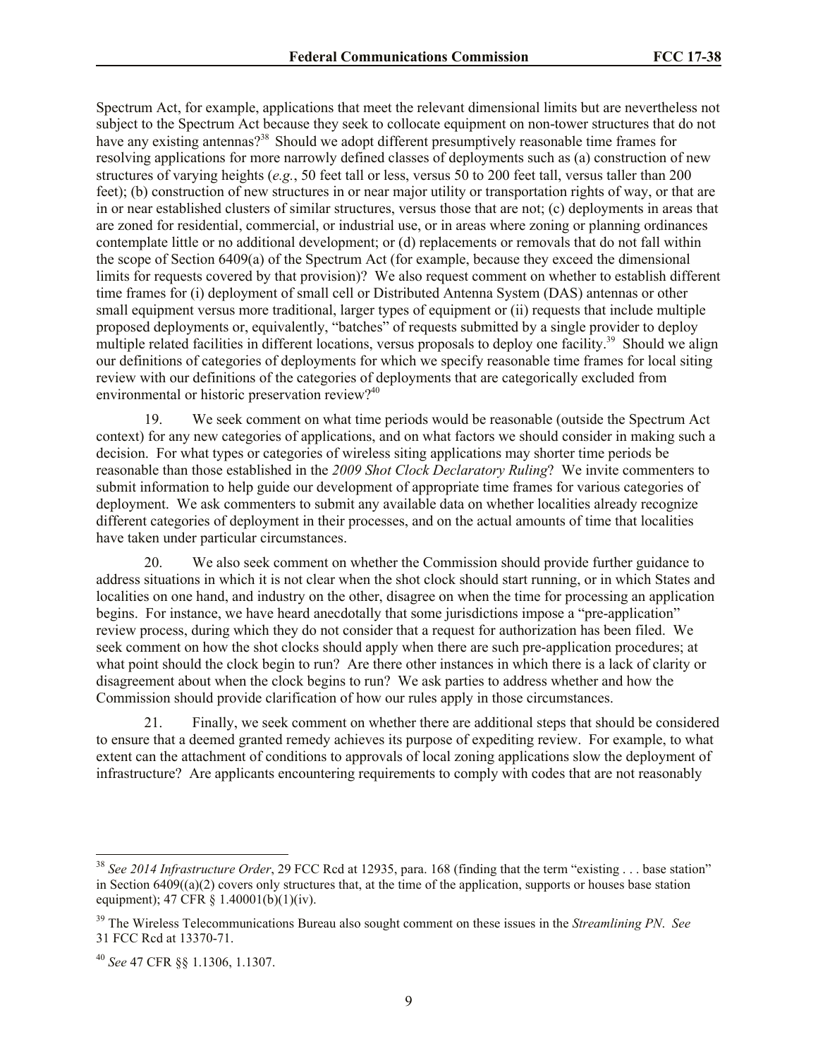Spectrum Act, for example, applications that meet the relevant dimensional limits but are nevertheless not subject to the Spectrum Act because they seek to collocate equipment on non-tower structures that do not have any existing antennas?[38] Should we adopt different presumptively reasonable time frames for resolving applications for more narrowly defined classes of deployments such as (a) construction of new structures of varying heights (*e.g.*, 50 feet tall or less, versus 50 to 200 feet tall, versus taller than 200 feet); (b) construction of new structures in or near major utility or transportation rights of way, or that are in or near established clusters of similar structures, versus those that are not; (c) deployments in areas that are zoned for residential, commercial, or industrial use, or in areas where zoning or planning ordinances contemplate little or no additional development; or (d) replacements or removals that do not fall within the scope of Section 6409(a) of the Spectrum Act (for example, because they exceed the dimensional limits for requests covered by that provision)? We also request comment on whether to establish different time frames for (i) deployment of small cell or Distributed Antenna System (DAS) antennas or other small equipment versus more traditional, larger types of equipment or (ii) requests that include multiple proposed deployments or, equivalently, "batches" of requests submitted by a single provider to deploy multiple related facilities in different locations, versus proposals to deploy one facility.[39] Should we align our definitions of categories of deployments for which we specify reasonable time frames for local siting review with our definitions of the categories of deployments that are categorically excluded from environmental or historic preservation review?[40]

19. We seek comment on what time periods would be reasonable (outside the Spectrum Act context) for any new categories of applications, and on what factors we should consider in making such a decision. For what types or categories of wireless siting applications may shorter time periods be reasonable than those established in the *2009 Shot Clock Declaratory Ruling*? We invite commenters to submit information to help guide our development of appropriate time frames for various categories of deployment. We ask commenters to submit any available data on whether localities already recognize different categories of deployment in their processes, and on the actual amounts of time that localities have taken under particular circumstances.

20. We also seek comment on whether the Commission should provide further guidance to address situations in which it is not clear when the shot clock should start running, or in which States and localities on one hand, and industry on the other, disagree on when the time for processing an application begins. For instance, we have heard anecdotally that some jurisdictions impose a "pre-application" review process, during which they do not consider that a request for authorization has been filed. We seek comment on how the shot clocks should apply when there are such pre-application procedures; at what point should the clock begin to run? Are there other instances in which there is a lack of clarity or disagreement about when the clock begins to run? We ask parties to address whether and how the Commission should provide clarification of how our rules apply in those circumstances.

21. Finally, we seek comment on whether there are additional steps that should be considered to ensure that a deemed granted remedy achieves its purpose of expediting review. For example, to what extent can the attachment of conditions to approvals of local zoning applications slow the deployment of infrastructure? Are applicants encountering requirements to comply with codes that are not reasonably

---

[38] *See 2014 Infrastructure Order*, 29 FCC Rcd at 12935, para. 168 (finding that the term "existing . . . base station" in Section 6409((a)(2) covers only structures that, at the time of the application, supports or houses base station equipment); 47 CFR § 1.40001(b)(1)(iv).

[39] The Wireless Telecommunications Bureau also sought comment on these issues in the *Streamlining PN*. *See* 31 FCC Rcd at 13370-71.

[40] *See* 47 CFR §§ 1.1306, 1.1307.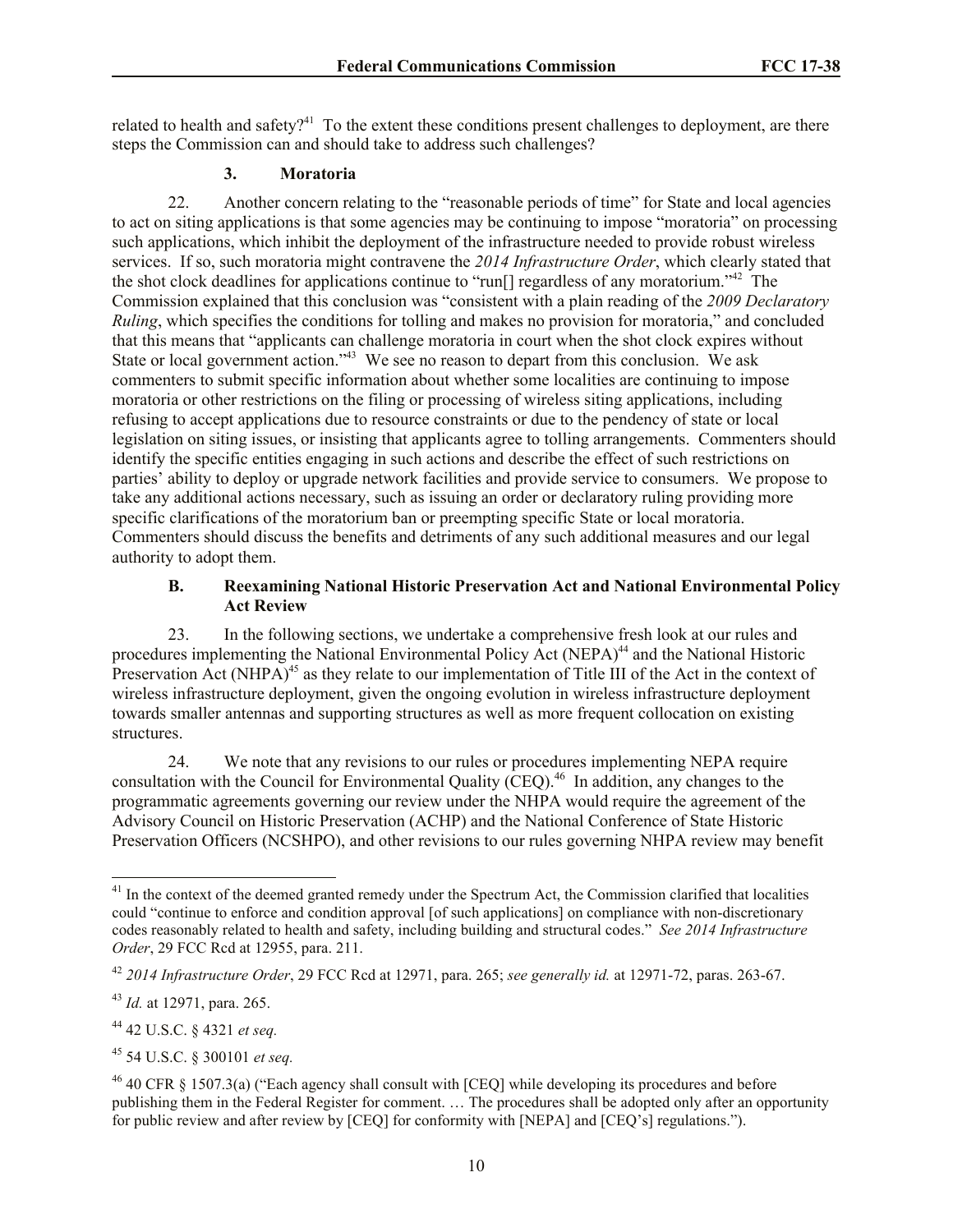related to health and safety?[41] To the extent these conditions present challenges to deployment, are there steps the Commission can and should take to address such challenges?

### 3. Moratoria

22. Another concern relating to the "reasonable periods of time" for State and local agencies to act on siting applications is that some agencies may be continuing to impose "moratoria" on processing such applications, which inhibit the deployment of the infrastructure needed to provide robust wireless services. If so, such moratoria might contravene the *2014 Infrastructure Order*, which clearly stated that the shot clock deadlines for applications continue to "run[] regardless of any moratorium."[42] The Commission explained that this conclusion was "consistent with a plain reading of the *2009 Declaratory Ruling*, which specifies the conditions for tolling and makes no provision for moratoria," and concluded that this means that "applicants can challenge moratoria in court when the shot clock expires without State or local government action."[43] We see no reason to depart from this conclusion. We ask commenters to submit specific information about whether some localities are continuing to impose moratoria or other restrictions on the filing or processing of wireless siting applications, including refusing to accept applications due to resource constraints or due to the pendency of state or local legislation on siting issues, or insisting that applicants agree to tolling arrangements. Commenters should identify the specific entities engaging in such actions and describe the effect of such restrictions on parties' ability to deploy or upgrade network facilities and provide service to consumers. We propose to take any additional actions necessary, such as issuing an order or declaratory ruling providing more specific clarifications of the moratorium ban or preempting specific State or local moratoria. Commenters should discuss the benefits and detriments of any such additional measures and our legal authority to adopt them.

## B. Reexamining National Historic Preservation Act and National Environmental Policy Act Review

23. In the following sections, we undertake a comprehensive fresh look at our rules and procedures implementing the National Environmental Policy Act (NEPA)[44] and the National Historic Preservation Act (NHPA)[45] as they relate to our implementation of Title III of the Act in the context of wireless infrastructure deployment, given the ongoing evolution in wireless infrastructure deployment towards smaller antennas and supporting structures as well as more frequent collocation on existing structures.

24. We note that any revisions to our rules or procedures implementing NEPA require consultation with the Council for Environmental Quality (CEQ).[46] In addition, any changes to the programmatic agreements governing our review under the NHPA would require the agreement of the Advisory Council on Historic Preservation (ACHP) and the National Conference of State Historic Preservation Officers (NCSHPO), and other revisions to our rules governing NHPA review may benefit

---

[41] In the context of the deemed granted remedy under the Spectrum Act, the Commission clarified that localities could "continue to enforce and condition approval [of such applications] on compliance with non-discretionary codes reasonably related to health and safety, including building and structural codes." *See 2014 Infrastructure Order*, 29 FCC Rcd at 12955, para. 211.

[42] *2014 Infrastructure Order*, 29 FCC Rcd at 12971, para. 265; *see generally id.* at 12971-72, paras. 263-67.

[43] *Id.* at 12971, para. 265.

[44] 42 U.S.C. § 4321 *et seq.*

[45] 54 U.S.C. § 300101 *et seq.*

[46] 40 CFR § 1507.3(a) ("Each agency shall consult with [CEQ] while developing its procedures and before publishing them in the Federal Register for comment. … The procedures shall be adopted only after an opportunity for public review and after review by [CEQ] for conformity with [NEPA] and [CEQ's] regulations.").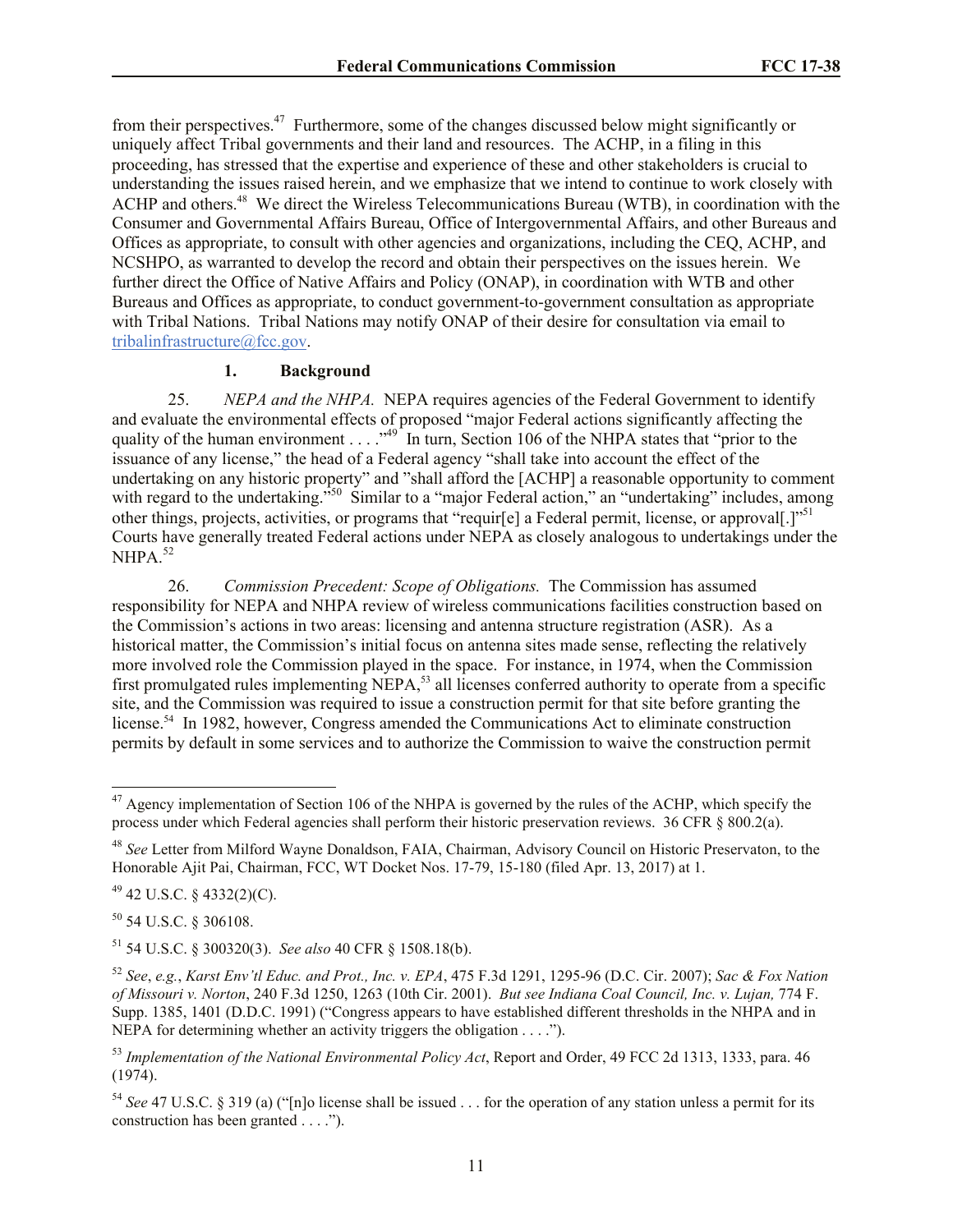from their perspectives.[47] Furthermore, some of the changes discussed below might significantly or uniquely affect Tribal governments and their land and resources. The ACHP, in a filing in this proceeding, has stressed that the expertise and experience of these and other stakeholders is crucial to understanding the issues raised herein, and we emphasize that we intend to continue to work closely with ACHP and others.[48] We direct the Wireless Telecommunications Bureau (WTB), in coordination with the Consumer and Governmental Affairs Bureau, Office of Intergovernmental Affairs, and other Bureaus and Offices as appropriate, to consult with other agencies and organizations, including the CEQ, ACHP, and NCSHPO, as warranted to develop the record and obtain their perspectives on the issues herein. We further direct the Office of Native Affairs and Policy (ONAP), in coordination with WTB and other Bureaus and Offices as appropriate, to conduct government-to-government consultation as appropriate with Tribal Nations. Tribal Nations may notify ONAP of their desire for consultation via email to tribalinfrastructure@fcc.gov.

### 1. Background

25. *NEPA and the NHPA.* NEPA requires agencies of the Federal Government to identify and evaluate the environmental effects of proposed "major Federal actions significantly affecting the quality of the human environment . . . ."[49] In turn, Section 106 of the NHPA states that "prior to the issuance of any license," the head of a Federal agency "shall take into account the effect of the undertaking on any historic property" and "shall afford the [ACHP] a reasonable opportunity to comment with regard to the undertaking."[50] Similar to a "major Federal action," an "undertaking" includes, among other things, projects, activities, or programs that "requir[e] a Federal permit, license, or approval[.]"[51] Courts have generally treated Federal actions under NEPA as closely analogous to undertakings under the NHPA.[52]

26. *Commission Precedent: Scope of Obligations.* The Commission has assumed responsibility for NEPA and NHPA review of wireless communications facilities construction based on the Commission's actions in two areas: licensing and antenna structure registration (ASR). As a historical matter, the Commission's initial focus on antenna sites made sense, reflecting the relatively more involved role the Commission played in the space. For instance, in 1974, when the Commission first promulgated rules implementing NEPA,[53] all licenses conferred authority to operate from a specific site, and the Commission was required to issue a construction permit for that site before granting the license.[54] In 1982, however, Congress amended the Communications Act to eliminate construction permits by default in some services and to authorize the Commission to waive the construction permit

---

[47] Agency implementation of Section 106 of the NHPA is governed by the rules of the ACHP, which specify the process under which Federal agencies shall perform their historic preservation reviews. 36 CFR § 800.2(a).

[48] *See* Letter from Milford Wayne Donaldson, FAIA, Chairman, Advisory Council on Historic Preservaton, to the Honorable Ajit Pai, Chairman, FCC, WT Docket Nos. 17-79, 15-180 (filed Apr. 13, 2017) at 1.

[49] 42 U.S.C. § 4332(2)(C).

[50] 54 U.S.C. § 306108.

[51] 54 U.S.C. § 300320(3). *See also* 40 CFR § 1508.18(b).

[52] *See*, *e.g.*, *Karst Env'tl Educ. and Prot., Inc. v. EPA*, 475 F.3d 1291, 1295-96 (D.C. Cir. 2007); *Sac & Fox Nation of Missouri v. Norton*, 240 F.3d 1250, 1263 (10th Cir. 2001). *But see Indiana Coal Council, Inc. v. Lujan,* 774 F. Supp. 1385, 1401 (D.D.C. 1991) ("Congress appears to have established different thresholds in the NHPA and in NEPA for determining whether an activity triggers the obligation . . . .").

[53] *Implementation of the National Environmental Policy Act*, Report and Order, 49 FCC 2d 1313, 1333, para. 46 (1974).

[54] *See* 47 U.S.C. § 319 (a) ("[n]o license shall be issued . . . for the operation of any station unless a permit for its construction has been granted . . . .").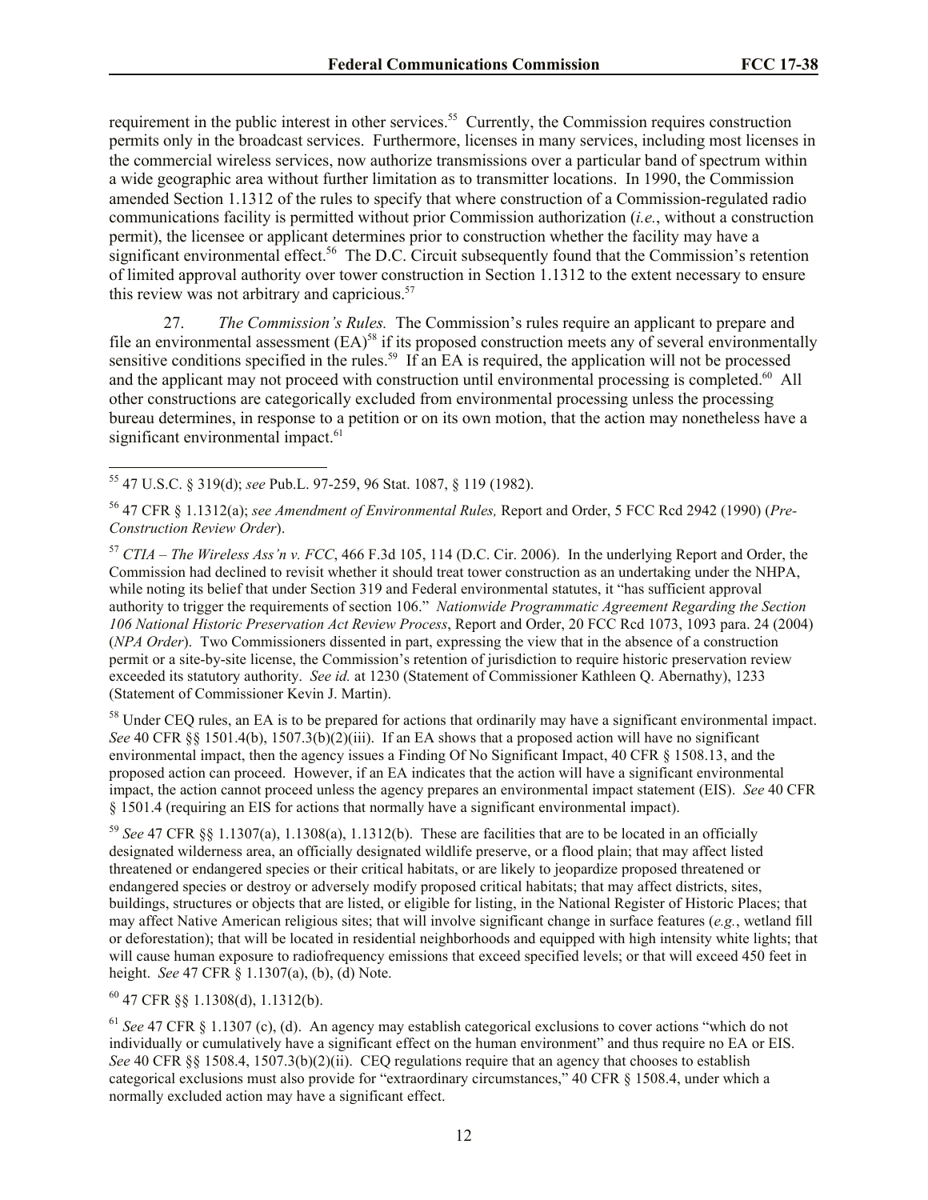requirement in the public interest in other services.[55] Currently, the Commission requires construction permits only in the broadcast services. Furthermore, licenses in many services, including most licenses in the commercial wireless services, now authorize transmissions over a particular band of spectrum within a wide geographic area without further limitation as to transmitter locations. In 1990, the Commission amended Section 1.1312 of the rules to specify that where construction of a Commission-regulated radio communications facility is permitted without prior Commission authorization (*i.e.*, without a construction permit), the licensee or applicant determines prior to construction whether the facility may have a significant environmental effect.[56] The D.C. Circuit subsequently found that the Commission's retention of limited approval authority over tower construction in Section 1.1312 to the extent necessary to ensure this review was not arbitrary and capricious.[57]

27. *The Commission's Rules.* The Commission's rules require an applicant to prepare and file an environmental assessment (EA)[58] if its proposed construction meets any of several environmentally sensitive conditions specified in the rules.[59] If an EA is required, the application will not be processed and the applicant may not proceed with construction until environmental processing is completed.[60] All other constructions are categorically excluded from environmental processing unless the processing bureau determines, in response to a petition or on its own motion, that the action may nonetheless have a significant environmental impact.[61]

---

[55] 47 U.S.C. § 319(d); *see* Pub.L. 97-259, 96 Stat. 1087, § 119 (1982).

[56] 47 CFR § 1.1312(a); *see Amendment of Environmental Rules,* Report and Order, 5 FCC Rcd 2942 (1990) (*Pre-Construction Review Order*).

[57] *CTIA – The Wireless Ass'n v. FCC*, 466 F.3d 105, 114 (D.C. Cir. 2006). In the underlying Report and Order, the Commission had declined to revisit whether it should treat tower construction as an undertaking under the NHPA, while noting its belief that under Section 319 and Federal environmental statutes, it "has sufficient approval authority to trigger the requirements of section 106." *Nationwide Programmatic Agreement Regarding the Section 106 National Historic Preservation Act Review Process*, Report and Order, 20 FCC Rcd 1073, 1093 para. 24 (2004) (*NPA Order*). Two Commissioners dissented in part, expressing the view that in the absence of a construction permit or a site-by-site license, the Commission's retention of jurisdiction to require historic preservation review exceeded its statutory authority. *See id.* at 1230 (Statement of Commissioner Kathleen Q. Abernathy), 1233 (Statement of Commissioner Kevin J. Martin).

[58] Under CEQ rules, an EA is to be prepared for actions that ordinarily may have a significant environmental impact. *See* 40 CFR §§ 1501.4(b), 1507.3(b)(2)(iii). If an EA shows that a proposed action will have no significant environmental impact, then the agency issues a Finding Of No Significant Impact, 40 CFR § 1508.13, and the proposed action can proceed. However, if an EA indicates that the action will have a significant environmental impact, the action cannot proceed unless the agency prepares an environmental impact statement (EIS). *See* 40 CFR § 1501.4 (requiring an EIS for actions that normally have a significant environmental impact).

[59] *See* 47 CFR §§ 1.1307(a), 1.1308(a), 1.1312(b). These are facilities that are to be located in an officially designated wilderness area, an officially designated wildlife preserve, or a flood plain; that may affect listed threatened or endangered species or their critical habitats, or are likely to jeopardize proposed threatened or endangered species or destroy or adversely modify proposed critical habitats; that may affect districts, sites, buildings, structures or objects that are listed, or eligible for listing, in the National Register of Historic Places; that may affect Native American religious sites; that will involve significant change in surface features (*e.g.*, wetland fill or deforestation); that will be located in residential neighborhoods and equipped with high intensity white lights; that will cause human exposure to radiofrequency emissions that exceed specified levels; or that will exceed 450 feet in height. *See* 47 CFR § 1.1307(a), (b), (d) Note.

[60] 47 CFR §§ 1.1308(d), 1.1312(b).

[61] *See* 47 CFR § 1.1307 (c), (d). An agency may establish categorical exclusions to cover actions "which do not individually or cumulatively have a significant effect on the human environment" and thus require no EA or EIS. *See* 40 CFR §§ 1508.4, 1507.3(b)(2)(ii). CEQ regulations require that an agency that chooses to establish categorical exclusions must also provide for "extraordinary circumstances," 40 CFR § 1508.4, under which a normally excluded action may have a significant effect.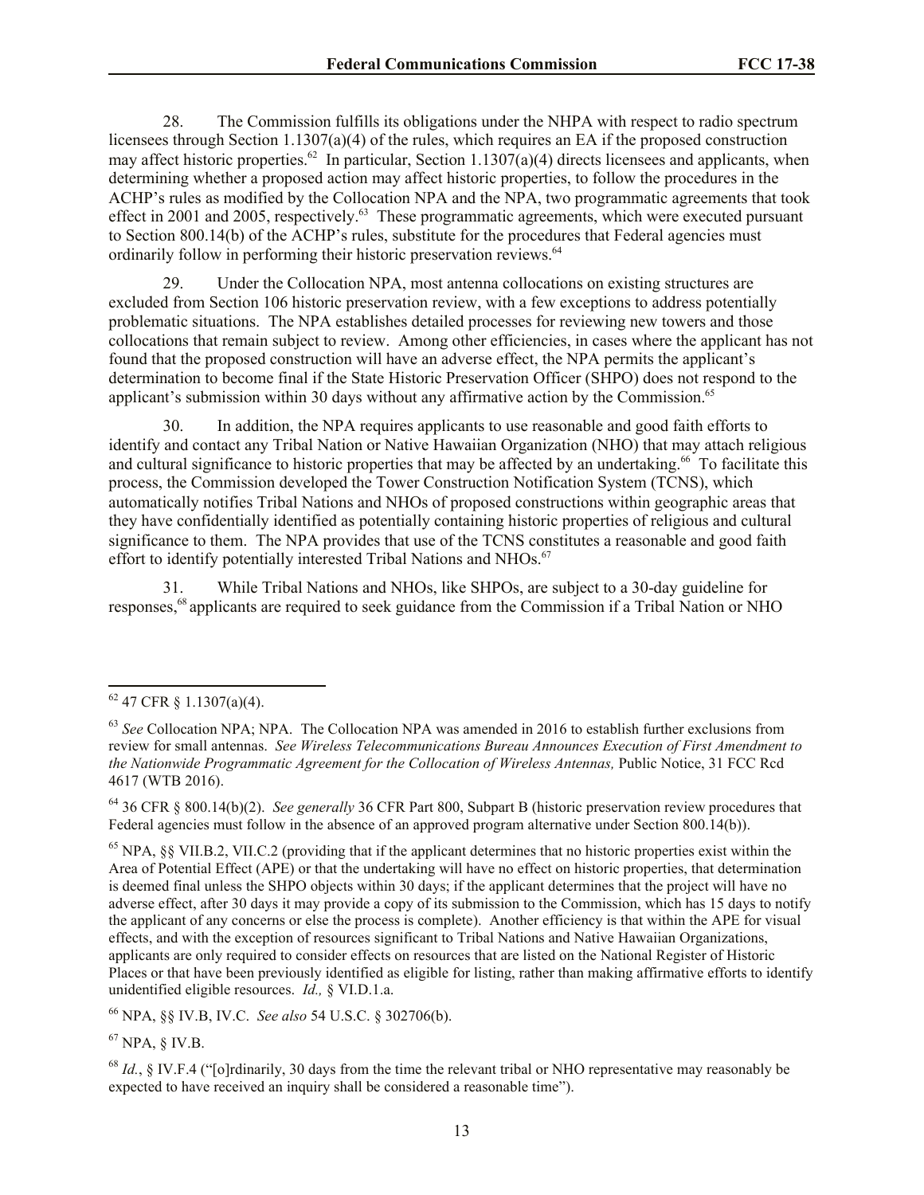28. The Commission fulfills its obligations under the NHPA with respect to radio spectrum licensees through Section 1.1307(a)(4) of the rules, which requires an EA if the proposed construction may affect historic properties.[62] In particular, Section 1.1307(a)(4) directs licensees and applicants, when determining whether a proposed action may affect historic properties, to follow the procedures in the ACHP's rules as modified by the Collocation NPA and the NPA, two programmatic agreements that took effect in 2001 and 2005, respectively.[63] These programmatic agreements, which were executed pursuant to Section 800.14(b) of the ACHP's rules, substitute for the procedures that Federal agencies must ordinarily follow in performing their historic preservation reviews.[64]

29. Under the Collocation NPA, most antenna collocations on existing structures are excluded from Section 106 historic preservation review, with a few exceptions to address potentially problematic situations. The NPA establishes detailed processes for reviewing new towers and those collocations that remain subject to review. Among other efficiencies, in cases where the applicant has not found that the proposed construction will have an adverse effect, the NPA permits the applicant's determination to become final if the State Historic Preservation Officer (SHPO) does not respond to the applicant's submission within 30 days without any affirmative action by the Commission.[65]

30. In addition, the NPA requires applicants to use reasonable and good faith efforts to identify and contact any Tribal Nation or Native Hawaiian Organization (NHO) that may attach religious and cultural significance to historic properties that may be affected by an undertaking.[66] To facilitate this process, the Commission developed the Tower Construction Notification System (TCNS), which automatically notifies Tribal Nations and NHOs of proposed constructions within geographic areas that they have confidentially identified as potentially containing historic properties of religious and cultural significance to them. The NPA provides that use of the TCNS constitutes a reasonable and good faith effort to identify potentially interested Tribal Nations and NHOs.[67]

31. While Tribal Nations and NHOs, like SHPOs, are subject to a 30-day guideline for responses,[68] applicants are required to seek guidance from the Commission if a Tribal Nation or NHO

---

[62] 47 CFR § 1.1307(a)(4).

[63] *See* Collocation NPA; NPA. The Collocation NPA was amended in 2016 to establish further exclusions from review for small antennas. *See Wireless Telecommunications Bureau Announces Execution of First Amendment to the Nationwide Programmatic Agreement for the Collocation of Wireless Antennas,* Public Notice, 31 FCC Rcd 4617 (WTB 2016).

[64] 36 CFR § 800.14(b)(2). *See generally* 36 CFR Part 800, Subpart B (historic preservation review procedures that Federal agencies must follow in the absence of an approved program alternative under Section 800.14(b)).

[65] NPA, §§ VII.B.2, VII.C.2 (providing that if the applicant determines that no historic properties exist within the Area of Potential Effect (APE) or that the undertaking will have no effect on historic properties, that determination is deemed final unless the SHPO objects within 30 days; if the applicant determines that the project will have no adverse effect, after 30 days it may provide a copy of its submission to the Commission, which has 15 days to notify the applicant of any concerns or else the process is complete). Another efficiency is that within the APE for visual effects, and with the exception of resources significant to Tribal Nations and Native Hawaiian Organizations, applicants are only required to consider effects on resources that are listed on the National Register of Historic Places or that have been previously identified as eligible for listing, rather than making affirmative efforts to identify unidentified eligible resources. *Id.,* § VI.D.1.a.

[66] NPA, §§ IV.B, IV.C. *See also* 54 U.S.C. § 302706(b).

[67] NPA, § IV.B.

[68] *Id.*, § IV.F.4 ("[o]rdinarily, 30 days from the time the relevant tribal or NHO representative may reasonably be expected to have received an inquiry shall be considered a reasonable time").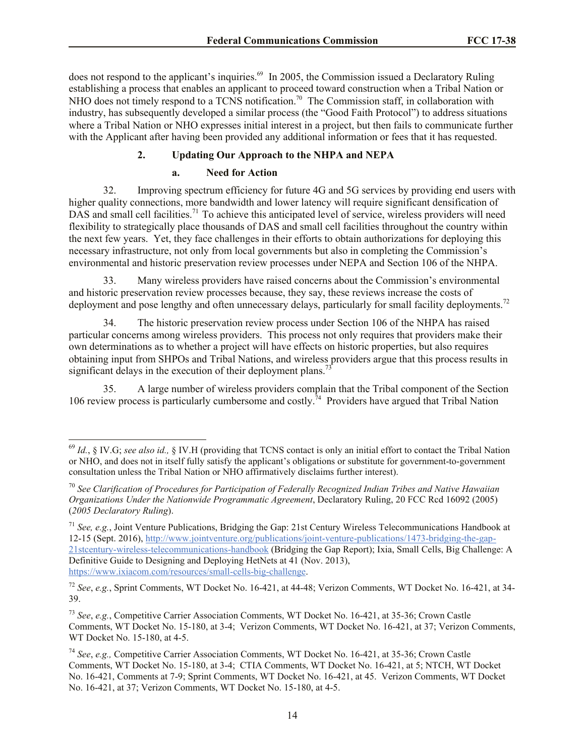does not respond to the applicant's inquiries.[69] In 2005, the Commission issued a Declaratory Ruling establishing a process that enables an applicant to proceed toward construction when a Tribal Nation or NHO does not timely respond to a TCNS notification.[70] The Commission staff, in collaboration with industry, has subsequently developed a similar process (the "Good Faith Protocol") to address situations where a Tribal Nation or NHO expresses initial interest in a project, but then fails to communicate further with the Applicant after having been provided any additional information or fees that it has requested.

### 2. Updating Our Approach to the NHPA and NEPA

#### a. Need for Action

32. Improving spectrum efficiency for future 4G and 5G services by providing end users with higher quality connections, more bandwidth and lower latency will require significant densification of DAS and small cell facilities.[71] To achieve this anticipated level of service, wireless providers will need flexibility to strategically place thousands of DAS and small cell facilities throughout the country within the next few years. Yet, they face challenges in their efforts to obtain authorizations for deploying this necessary infrastructure, not only from local governments but also in completing the Commission's environmental and historic preservation review processes under NEPA and Section 106 of the NHPA.

33. Many wireless providers have raised concerns about the Commission's environmental and historic preservation review processes because, they say, these reviews increase the costs of deployment and pose lengthy and often unnecessary delays, particularly for small facility deployments.[72]

34. The historic preservation review process under Section 106 of the NHPA has raised particular concerns among wireless providers. This process not only requires that providers make their own determinations as to whether a project will have effects on historic properties, but also requires obtaining input from SHPOs and Tribal Nations, and wireless providers argue that this process results in significant delays in the execution of their deployment plans.[73]

35. A large number of wireless providers complain that the Tribal component of the Section 106 review process is particularly cumbersome and costly.[74] Providers have argued that Tribal Nation

---

[69] *Id.*, § IV.G; *see also id.,* § IV.H (providing that TCNS contact is only an initial effort to contact the Tribal Nation or NHO, and does not in itself fully satisfy the applicant's obligations or substitute for government-to-government consultation unless the Tribal Nation or NHO affirmatively disclaims further interest).

[70] *See Clarification of Procedures for Participation of Federally Recognized Indian Tribes and Native Hawaiian Organizations Under the Nationwide Programmatic Agreement*, Declaratory Ruling, 20 FCC Rcd 16092 (2005) (*2005 Declaratory Ruling*).

[71] *See, e.g.*, Joint Venture Publications, Bridging the Gap: 21st Century Wireless Telecommunications Handbook at 12-15 (Sept. 2016), http://www.jointventure.org/publications/joint-venture-publications/1473-bridging-the-gap-21stcentury-wireless-telecommunications-handbook (Bridging the Gap Report); Ixia, Small Cells, Big Challenge: A Definitive Guide to Designing and Deploying HetNets at 41 (Nov. 2013), https://www.ixiacom.com/resources/small-cells-big-challenge.

[72] *See*, *e.g.*, Sprint Comments, WT Docket No. 16-421, at 44-48; Verizon Comments, WT Docket No. 16-421, at 34-39.

[73] *See*, *e.g.*, Competitive Carrier Association Comments, WT Docket No. 16-421, at 35-36; Crown Castle Comments, WT Docket No. 15-180, at 3-4; Verizon Comments, WT Docket No. 16-421, at 37; Verizon Comments, WT Docket No. 15-180, at 4-5.

[74] *See*, *e.g.,* Competitive Carrier Association Comments, WT Docket No. 16-421, at 35-36; Crown Castle Comments, WT Docket No. 15-180, at 3-4; CTIA Comments, WT Docket No. 16-421, at 5; NTCH, WT Docket No. 16-421, Comments at 7-9; Sprint Comments, WT Docket No. 16-421, at 45. Verizon Comments, WT Docket No. 16-421, at 37; Verizon Comments, WT Docket No. 15-180, at 4-5.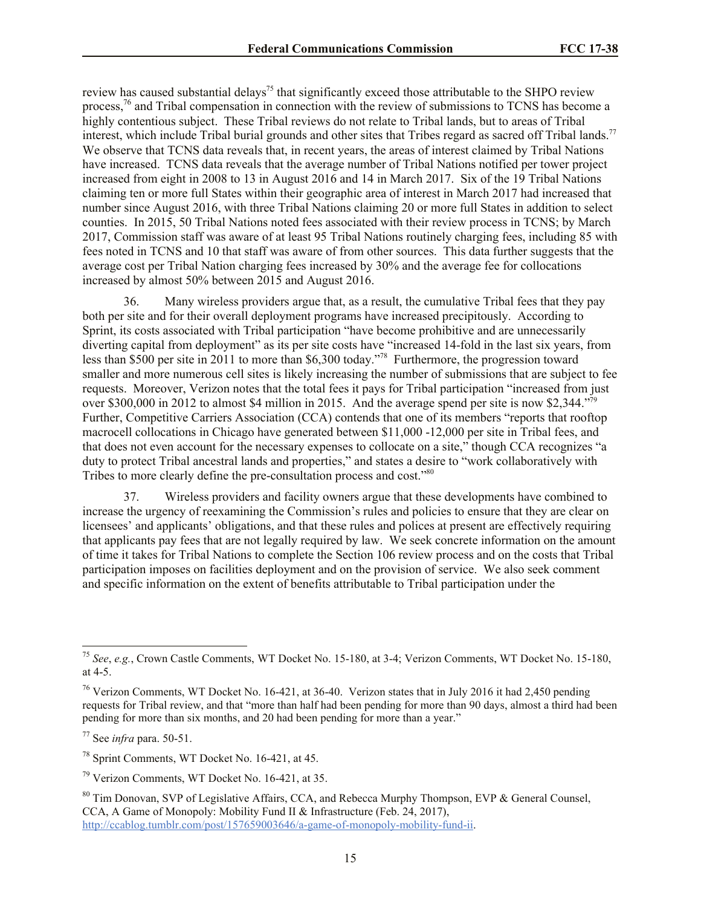review has caused substantial delays[75] that significantly exceed those attributable to the SHPO review process,[76] and Tribal compensation in connection with the review of submissions to TCNS has become a highly contentious subject. These Tribal reviews do not relate to Tribal lands, but to areas of Tribal interest, which include Tribal burial grounds and other sites that Tribes regard as sacred off Tribal lands.[77] We observe that TCNS data reveals that, in recent years, the areas of interest claimed by Tribal Nations have increased. TCNS data reveals that the average number of Tribal Nations notified per tower project increased from eight in 2008 to 13 in August 2016 and 14 in March 2017. Six of the 19 Tribal Nations claiming ten or more full States within their geographic area of interest in March 2017 had increased that number since August 2016, with three Tribal Nations claiming 20 or more full States in addition to select counties. In 2015, 50 Tribal Nations noted fees associated with their review process in TCNS; by March 2017, Commission staff was aware of at least 95 Tribal Nations routinely charging fees, including 85 with fees noted in TCNS and 10 that staff was aware of from other sources. This data further suggests that the average cost per Tribal Nation charging fees increased by 30% and the average fee for collocations increased by almost 50% between 2015 and August 2016.

36. Many wireless providers argue that, as a result, the cumulative Tribal fees that they pay both per site and for their overall deployment programs have increased precipitously. According to Sprint, its costs associated with Tribal participation "have become prohibitive and are unnecessarily diverting capital from deployment" as its per site costs have "increased 14-fold in the last six years, from less than $500 per site in 2011 to more than $6,300 today."[78] Furthermore, the progression toward smaller and more numerous cell sites is likely increasing the number of submissions that are subject to fee requests. Moreover, Verizon notes that the total fees it pays for Tribal participation "increased from just over $300,000 in 2012 to almost $4 million in 2015. And the average spend per site is now $2,344."[79] Further, Competitive Carriers Association (CCA) contends that one of its members "reports that rooftop macrocell collocations in Chicago have generated between $11,000 -12,000 per site in Tribal fees, and that does not even account for the necessary expenses to collocate on a site," though CCA recognizes "a duty to protect Tribal ancestral lands and properties," and states a desire to "work collaboratively with Tribes to more clearly define the pre-consultation process and cost."[80]

37. Wireless providers and facility owners argue that these developments have combined to increase the urgency of reexamining the Commission's rules and policies to ensure that they are clear on licensees' and applicants' obligations, and that these rules and polices at present are effectively requiring that applicants pay fees that are not legally required by law. We seek concrete information on the amount of time it takes for Tribal Nations to complete the Section 106 review process and on the costs that Tribal participation imposes on facilities deployment and on the provision of service. We also seek comment and specific information on the extent of benefits attributable to Tribal participation under the

---

[75] *See*, *e.g.*, Crown Castle Comments, WT Docket No. 15-180, at 3-4; Verizon Comments, WT Docket No. 15-180, at 4-5.

[76] Verizon Comments, WT Docket No. 16-421, at 36-40. Verizon states that in July 2016 it had 2,450 pending requests for Tribal review, and that "more than half had been pending for more than 90 days, almost a third had been pending for more than six months, and 20 had been pending for more than a year."

[77] See *infra* para. 50-51.

[78] Sprint Comments, WT Docket No. 16-421, at 45.

[79] Verizon Comments, WT Docket No. 16-421, at 35.

[80] Tim Donovan, SVP of Legislative Affairs, CCA, and Rebecca Murphy Thompson, EVP & General Counsel, CCA, A Game of Monopoly: Mobility Fund II & Infrastructure (Feb. 24, 2017), http://ccablog.tumblr.com/post/157659003646/a-game-of-monopoly-mobility-fund-ii.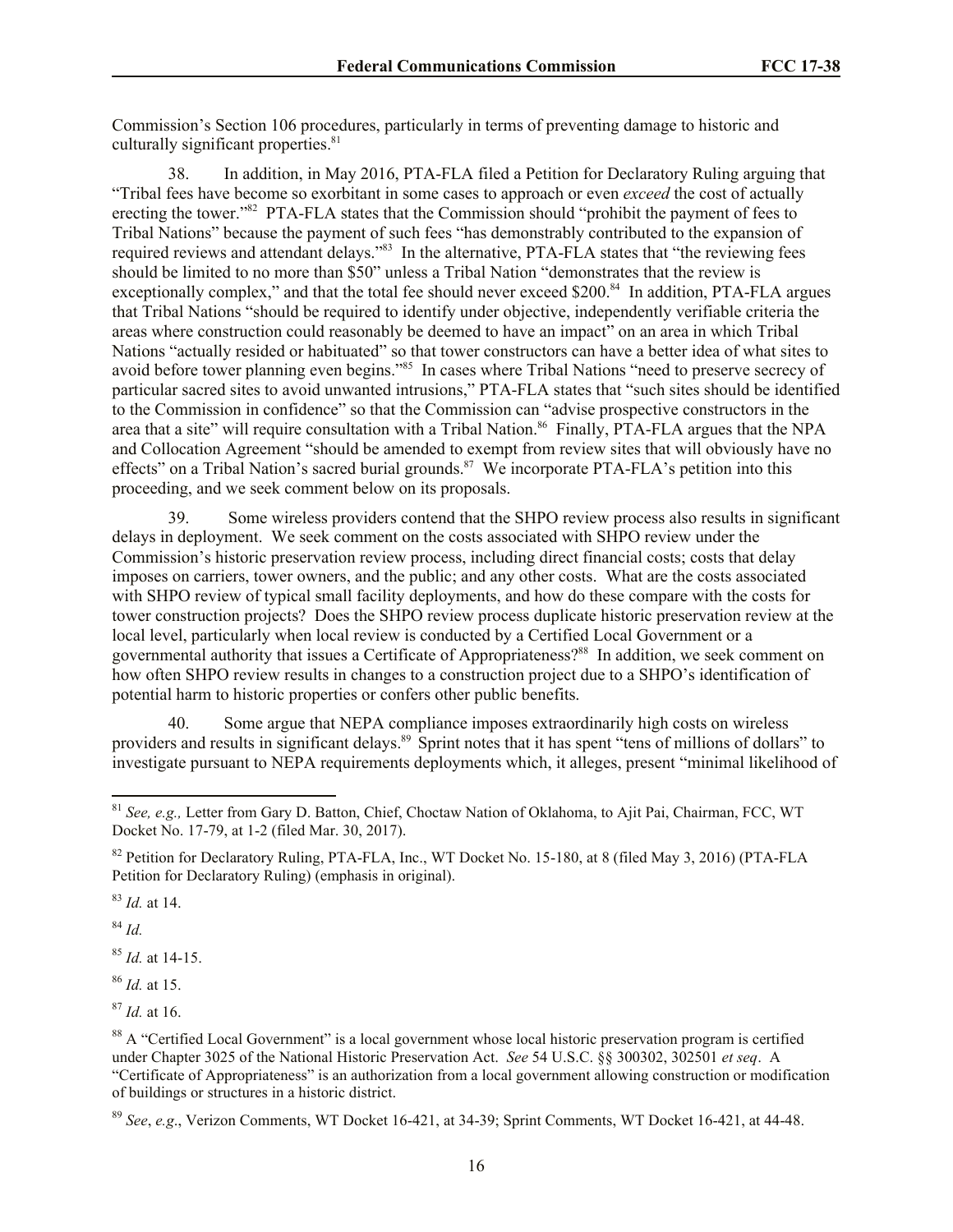Commission's Section 106 procedures, particularly in terms of preventing damage to historic and culturally significant properties.[81]

38. In addition, in May 2016, PTA-FLA filed a Petition for Declaratory Ruling arguing that "Tribal fees have become so exorbitant in some cases to approach or even *exceed* the cost of actually erecting the tower."[82] PTA-FLA states that the Commission should "prohibit the payment of fees to Tribal Nations" because the payment of such fees "has demonstrably contributed to the expansion of required reviews and attendant delays."[83] In the alternative, PTA-FLA states that "the reviewing fees should be limited to no more than $50" unless a Tribal Nation "demonstrates that the review is exceptionally complex," and that the total fee should never exceed $200.[84] In addition, PTA-FLA argues that Tribal Nations "should be required to identify under objective, independently verifiable criteria the areas where construction could reasonably be deemed to have an impact" on an area in which Tribal Nations "actually resided or habituated" so that tower constructors can have a better idea of what sites to avoid before tower planning even begins."[85] In cases where Tribal Nations "need to preserve secrecy of particular sacred sites to avoid unwanted intrusions," PTA-FLA states that "such sites should be identified to the Commission in confidence" so that the Commission can "advise prospective constructors in the area that a site" will require consultation with a Tribal Nation.[86] Finally, PTA-FLA argues that the NPA and Collocation Agreement "should be amended to exempt from review sites that will obviously have no effects" on a Tribal Nation's sacred burial grounds.[87] We incorporate PTA-FLA's petition into this proceeding, and we seek comment below on its proposals.

39. Some wireless providers contend that the SHPO review process also results in significant delays in deployment. We seek comment on the costs associated with SHPO review under the Commission's historic preservation review process, including direct financial costs; costs that delay imposes on carriers, tower owners, and the public; and any other costs. What are the costs associated with SHPO review of typical small facility deployments, and how do these compare with the costs for tower construction projects? Does the SHPO review process duplicate historic preservation review at the local level, particularly when local review is conducted by a Certified Local Government or a governmental authority that issues a Certificate of Appropriateness?[88] In addition, we seek comment on how often SHPO review results in changes to a construction project due to a SHPO's identification of potential harm to historic properties or confers other public benefits.

40. Some argue that NEPA compliance imposes extraordinarily high costs on wireless providers and results in significant delays.[89] Sprint notes that it has spent "tens of millions of dollars" to investigate pursuant to NEPA requirements deployments which, it alleges, present "minimal likelihood of

---

[81] *See, e.g.,* Letter from Gary D. Batton, Chief, Choctaw Nation of Oklahoma, to Ajit Pai, Chairman, FCC, WT Docket No. 17-79, at 1-2 (filed Mar. 30, 2017).

[82] Petition for Declaratory Ruling, PTA-FLA, Inc., WT Docket No. 15-180, at 8 (filed May 3, 2016) (PTA-FLA Petition for Declaratory Ruling) (emphasis in original).

[83] *Id.* at 14.

[84] *Id.*

[85] *Id.* at 14-15.

[86] *Id.* at 15.

[87] *Id.* at 16.

[88] A "Certified Local Government" is a local government whose local historic preservation program is certified under Chapter 3025 of the National Historic Preservation Act. *See* 54 U.S.C. §§ 300302, 302501 *et seq*. A "Certificate of Appropriateness" is an authorization from a local government allowing construction or modification of buildings or structures in a historic district.

[89] *See*, *e.g*., Verizon Comments, WT Docket 16-421, at 34-39; Sprint Comments, WT Docket 16-421, at 44-48.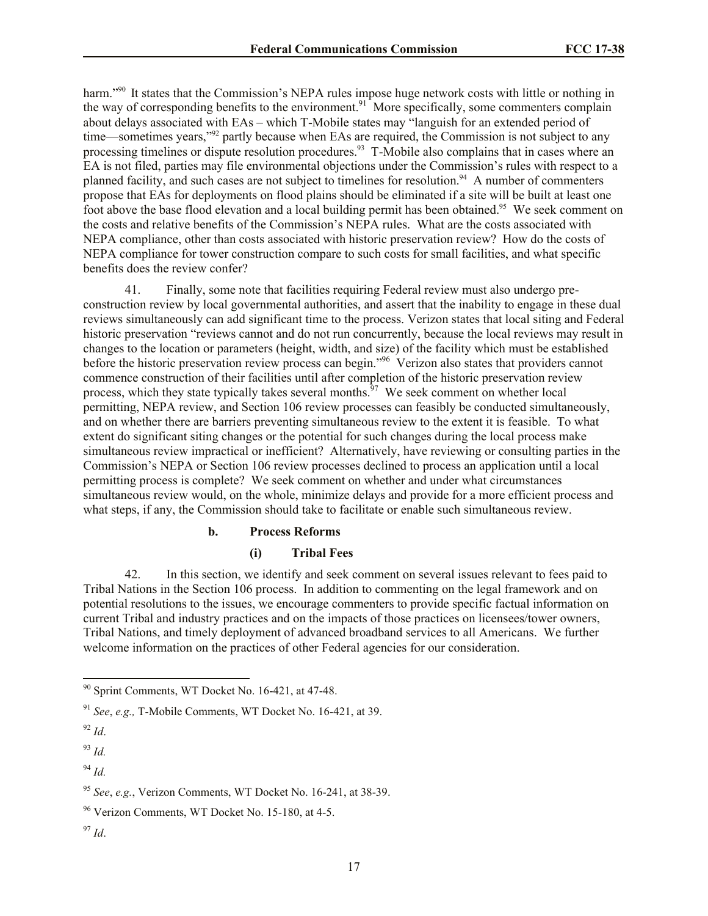harm."[90] It states that the Commission's NEPA rules impose huge network costs with little or nothing in the way of corresponding benefits to the environment.[91] More specifically, some commenters complain about delays associated with EAs – which T-Mobile states may "languish for an extended period of time—sometimes years,"[92] partly because when EAs are required, the Commission is not subject to any processing timelines or dispute resolution procedures.[93] T-Mobile also complains that in cases where an EA is not filed, parties may file environmental objections under the Commission's rules with respect to a planned facility, and such cases are not subject to timelines for resolution.[94] A number of commenters propose that EAs for deployments on flood plains should be eliminated if a site will be built at least one foot above the base flood elevation and a local building permit has been obtained.[95] We seek comment on the costs and relative benefits of the Commission's NEPA rules. What are the costs associated with NEPA compliance, other than costs associated with historic preservation review? How do the costs of NEPA compliance for tower construction compare to such costs for small facilities, and what specific benefits does the review confer?

41. Finally, some note that facilities requiring Federal review must also undergo pre-construction review by local governmental authorities, and assert that the inability to engage in these dual reviews simultaneously can add significant time to the process. Verizon states that local siting and Federal historic preservation "reviews cannot and do not run concurrently, because the local reviews may result in changes to the location or parameters (height, width, and size) of the facility which must be established before the historic preservation review process can begin."[96] Verizon also states that providers cannot commence construction of their facilities until after completion of the historic preservation review process, which they state typically takes several months.[97] We seek comment on whether local permitting, NEPA review, and Section 106 review processes can feasibly be conducted simultaneously, and on whether there are barriers preventing simultaneous review to the extent it is feasible. To what extent do significant siting changes or the potential for such changes during the local process make simultaneous review impractical or inefficient? Alternatively, have reviewing or consulting parties in the Commission's NEPA or Section 106 review processes declined to process an application until a local permitting process is complete? We seek comment on whether and under what circumstances simultaneous review would, on the whole, minimize delays and provide for a more efficient process and what steps, if any, the Commission should take to facilitate or enable such simultaneous review.

#### b. Process Reforms

##### (i) Tribal Fees

42. In this section, we identify and seek comment on several issues relevant to fees paid to Tribal Nations in the Section 106 process. In addition to commenting on the legal framework and on potential resolutions to the issues, we encourage commenters to provide specific factual information on current Tribal and industry practices and on the impacts of those practices on licensees/tower owners, Tribal Nations, and timely deployment of advanced broadband services to all Americans. We further welcome information on the practices of other Federal agencies for our consideration.

---

[90] Sprint Comments, WT Docket No. 16-421, at 47-48.

[91] *See*, *e.g.,* T-Mobile Comments, WT Docket No. 16-421, at 39.

[92] *Id*.

[93] *Id.*

[94] *Id.*

[95] *See*, *e.g.*, Verizon Comments, WT Docket No. 16-241, at 38-39.

[96] Verizon Comments, WT Docket No. 15-180, at 4-5.

[97] *Id*.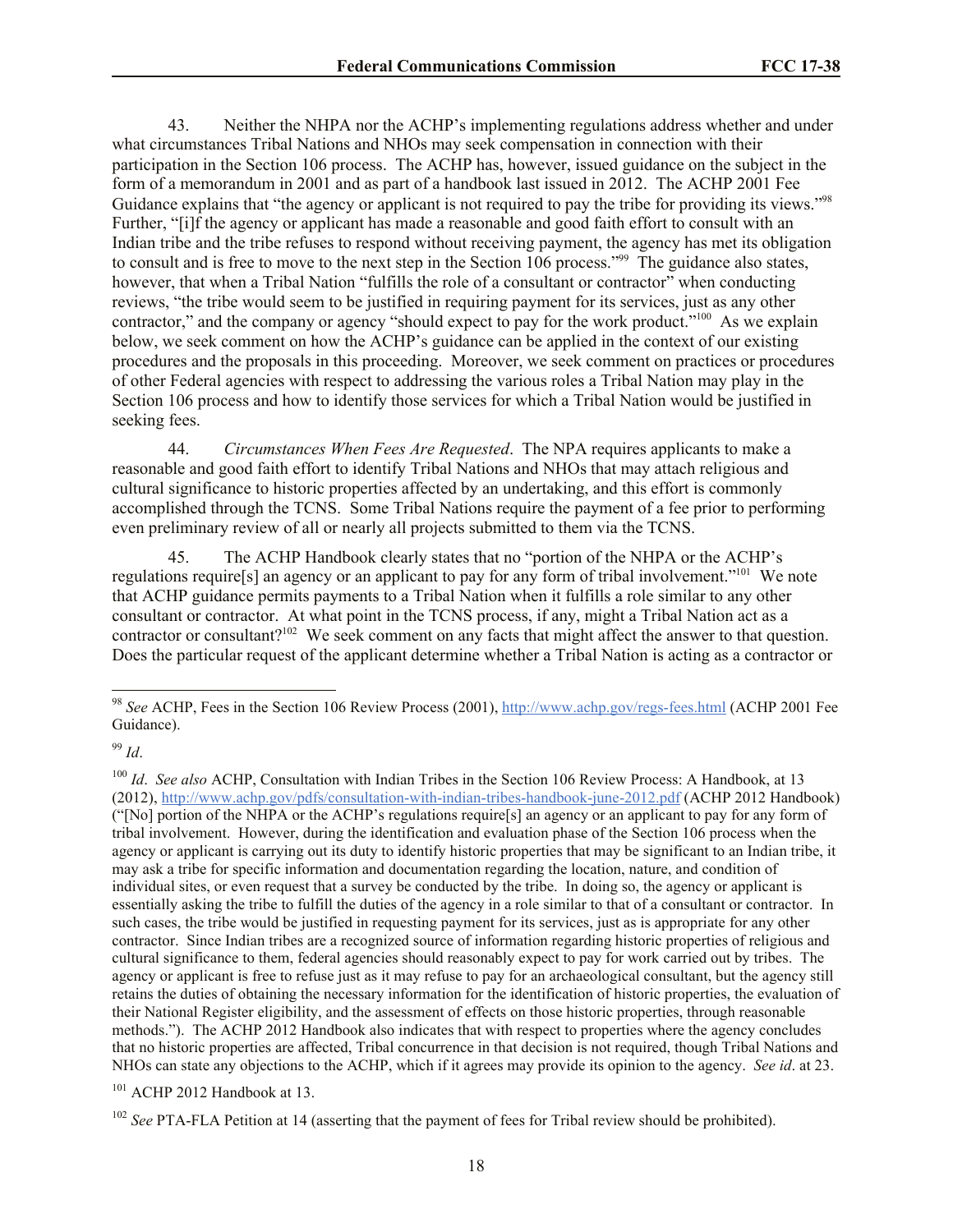43. Neither the NHPA nor the ACHP's implementing regulations address whether and under what circumstances Tribal Nations and NHOs may seek compensation in connection with their participation in the Section 106 process. The ACHP has, however, issued guidance on the subject in the form of a memorandum in 2001 and as part of a handbook last issued in 2012. The ACHP 2001 Fee Guidance explains that "the agency or applicant is not required to pay the tribe for providing its views."[98] Further, "[i]f the agency or applicant has made a reasonable and good faith effort to consult with an Indian tribe and the tribe refuses to respond without receiving payment, the agency has met its obligation to consult and is free to move to the next step in the Section 106 process."[99] The guidance also states, however, that when a Tribal Nation "fulfills the role of a consultant or contractor" when conducting reviews, "the tribe would seem to be justified in requiring payment for its services, just as any other contractor," and the company or agency "should expect to pay for the work product."[100] As we explain below, we seek comment on how the ACHP's guidance can be applied in the context of our existing procedures and the proposals in this proceeding. Moreover, we seek comment on practices or procedures of other Federal agencies with respect to addressing the various roles a Tribal Nation may play in the Section 106 process and how to identify those services for which a Tribal Nation would be justified in seeking fees.

44. *Circumstances When Fees Are Requested*. The NPA requires applicants to make a reasonable and good faith effort to identify Tribal Nations and NHOs that may attach religious and cultural significance to historic properties affected by an undertaking, and this effort is commonly accomplished through the TCNS. Some Tribal Nations require the payment of a fee prior to performing even preliminary review of all or nearly all projects submitted to them via the TCNS.

45. The ACHP Handbook clearly states that no "portion of the NHPA or the ACHP's regulations require[s] an agency or an applicant to pay for any form of tribal involvement."[101] We note that ACHP guidance permits payments to a Tribal Nation when it fulfills a role similar to any other consultant or contractor. At what point in the TCNS process, if any, might a Tribal Nation act as a contractor or consultant?[102] We seek comment on any facts that might affect the answer to that question. Does the particular request of the applicant determine whether a Tribal Nation is acting as a contractor or

---

[98] *See* ACHP, Fees in the Section 106 Review Process (2001), http://www.achp.gov/regs-fees.html (ACHP 2001 Fee Guidance).

[99] *Id*.

[100] *Id*. *See also* ACHP, Consultation with Indian Tribes in the Section 106 Review Process: A Handbook, at 13 (2012), http://www.achp.gov/pdfs/consultation-with-indian-tribes-handbook-june-2012.pdf (ACHP 2012 Handbook) ("[No] portion of the NHPA or the ACHP's regulations require[s] an agency or an applicant to pay for any form of tribal involvement. However, during the identification and evaluation phase of the Section 106 process when the agency or applicant is carrying out its duty to identify historic properties that may be significant to an Indian tribe, it may ask a tribe for specific information and documentation regarding the location, nature, and condition of individual sites, or even request that a survey be conducted by the tribe. In doing so, the agency or applicant is essentially asking the tribe to fulfill the duties of the agency in a role similar to that of a consultant or contractor. In such cases, the tribe would be justified in requesting payment for its services, just as is appropriate for any other contractor. Since Indian tribes are a recognized source of information regarding historic properties of religious and cultural significance to them, federal agencies should reasonably expect to pay for work carried out by tribes. The agency or applicant is free to refuse just as it may refuse to pay for an archaeological consultant, but the agency still retains the duties of obtaining the necessary information for the identification of historic properties, the evaluation of their National Register eligibility, and the assessment of effects on those historic properties, through reasonable methods."). The ACHP 2012 Handbook also indicates that with respect to properties where the agency concludes that no historic properties are affected, Tribal concurrence in that decision is not required, though Tribal Nations and NHOs can state any objections to the ACHP, which if it agrees may provide its opinion to the agency. *See id*. at 23.

[101] ACHP 2012 Handbook at 13.

[102] *See* PTA-FLA Petition at 14 (asserting that the payment of fees for Tribal review should be prohibited).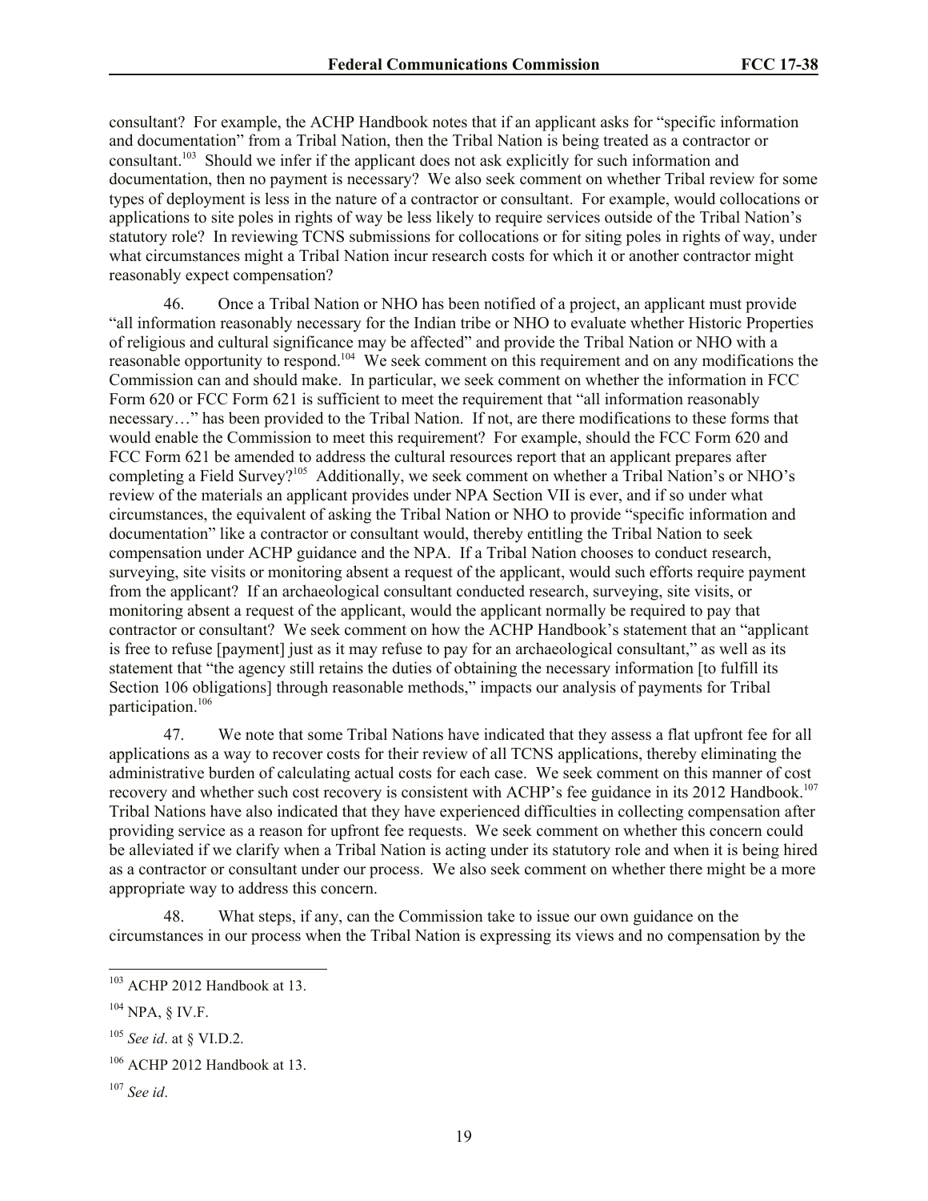consultant? For example, the ACHP Handbook notes that if an applicant asks for "specific information and documentation" from a Tribal Nation, then the Tribal Nation is being treated as a contractor or consultant.[103] Should we infer if the applicant does not ask explicitly for such information and documentation, then no payment is necessary? We also seek comment on whether Tribal review for some types of deployment is less in the nature of a contractor or consultant. For example, would collocations or applications to site poles in rights of way be less likely to require services outside of the Tribal Nation's statutory role? In reviewing TCNS submissions for collocations or for siting poles in rights of way, under what circumstances might a Tribal Nation incur research costs for which it or another contractor might reasonably expect compensation?

46. Once a Tribal Nation or NHO has been notified of a project, an applicant must provide "all information reasonably necessary for the Indian tribe or NHO to evaluate whether Historic Properties of religious and cultural significance may be affected" and provide the Tribal Nation or NHO with a reasonable opportunity to respond.[104] We seek comment on this requirement and on any modifications the Commission can and should make. In particular, we seek comment on whether the information in FCC Form 620 or FCC Form 621 is sufficient to meet the requirement that "all information reasonably necessary…" has been provided to the Tribal Nation. If not, are there modifications to these forms that would enable the Commission to meet this requirement? For example, should the FCC Form 620 and FCC Form 621 be amended to address the cultural resources report that an applicant prepares after completing a Field Survey?[105] Additionally, we seek comment on whether a Tribal Nation's or NHO's review of the materials an applicant provides under NPA Section VII is ever, and if so under what circumstances, the equivalent of asking the Tribal Nation or NHO to provide "specific information and documentation" like a contractor or consultant would, thereby entitling the Tribal Nation to seek compensation under ACHP guidance and the NPA. If a Tribal Nation chooses to conduct research, surveying, site visits or monitoring absent a request of the applicant, would such efforts require payment from the applicant? If an archaeological consultant conducted research, surveying, site visits, or monitoring absent a request of the applicant, would the applicant normally be required to pay that contractor or consultant? We seek comment on how the ACHP Handbook's statement that an "applicant is free to refuse [payment] just as it may refuse to pay for an archaeological consultant," as well as its statement that "the agency still retains the duties of obtaining the necessary information [to fulfill its Section 106 obligations] through reasonable methods," impacts our analysis of payments for Tribal participation.[106]

47. We note that some Tribal Nations have indicated that they assess a flat upfront fee for all applications as a way to recover costs for their review of all TCNS applications, thereby eliminating the administrative burden of calculating actual costs for each case. We seek comment on this manner of cost recovery and whether such cost recovery is consistent with ACHP's fee guidance in its 2012 Handbook.[107] Tribal Nations have also indicated that they have experienced difficulties in collecting compensation after providing service as a reason for upfront fee requests. We seek comment on whether this concern could be alleviated if we clarify when a Tribal Nation is acting under its statutory role and when it is being hired as a contractor or consultant under our process. We also seek comment on whether there might be a more appropriate way to address this concern.

48. What steps, if any, can the Commission take to issue our own guidance on the circumstances in our process when the Tribal Nation is expressing its views and no compensation by the

---

[103] ACHP 2012 Handbook at 13.

[104] NPA, § IV.F.

[105] *See id*. at § VI.D.2.

[106] ACHP 2012 Handbook at 13.

[107] *See id*.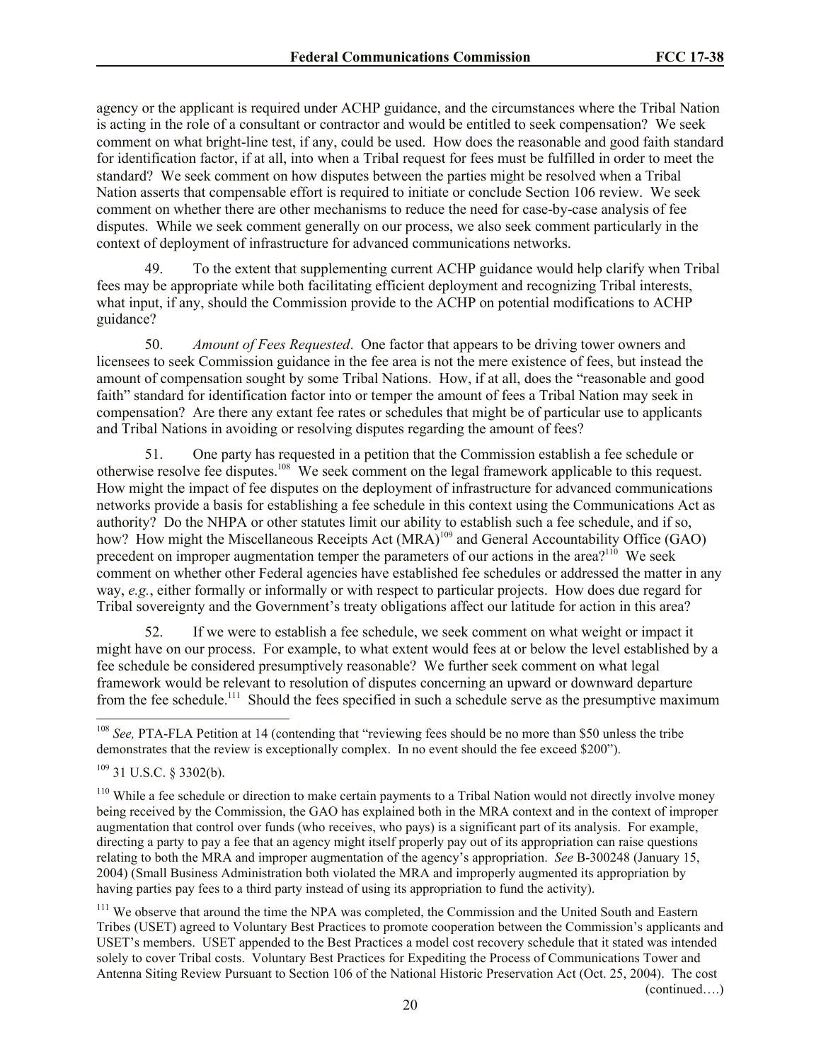agency or the applicant is required under ACHP guidance, and the circumstances where the Tribal Nation is acting in the role of a consultant or contractor and would be entitled to seek compensation? We seek comment on what bright-line test, if any, could be used. How does the reasonable and good faith standard for identification factor, if at all, into when a Tribal request for fees must be fulfilled in order to meet the standard? We seek comment on how disputes between the parties might be resolved when a Tribal Nation asserts that compensable effort is required to initiate or conclude Section 106 review. We seek comment on whether there are other mechanisms to reduce the need for case-by-case analysis of fee disputes. While we seek comment generally on our process, we also seek comment particularly in the context of deployment of infrastructure for advanced communications networks.

49. To the extent that supplementing current ACHP guidance would help clarify when Tribal fees may be appropriate while both facilitating efficient deployment and recognizing Tribal interests, what input, if any, should the Commission provide to the ACHP on potential modifications to ACHP guidance?

50. *Amount of Fees Requested*. One factor that appears to be driving tower owners and licensees to seek Commission guidance in the fee area is not the mere existence of fees, but instead the amount of compensation sought by some Tribal Nations. How, if at all, does the "reasonable and good faith" standard for identification factor into or temper the amount of fees a Tribal Nation may seek in compensation? Are there any extant fee rates or schedules that might be of particular use to applicants and Tribal Nations in avoiding or resolving disputes regarding the amount of fees?

51. One party has requested in a petition that the Commission establish a fee schedule or otherwise resolve fee disputes.[108] We seek comment on the legal framework applicable to this request. How might the impact of fee disputes on the deployment of infrastructure for advanced communications networks provide a basis for establishing a fee schedule in this context using the Communications Act as authority? Do the NHPA or other statutes limit our ability to establish such a fee schedule, and if so, how? How might the Miscellaneous Receipts Act (MRA)[109] and General Accountability Office (GAO) precedent on improper augmentation temper the parameters of our actions in the area?[110] We seek comment on whether other Federal agencies have established fee schedules or addressed the matter in any way, *e.g.*, either formally or informally or with respect to particular projects. How does due regard for Tribal sovereignty and the Government's treaty obligations affect our latitude for action in this area?

52. If we were to establish a fee schedule, we seek comment on what weight or impact it might have on our process. For example, to what extent would fees at or below the level established by a fee schedule be considered presumptively reasonable? We further seek comment on what legal framework would be relevant to resolution of disputes concerning an upward or downward departure from the fee schedule.[111] Should the fees specified in such a schedule serve as the presumptive maximum

---

[108] *See,* PTA-FLA Petition at 14 (contending that "reviewing fees should be no more than $50 unless the tribe demonstrates that the review is exceptionally complex. In no event should the fee exceed $200").

[109] 31 U.S.C. § 3302(b).

[110] While a fee schedule or direction to make certain payments to a Tribal Nation would not directly involve money being received by the Commission, the GAO has explained both in the MRA context and in the context of improper augmentation that control over funds (who receives, who pays) is a significant part of its analysis. For example, directing a party to pay a fee that an agency might itself properly pay out of its appropriation can raise questions relating to both the MRA and improper augmentation of the agency's appropriation. *See* B-300248 (January 15, 2004) (Small Business Administration both violated the MRA and improperly augmented its appropriation by having parties pay fees to a third party instead of using its appropriation to fund the activity).

[111] We observe that around the time the NPA was completed, the Commission and the United South and Eastern Tribes (USET) agreed to Voluntary Best Practices to promote cooperation between the Commission's applicants and USET's members. USET appended to the Best Practices a model cost recovery schedule that it stated was intended solely to cover Tribal costs. Voluntary Best Practices for Expediting the Process of Communications Tower and Antenna Siting Review Pursuant to Section 106 of the National Historic Preservation Act (Oct. 25, 2004). The cost

(continued….)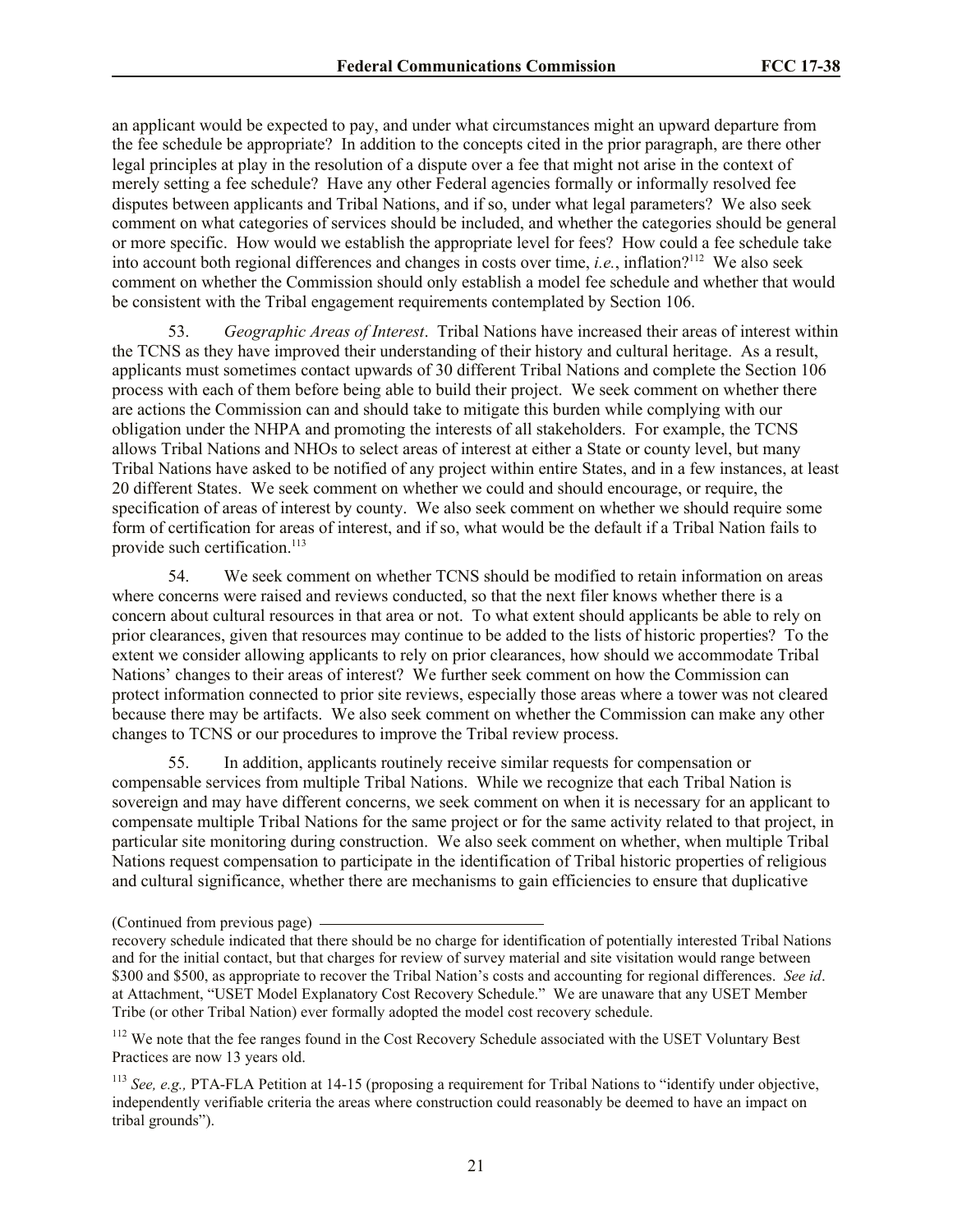an applicant would be expected to pay, and under what circumstances might an upward departure from the fee schedule be appropriate? In addition to the concepts cited in the prior paragraph, are there other legal principles at play in the resolution of a dispute over a fee that might not arise in the context of merely setting a fee schedule? Have any other Federal agencies formally or informally resolved fee disputes between applicants and Tribal Nations, and if so, under what legal parameters? We also seek comment on what categories of services should be included, and whether the categories should be general or more specific. How would we establish the appropriate level for fees? How could a fee schedule take into account both regional differences and changes in costs over time, *i.e.*, inflation?[112] We also seek comment on whether the Commission should only establish a model fee schedule and whether that would be consistent with the Tribal engagement requirements contemplated by Section 106.

53. *Geographic Areas of Interest*. Tribal Nations have increased their areas of interest within the TCNS as they have improved their understanding of their history and cultural heritage. As a result, applicants must sometimes contact upwards of 30 different Tribal Nations and complete the Section 106 process with each of them before being able to build their project. We seek comment on whether there are actions the Commission can and should take to mitigate this burden while complying with our obligation under the NHPA and promoting the interests of all stakeholders. For example, the TCNS allows Tribal Nations and NHOs to select areas of interest at either a State or county level, but many Tribal Nations have asked to be notified of any project within entire States, and in a few instances, at least 20 different States. We seek comment on whether we could and should encourage, or require, the specification of areas of interest by county. We also seek comment on whether we should require some form of certification for areas of interest, and if so, what would be the default if a Tribal Nation fails to provide such certification.[113]

54. We seek comment on whether TCNS should be modified to retain information on areas where concerns were raised and reviews conducted, so that the next filer knows whether there is a concern about cultural resources in that area or not. To what extent should applicants be able to rely on prior clearances, given that resources may continue to be added to the lists of historic properties? To the extent we consider allowing applicants to rely on prior clearances, how should we accommodate Tribal Nations' changes to their areas of interest? We further seek comment on how the Commission can protect information connected to prior site reviews, especially those areas where a tower was not cleared because there may be artifacts. We also seek comment on whether the Commission can make any other changes to TCNS or our procedures to improve the Tribal review process.

55. In addition, applicants routinely receive similar requests for compensation or compensable services from multiple Tribal Nations. While we recognize that each Tribal Nation is sovereign and may have different concerns, we seek comment on when it is necessary for an applicant to compensate multiple Tribal Nations for the same project or for the same activity related to that project, in particular site monitoring during construction. We also seek comment on whether, when multiple Tribal Nations request compensation to participate in the identification of Tribal historic properties of religious and cultural significance, whether there are mechanisms to gain efficiencies to ensure that duplicative

(Continued from previous page)

recovery schedule indicated that there should be no charge for identification of potentially interested Tribal Nations and for the initial contact, but that charges for review of survey material and site visitation would range between \$300 and \$500, as appropriate to recover the Tribal Nation's costs and accounting for regional differences. *See id*. at Attachment, "USET Model Explanatory Cost Recovery Schedule." We are unaware that any USET Member Tribe (or other Tribal Nation) ever formally adopted the model cost recovery schedule.

[112] We note that the fee ranges found in the Cost Recovery Schedule associated with the USET Voluntary Best Practices are now 13 years old.

[113] *See, e.g.,* PTA-FLA Petition at 14-15 (proposing a requirement for Tribal Nations to "identify under objective, independently verifiable criteria the areas where construction could reasonably be deemed to have an impact on tribal grounds").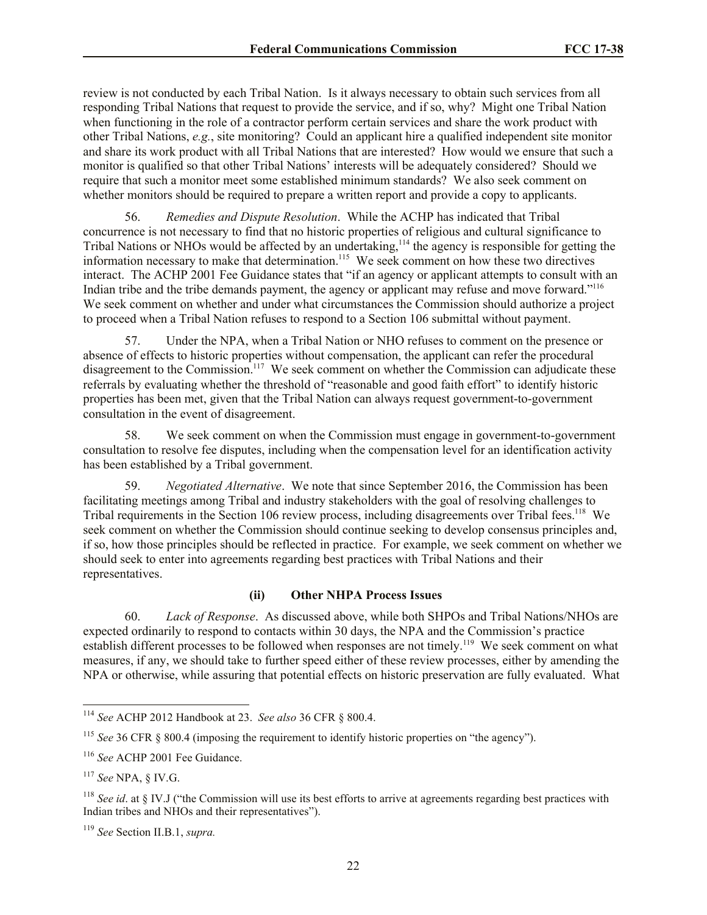review is not conducted by each Tribal Nation. Is it always necessary to obtain such services from all responding Tribal Nations that request to provide the service, and if so, why? Might one Tribal Nation when functioning in the role of a contractor perform certain services and share the work product with other Tribal Nations, *e.g.*, site monitoring? Could an applicant hire a qualified independent site monitor and share its work product with all Tribal Nations that are interested? How would we ensure that such a monitor is qualified so that other Tribal Nations' interests will be adequately considered? Should we require that such a monitor meet some established minimum standards? We also seek comment on whether monitors should be required to prepare a written report and provide a copy to applicants.

56. *Remedies and Dispute Resolution*. While the ACHP has indicated that Tribal concurrence is not necessary to find that no historic properties of religious and cultural significance to Tribal Nations or NHOs would be affected by an undertaking,[114] the agency is responsible for getting the information necessary to make that determination.[115] We seek comment on how these two directives interact. The ACHP 2001 Fee Guidance states that "if an agency or applicant attempts to consult with an Indian tribe and the tribe demands payment, the agency or applicant may refuse and move forward."[116] We seek comment on whether and under what circumstances the Commission should authorize a project to proceed when a Tribal Nation refuses to respond to a Section 106 submittal without payment.

57. Under the NPA, when a Tribal Nation or NHO refuses to comment on the presence or absence of effects to historic properties without compensation, the applicant can refer the procedural disagreement to the Commission.[117] We seek comment on whether the Commission can adjudicate these referrals by evaluating whether the threshold of "reasonable and good faith effort" to identify historic properties has been met, given that the Tribal Nation can always request government-to-government consultation in the event of disagreement.

58. We seek comment on when the Commission must engage in government-to-government consultation to resolve fee disputes, including when the compensation level for an identification activity has been established by a Tribal government.

59. *Negotiated Alternative*. We note that since September 2016, the Commission has been facilitating meetings among Tribal and industry stakeholders with the goal of resolving challenges to Tribal requirements in the Section 106 review process, including disagreements over Tribal fees.[118] We seek comment on whether the Commission should continue seeking to develop consensus principles and, if so, how those principles should be reflected in practice. For example, we seek comment on whether we should seek to enter into agreements regarding best practices with Tribal Nations and their representatives.

### (ii) Other NHPA Process Issues

60. *Lack of Response*. As discussed above, while both SHPOs and Tribal Nations/NHOs are expected ordinarily to respond to contacts within 30 days, the NPA and the Commission's practice establish different processes to be followed when responses are not timely.[119] We seek comment on what measures, if any, we should take to further speed either of these review processes, either by amending the NPA or otherwise, while assuring that potential effects on historic preservation are fully evaluated. What

---

[114] *See* ACHP 2012 Handbook at 23. *See also* 36 CFR § 800.4.

[115] *See* 36 CFR § 800.4 (imposing the requirement to identify historic properties on "the agency").

[116] *See* ACHP 2001 Fee Guidance.

[117] *See* NPA, § IV.G.

[118] *See id*. at § IV.J ("the Commission will use its best efforts to arrive at agreements regarding best practices with Indian tribes and NHOs and their representatives").

[119] *See* Section II.B.1, *supra.*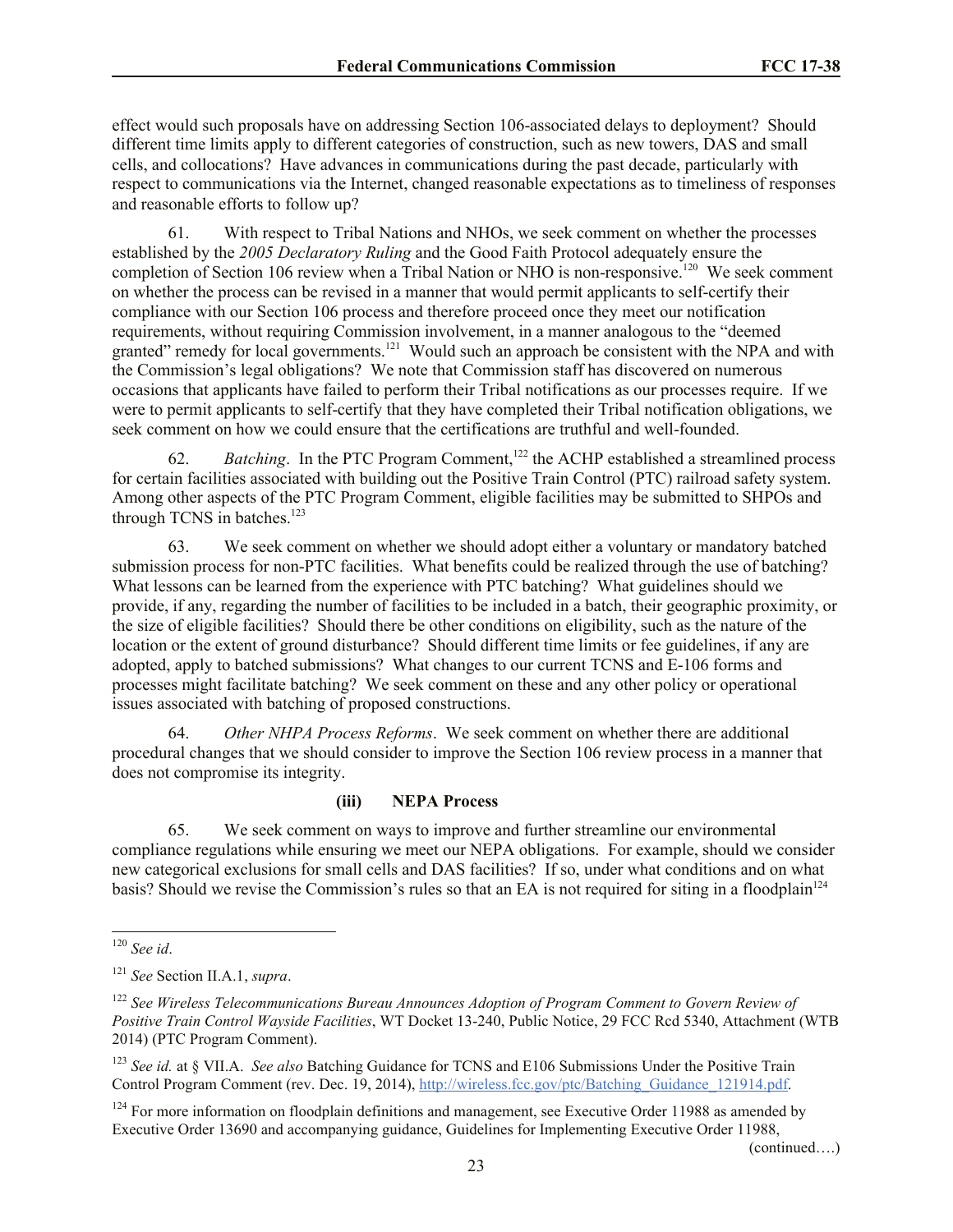effect would such proposals have on addressing Section 106-associated delays to deployment? Should different time limits apply to different categories of construction, such as new towers, DAS and small cells, and collocations? Have advances in communications during the past decade, particularly with respect to communications via the Internet, changed reasonable expectations as to timeliness of responses and reasonable efforts to follow up?

61. With respect to Tribal Nations and NHOs, we seek comment on whether the processes established by the *2005 Declaratory Ruling* and the Good Faith Protocol adequately ensure the completion of Section 106 review when a Tribal Nation or NHO is non-responsive.[120] We seek comment on whether the process can be revised in a manner that would permit applicants to self-certify their compliance with our Section 106 process and therefore proceed once they meet our notification requirements, without requiring Commission involvement, in a manner analogous to the "deemed granted" remedy for local governments.[121] Would such an approach be consistent with the NPA and with the Commission's legal obligations? We note that Commission staff has discovered on numerous occasions that applicants have failed to perform their Tribal notifications as our processes require. If we were to permit applicants to self-certify that they have completed their Tribal notification obligations, we seek comment on how we could ensure that the certifications are truthful and well-founded.

62. *Batching*. In the PTC Program Comment,[122] the ACHP established a streamlined process for certain facilities associated with building out the Positive Train Control (PTC) railroad safety system. Among other aspects of the PTC Program Comment, eligible facilities may be submitted to SHPOs and through TCNS in batches.[123]

63. We seek comment on whether we should adopt either a voluntary or mandatory batched submission process for non-PTC facilities. What benefits could be realized through the use of batching? What lessons can be learned from the experience with PTC batching? What guidelines should we provide, if any, regarding the number of facilities to be included in a batch, their geographic proximity, or the size of eligible facilities? Should there be other conditions on eligibility, such as the nature of the location or the extent of ground disturbance? Should different time limits or fee guidelines, if any are adopted, apply to batched submissions? What changes to our current TCNS and E-106 forms and processes might facilitate batching? We seek comment on these and any other policy or operational issues associated with batching of proposed constructions.

64. *Other NHPA Process Reforms*. We seek comment on whether there are additional procedural changes that we should consider to improve the Section 106 review process in a manner that does not compromise its integrity.

#### (iii) NEPA Process

65. We seek comment on ways to improve and further streamline our environmental compliance regulations while ensuring we meet our NEPA obligations. For example, should we consider new categorical exclusions for small cells and DAS facilities? If so, under what conditions and on what basis? Should we revise the Commission's rules so that an EA is not required for siting in a floodplain[124]

---

[120] *See id*.

[121] *See* Section II.A.1, *supra*.

[122] *See Wireless Telecommunications Bureau Announces Adoption of Program Comment to Govern Review of Positive Train Control Wayside Facilities*, WT Docket 13-240, Public Notice, 29 FCC Rcd 5340, Attachment (WTB 2014) (PTC Program Comment).

[123] *See id.* at § VII.A. *See also* Batching Guidance for TCNS and E106 Submissions Under the Positive Train Control Program Comment (rev. Dec. 19, 2014), http://wireless.fcc.gov/ptc/Batching_Guidance_121914.pdf.

[124] For more information on floodplain definitions and management, see Executive Order 11988 as amended by Executive Order 13690 and accompanying guidance, Guidelines for Implementing Executive Order 11988,

(continued….)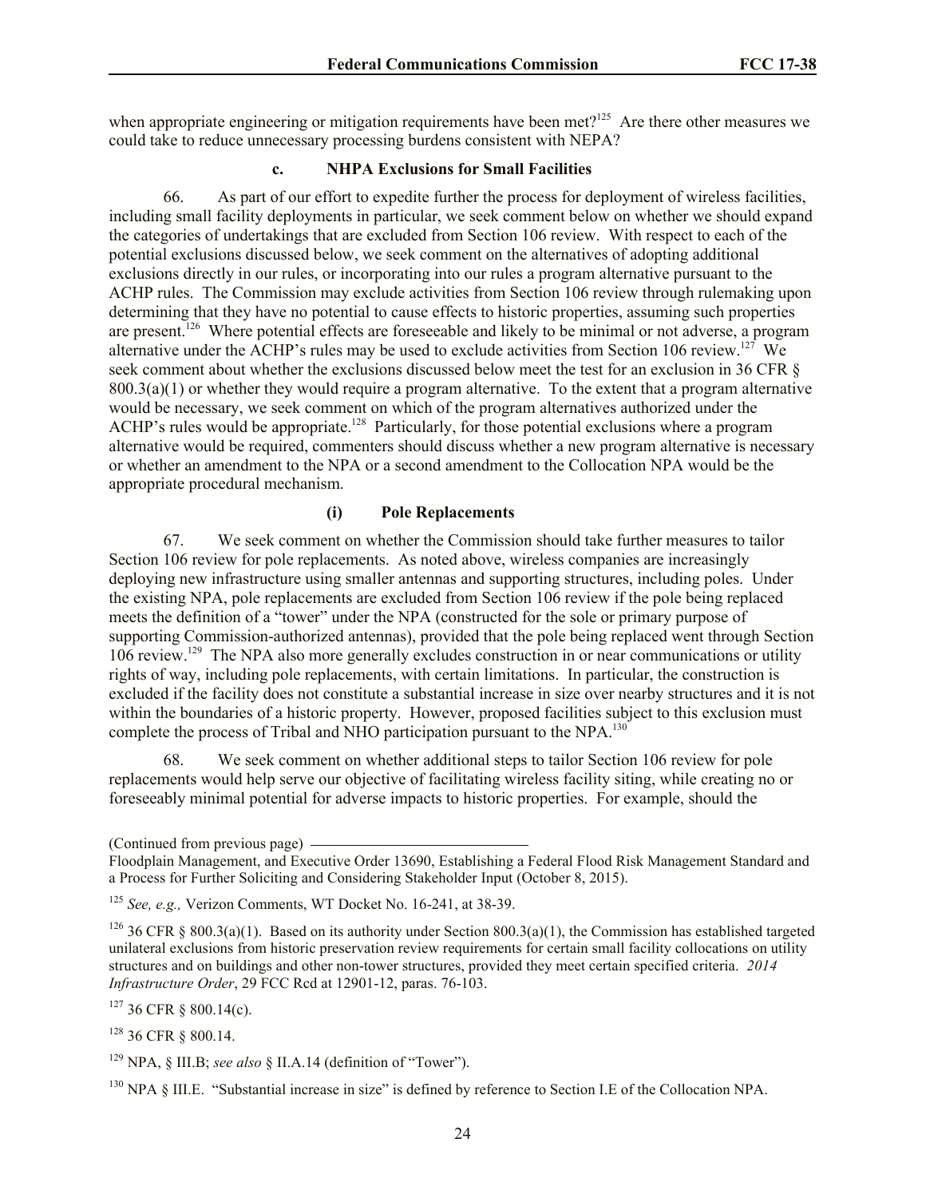when appropriate engineering or mitigation requirements have been met?[125] Are there other measures we could take to reduce unnecessary processing burdens consistent with NEPA?

### c. NHPA Exclusions for Small Facilities

66. As part of our effort to expedite further the process for deployment of wireless facilities, including small facility deployments in particular, we seek comment below on whether we should expand the categories of undertakings that are excluded from Section 106 review. With respect to each of the potential exclusions discussed below, we seek comment on the alternatives of adopting additional exclusions directly in our rules, or incorporating into our rules a program alternative pursuant to the ACHP rules. The Commission may exclude activities from Section 106 review through rulemaking upon determining that they have no potential to cause effects to historic properties, assuming such properties are present.[126] Where potential effects are foreseeable and likely to be minimal or not adverse, a program alternative under the ACHP's rules may be used to exclude activities from Section 106 review.[127] We seek comment about whether the exclusions discussed below meet the test for an exclusion in 36 CFR § 800.3(a)(1) or whether they would require a program alternative. To the extent that a program alternative would be necessary, we seek comment on which of the program alternatives authorized under the ACHP's rules would be appropriate.[128] Particularly, for those potential exclusions where a program alternative would be required, commenters should discuss whether a new program alternative is necessary or whether an amendment to the NPA or a second amendment to the Collocation NPA would be the appropriate procedural mechanism.

#### (i) Pole Replacements

67. We seek comment on whether the Commission should take further measures to tailor Section 106 review for pole replacements. As noted above, wireless companies are increasingly deploying new infrastructure using smaller antennas and supporting structures, including poles. Under the existing NPA, pole replacements are excluded from Section 106 review if the pole being replaced meets the definition of a "tower" under the NPA (constructed for the sole or primary purpose of supporting Commission-authorized antennas), provided that the pole being replaced went through Section 106 review.[129] The NPA also more generally excludes construction in or near communications or utility rights of way, including pole replacements, with certain limitations. In particular, the construction is excluded if the facility does not constitute a substantial increase in size over nearby structures and it is not within the boundaries of a historic property. However, proposed facilities subject to this exclusion must complete the process of Tribal and NHO participation pursuant to the NPA.[130]

68. We seek comment on whether additional steps to tailor Section 106 review for pole replacements would help serve our objective of facilitating wireless facility siting, while creating no or foreseeably minimal potential for adverse impacts to historic properties. For example, should the

---

(Continued from previous page)
Floodplain Management, and Executive Order 13690, Establishing a Federal Flood Risk Management Standard and a Process for Further Soliciting and Considering Stakeholder Input (October 8, 2015).

[125] *See, e.g.,* Verizon Comments, WT Docket No. 16-241, at 38-39.

[126] 36 CFR § 800.3(a)(1). Based on its authority under Section 800.3(a)(1), the Commission has established targeted unilateral exclusions from historic preservation review requirements for certain small facility collocations on utility structures and on buildings and other non-tower structures, provided they meet certain specified criteria. *2014 Infrastructure Order*, 29 FCC Rcd at 12901-12, paras. 76-103.

[127] 36 CFR § 800.14(c).

[128] 36 CFR § 800.14.

[129] NPA, § III.B; *see also* § II.A.14 (definition of "Tower").

[130] NPA § III.E. "Substantial increase in size" is defined by reference to Section I.E of the Collocation NPA.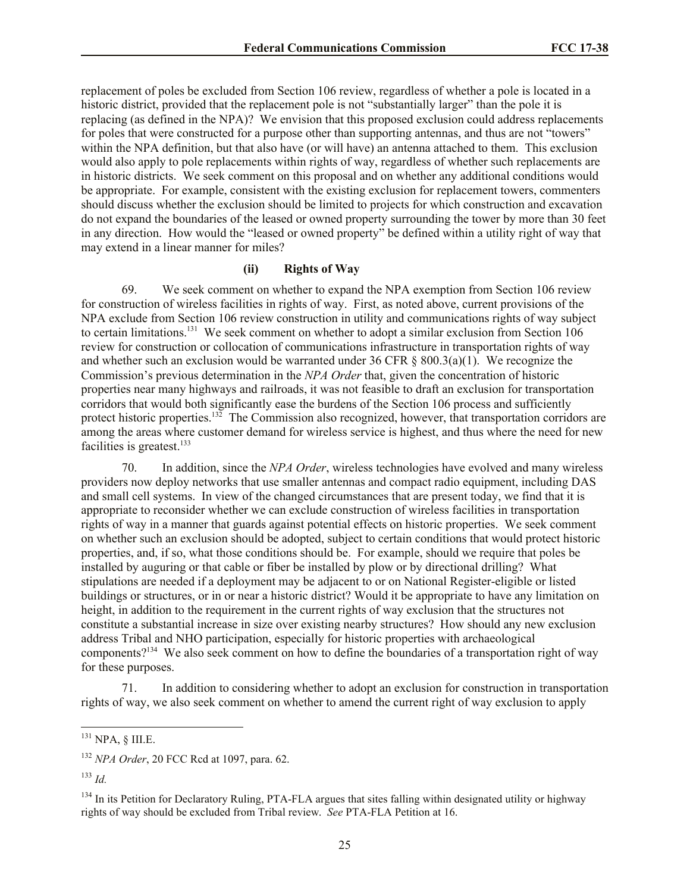replacement of poles be excluded from Section 106 review, regardless of whether a pole is located in a historic district, provided that the replacement pole is not "substantially larger" than the pole it is replacing (as defined in the NPA)? We envision that this proposed exclusion could address replacements for poles that were constructed for a purpose other than supporting antennas, and thus are not "towers" within the NPA definition, but that also have (or will have) an antenna attached to them. This exclusion would also apply to pole replacements within rights of way, regardless of whether such replacements are in historic districts. We seek comment on this proposal and on whether any additional conditions would be appropriate. For example, consistent with the existing exclusion for replacement towers, commenters should discuss whether the exclusion should be limited to projects for which construction and excavation do not expand the boundaries of the leased or owned property surrounding the tower by more than 30 feet in any direction. How would the "leased or owned property" be defined within a utility right of way that may extend in a linear manner for miles?

#### (ii) Rights of Way

69. We seek comment on whether to expand the NPA exemption from Section 106 review for construction of wireless facilities in rights of way. First, as noted above, current provisions of the NPA exclude from Section 106 review construction in utility and communications rights of way subject to certain limitations.[131] We seek comment on whether to adopt a similar exclusion from Section 106 review for construction or collocation of communications infrastructure in transportation rights of way and whether such an exclusion would be warranted under 36 CFR § 800.3(a)(1). We recognize the Commission's previous determination in the *NPA Order* that, given the concentration of historic properties near many highways and railroads, it was not feasible to draft an exclusion for transportation corridors that would both significantly ease the burdens of the Section 106 process and sufficiently protect historic properties.[132] The Commission also recognized, however, that transportation corridors are among the areas where customer demand for wireless service is highest, and thus where the need for new facilities is greatest.[133]

70. In addition, since the *NPA Order*, wireless technologies have evolved and many wireless providers now deploy networks that use smaller antennas and compact radio equipment, including DAS and small cell systems. In view of the changed circumstances that are present today, we find that it is appropriate to reconsider whether we can exclude construction of wireless facilities in transportation rights of way in a manner that guards against potential effects on historic properties. We seek comment on whether such an exclusion should be adopted, subject to certain conditions that would protect historic properties, and, if so, what those conditions should be. For example, should we require that poles be installed by auguring or that cable or fiber be installed by plow or by directional drilling? What stipulations are needed if a deployment may be adjacent to or on National Register-eligible or listed buildings or structures, or in or near a historic district? Would it be appropriate to have any limitation on height, in addition to the requirement in the current rights of way exclusion that the structures not constitute a substantial increase in size over existing nearby structures? How should any new exclusion address Tribal and NHO participation, especially for historic properties with archaeological components?[134] We also seek comment on how to define the boundaries of a transportation right of way for these purposes.

71. In addition to considering whether to adopt an exclusion for construction in transportation rights of way, we also seek comment on whether to amend the current right of way exclusion to apply

---

[131] NPA, § III.E.

[132] *NPA Order*, 20 FCC Rcd at 1097, para. 62.

[133] *Id.*

[134] In its Petition for Declaratory Ruling, PTA-FLA argues that sites falling within designated utility or highway rights of way should be excluded from Tribal review. *See* PTA-FLA Petition at 16.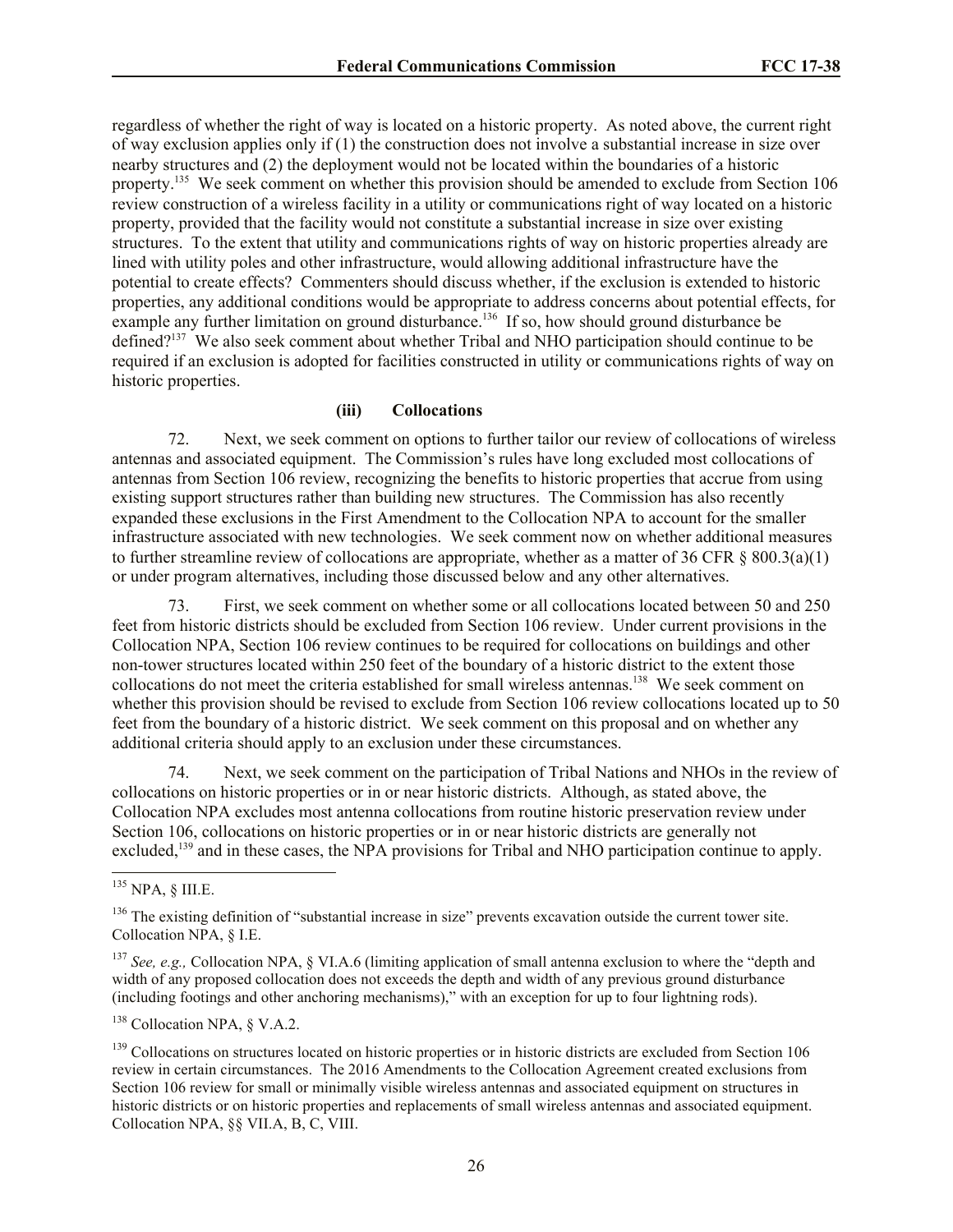regardless of whether the right of way is located on a historic property. As noted above, the current right of way exclusion applies only if (1) the construction does not involve a substantial increase in size over nearby structures and (2) the deployment would not be located within the boundaries of a historic property.[135] We seek comment on whether this provision should be amended to exclude from Section 106 review construction of a wireless facility in a utility or communications right of way located on a historic property, provided that the facility would not constitute a substantial increase in size over existing structures. To the extent that utility and communications rights of way on historic properties already are lined with utility poles and other infrastructure, would allowing additional infrastructure have the potential to create effects? Commenters should discuss whether, if the exclusion is extended to historic properties, any additional conditions would be appropriate to address concerns about potential effects, for example any further limitation on ground disturbance.[136] If so, how should ground disturbance be defined?[137] We also seek comment about whether Tribal and NHO participation should continue to be required if an exclusion is adopted for facilities constructed in utility or communications rights of way on historic properties.

#### (iii) Collocations

72. Next, we seek comment on options to further tailor our review of collocations of wireless antennas and associated equipment. The Commission's rules have long excluded most collocations of antennas from Section 106 review, recognizing the benefits to historic properties that accrue from using existing support structures rather than building new structures. The Commission has also recently expanded these exclusions in the First Amendment to the Collocation NPA to account for the smaller infrastructure associated with new technologies. We seek comment now on whether additional measures to further streamline review of collocations are appropriate, whether as a matter of 36 CFR § 800.3(a)(1) or under program alternatives, including those discussed below and any other alternatives.

73. First, we seek comment on whether some or all collocations located between 50 and 250 feet from historic districts should be excluded from Section 106 review. Under current provisions in the Collocation NPA, Section 106 review continues to be required for collocations on buildings and other non-tower structures located within 250 feet of the boundary of a historic district to the extent those collocations do not meet the criteria established for small wireless antennas.[138] We seek comment on whether this provision should be revised to exclude from Section 106 review collocations located up to 50 feet from the boundary of a historic district. We seek comment on this proposal and on whether any additional criteria should apply to an exclusion under these circumstances.

74. Next, we seek comment on the participation of Tribal Nations and NHOs in the review of collocations on historic properties or in or near historic districts. Although, as stated above, the Collocation NPA excludes most antenna collocations from routine historic preservation review under Section 106, collocations on historic properties or in or near historic districts are generally not excluded,[139] and in these cases, the NPA provisions for Tribal and NHO participation continue to apply.

---

[135] NPA, § III.E.

[136] The existing definition of "substantial increase in size" prevents excavation outside the current tower site. Collocation NPA, § I.E.

[137] *See, e.g.,* Collocation NPA, § VI.A.6 (limiting application of small antenna exclusion to where the "depth and width of any proposed collocation does not exceeds the depth and width of any previous ground disturbance (including footings and other anchoring mechanisms)," with an exception for up to four lightning rods).

[138] Collocation NPA, § V.A.2.

[139] Collocations on structures located on historic properties or in historic districts are excluded from Section 106 review in certain circumstances. The 2016 Amendments to the Collocation Agreement created exclusions from Section 106 review for small or minimally visible wireless antennas and associated equipment on structures in historic districts or on historic properties and replacements of small wireless antennas and associated equipment. Collocation NPA, §§ VII.A, B, C, VIII.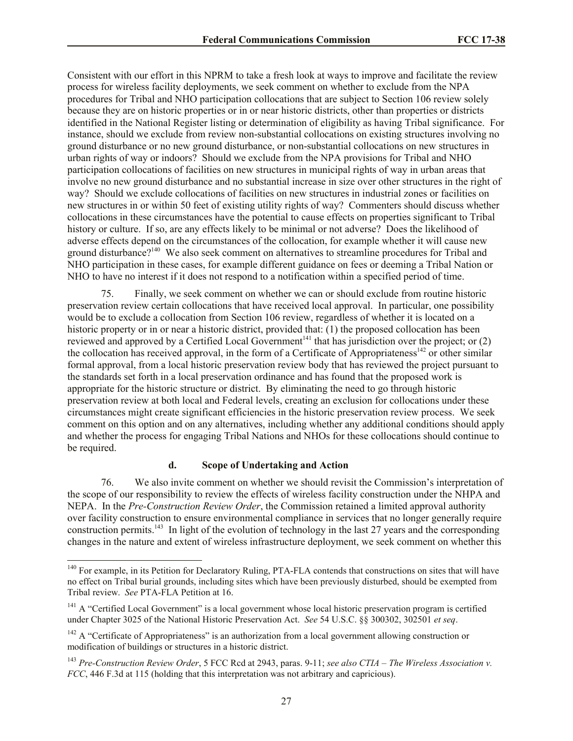Consistent with our effort in this NPRM to take a fresh look at ways to improve and facilitate the review process for wireless facility deployments, we seek comment on whether to exclude from the NPA procedures for Tribal and NHO participation collocations that are subject to Section 106 review solely because they are on historic properties or in or near historic districts, other than properties or districts identified in the National Register listing or determination of eligibility as having Tribal significance. For instance, should we exclude from review non-substantial collocations on existing structures involving no ground disturbance or no new ground disturbance, or non-substantial collocations on new structures in urban rights of way or indoors? Should we exclude from the NPA provisions for Tribal and NHO participation collocations of facilities on new structures in municipal rights of way in urban areas that involve no new ground disturbance and no substantial increase in size over other structures in the right of way? Should we exclude collocations of facilities on new structures in industrial zones or facilities on new structures in or within 50 feet of existing utility rights of way? Commenters should discuss whether collocations in these circumstances have the potential to cause effects on properties significant to Tribal history or culture. If so, are any effects likely to be minimal or not adverse? Does the likelihood of adverse effects depend on the circumstances of the collocation, for example whether it will cause new ground disturbance?[140] We also seek comment on alternatives to streamline procedures for Tribal and NHO participation in these cases, for example different guidance on fees or deeming a Tribal Nation or NHO to have no interest if it does not respond to a notification within a specified period of time.

75. Finally, we seek comment on whether we can or should exclude from routine historic preservation review certain collocations that have received local approval. In particular, one possibility would be to exclude a collocation from Section 106 review, regardless of whether it is located on a historic property or in or near a historic district, provided that: (1) the proposed collocation has been reviewed and approved by a Certified Local Government[141] that has jurisdiction over the project; or (2) the collocation has received approval, in the form of a Certificate of Appropriateness[142] or other similar formal approval, from a local historic preservation review body that has reviewed the project pursuant to the standards set forth in a local preservation ordinance and has found that the proposed work is appropriate for the historic structure or district. By eliminating the need to go through historic preservation review at both local and Federal levels, creating an exclusion for collocations under these circumstances might create significant efficiencies in the historic preservation review process. We seek comment on this option and on any alternatives, including whether any additional conditions should apply and whether the process for engaging Tribal Nations and NHOs for these collocations should continue to be required.

#### d. Scope of Undertaking and Action

76. We also invite comment on whether we should revisit the Commission's interpretation of the scope of our responsibility to review the effects of wireless facility construction under the NHPA and NEPA. In the *Pre-Construction Review Order*, the Commission retained a limited approval authority over facility construction to ensure environmental compliance in services that no longer generally require construction permits.[143] In light of the evolution of technology in the last 27 years and the corresponding changes in the nature and extent of wireless infrastructure deployment, we seek comment on whether this

---

[140] For example, in its Petition for Declaratory Ruling, PTA-FLA contends that constructions on sites that will have no effect on Tribal burial grounds, including sites which have been previously disturbed, should be exempted from Tribal review. *See* PTA-FLA Petition at 16.

[141] A "Certified Local Government" is a local government whose local historic preservation program is certified under Chapter 3025 of the National Historic Preservation Act. *See* 54 U.S.C. §§ 300302, 302501 *et seq*.

[142] A "Certificate of Appropriateness" is an authorization from a local government allowing construction or modification of buildings or structures in a historic district.

[143] *Pre-Construction Review Order*, 5 FCC Rcd at 2943, paras. 9-11; *see also CTIA – The Wireless Association v. FCC*, 446 F.3d at 115 (holding that this interpretation was not arbitrary and capricious).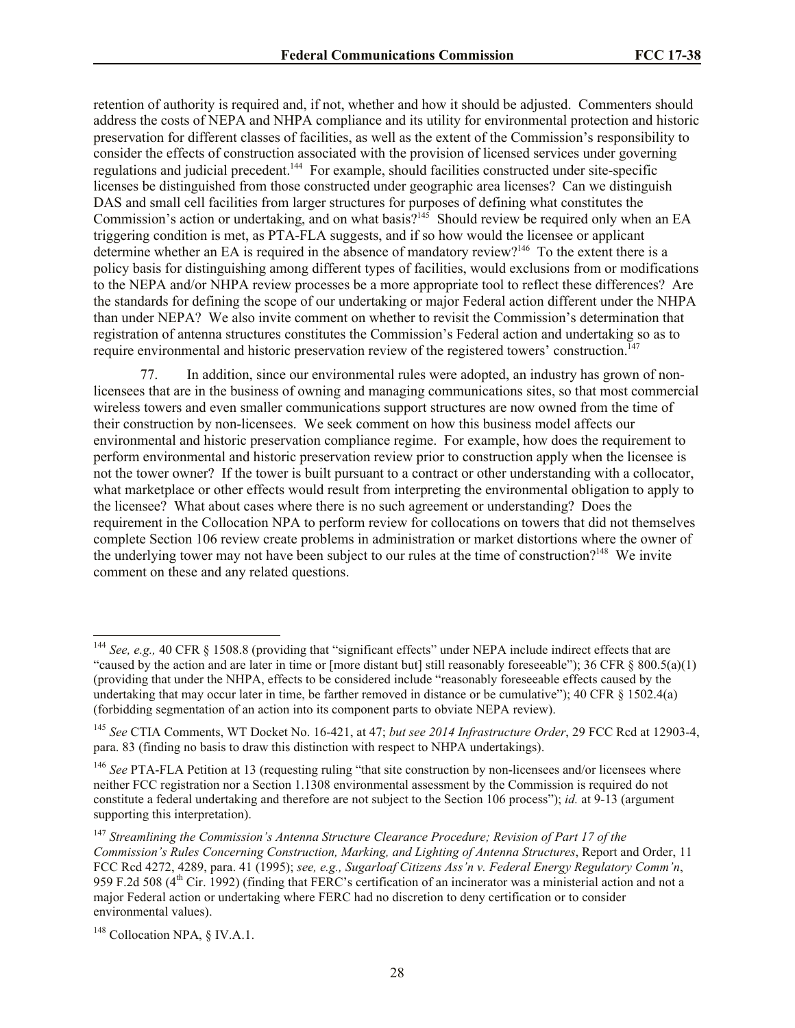retention of authority is required and, if not, whether and how it should be adjusted. Commenters should address the costs of NEPA and NHPA compliance and its utility for environmental protection and historic preservation for different classes of facilities, as well as the extent of the Commission's responsibility to consider the effects of construction associated with the provision of licensed services under governing regulations and judicial precedent.[144] For example, should facilities constructed under site-specific licenses be distinguished from those constructed under geographic area licenses? Can we distinguish DAS and small cell facilities from larger structures for purposes of defining what constitutes the Commission's action or undertaking, and on what basis?[145] Should review be required only when an EA triggering condition is met, as PTA-FLA suggests, and if so how would the licensee or applicant determine whether an EA is required in the absence of mandatory review?[146] To the extent there is a policy basis for distinguishing among different types of facilities, would exclusions from or modifications to the NEPA and/or NHPA review processes be a more appropriate tool to reflect these differences? Are the standards for defining the scope of our undertaking or major Federal action different under the NHPA than under NEPA? We also invite comment on whether to revisit the Commission's determination that registration of antenna structures constitutes the Commission's Federal action and undertaking so as to require environmental and historic preservation review of the registered towers' construction.[147]

77. In addition, since our environmental rules were adopted, an industry has grown of non-licensees that are in the business of owning and managing communications sites, so that most commercial wireless towers and even smaller communications support structures are now owned from the time of their construction by non-licensees. We seek comment on how this business model affects our environmental and historic preservation compliance regime. For example, how does the requirement to perform environmental and historic preservation review prior to construction apply when the licensee is not the tower owner? If the tower is built pursuant to a contract or other understanding with a collocator, what marketplace or other effects would result from interpreting the environmental obligation to apply to the licensee? What about cases where there is no such agreement or understanding? Does the requirement in the Collocation NPA to perform review for collocations on towers that did not themselves complete Section 106 review create problems in administration or market distortions where the owner of the underlying tower may not have been subject to our rules at the time of construction?[148] We invite comment on these and any related questions.

---

[144] *See, e.g.,* 40 CFR § 1508.8 (providing that "significant effects" under NEPA include indirect effects that are "caused by the action and are later in time or [more distant but] still reasonably foreseeable"); 36 CFR § 800.5(a)(1) (providing that under the NHPA, effects to be considered include "reasonably foreseeable effects caused by the undertaking that may occur later in time, be farther removed in distance or be cumulative"); 40 CFR § 1502.4(a) (forbidding segmentation of an action into its component parts to obviate NEPA review).

[145] *See* CTIA Comments, WT Docket No. 16-421, at 47; *but see 2014 Infrastructure Order*, 29 FCC Rcd at 12903-4, para. 83 (finding no basis to draw this distinction with respect to NHPA undertakings).

[146] *See* PTA-FLA Petition at 13 (requesting ruling "that site construction by non-licensees and/or licensees where neither FCC registration nor a Section 1.1308 environmental assessment by the Commission is required do not constitute a federal undertaking and therefore are not subject to the Section 106 process"); *id.* at 9-13 (argument supporting this interpretation).

[147] *Streamlining the Commission's Antenna Structure Clearance Procedure; Revision of Part 17 of the Commission's Rules Concerning Construction, Marking, and Lighting of Antenna Structures*, Report and Order, 11 FCC Rcd 4272, 4289, para. 41 (1995); *see, e.g., Sugarloaf Citizens Ass'n v. Federal Energy Regulatory Comm'n*, 959 F.2d 508 (4th Cir. 1992) (finding that FERC's certification of an incinerator was a ministerial action and not a major Federal action or undertaking where FERC had no discretion to deny certification or to consider environmental values).

[148] Collocation NPA, § IV.A.1.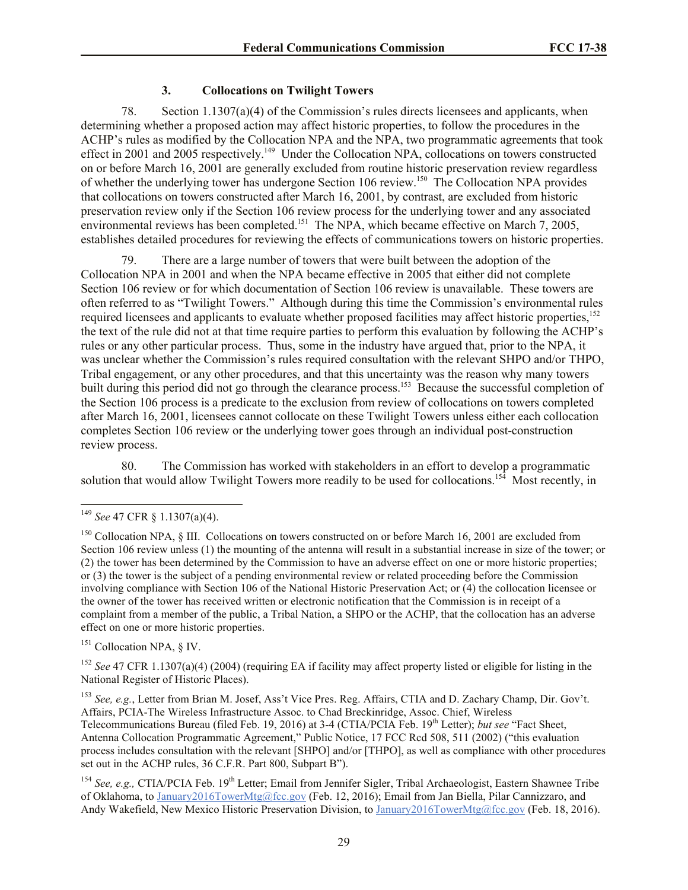### 3. Collocations on Twilight Towers

78. Section 1.1307(a)(4) of the Commission's rules directs licensees and applicants, when determining whether a proposed action may affect historic properties, to follow the procedures in the ACHP's rules as modified by the Collocation NPA and the NPA, two programmatic agreements that took effect in 2001 and 2005 respectively.[149] Under the Collocation NPA, collocations on towers constructed on or before March 16, 2001 are generally excluded from routine historic preservation review regardless of whether the underlying tower has undergone Section 106 review.[150] The Collocation NPA provides that collocations on towers constructed after March 16, 2001, by contrast, are excluded from historic preservation review only if the Section 106 review process for the underlying tower and any associated environmental reviews has been completed.[151] The NPA, which became effective on March 7, 2005, establishes detailed procedures for reviewing the effects of communications towers on historic properties.

79. There are a large number of towers that were built between the adoption of the Collocation NPA in 2001 and when the NPA became effective in 2005 that either did not complete Section 106 review or for which documentation of Section 106 review is unavailable. These towers are often referred to as "Twilight Towers." Although during this time the Commission's environmental rules required licensees and applicants to evaluate whether proposed facilities may affect historic properties,[152] the text of the rule did not at that time require parties to perform this evaluation by following the ACHP's rules or any other particular process. Thus, some in the industry have argued that, prior to the NPA, it was unclear whether the Commission's rules required consultation with the relevant SHPO and/or THPO, Tribal engagement, or any other procedures, and that this uncertainty was the reason why many towers built during this period did not go through the clearance process.[153] Because the successful completion of the Section 106 process is a predicate to the exclusion from review of collocations on towers completed after March 16, 2001, licensees cannot collocate on these Twilight Towers unless either each collocation completes Section 106 review or the underlying tower goes through an individual post-construction review process.

80. The Commission has worked with stakeholders in an effort to develop a programmatic solution that would allow Twilight Towers more readily to be used for collocations.[154] Most recently, in

---

[149] *See* 47 CFR § 1.1307(a)(4).

[150] Collocation NPA, § III. Collocations on towers constructed on or before March 16, 2001 are excluded from Section 106 review unless (1) the mounting of the antenna will result in a substantial increase in size of the tower; or (2) the tower has been determined by the Commission to have an adverse effect on one or more historic properties; or (3) the tower is the subject of a pending environmental review or related proceeding before the Commission involving compliance with Section 106 of the National Historic Preservation Act; or (4) the collocation licensee or the owner of the tower has received written or electronic notification that the Commission is in receipt of a complaint from a member of the public, a Tribal Nation, a SHPO or the ACHP, that the collocation has an adverse effect on one or more historic properties.

[151] Collocation NPA, § IV.

[152] *See* 47 CFR 1.1307(a)(4) (2004) (requiring EA if facility may affect property listed or eligible for listing in the National Register of Historic Places).

[153] *See, e.g.*, Letter from Brian M. Josef, Ass't Vice Pres. Reg. Affairs, CTIA and D. Zachary Champ, Dir. Gov't. Affairs, PCIA-The Wireless Infrastructure Assoc. to Chad Breckinridge, Assoc. Chief, Wireless Telecommunications Bureau (filed Feb. 19, 2016) at 3-4 (CTIA/PCIA Feb. 19th Letter); *but see* "Fact Sheet, Antenna Collocation Programmatic Agreement," Public Notice, 17 FCC Rcd 508, 511 (2002) ("this evaluation process includes consultation with the relevant [SHPO] and/or [THPO], as well as compliance with other procedures set out in the ACHP rules, 36 C.F.R. Part 800, Subpart B").

[154] *See, e.g.,* CTIA/PCIA Feb. 19th Letter; Email from Jennifer Sigler, Tribal Archaeologist, Eastern Shawnee Tribe of Oklahoma, to January2016TowerMtg@fcc.gov (Feb. 12, 2016); Email from Jan Biella, Pilar Cannizzaro, and Andy Wakefield, New Mexico Historic Preservation Division, to January2016TowerMtg@fcc.gov (Feb. 18, 2016).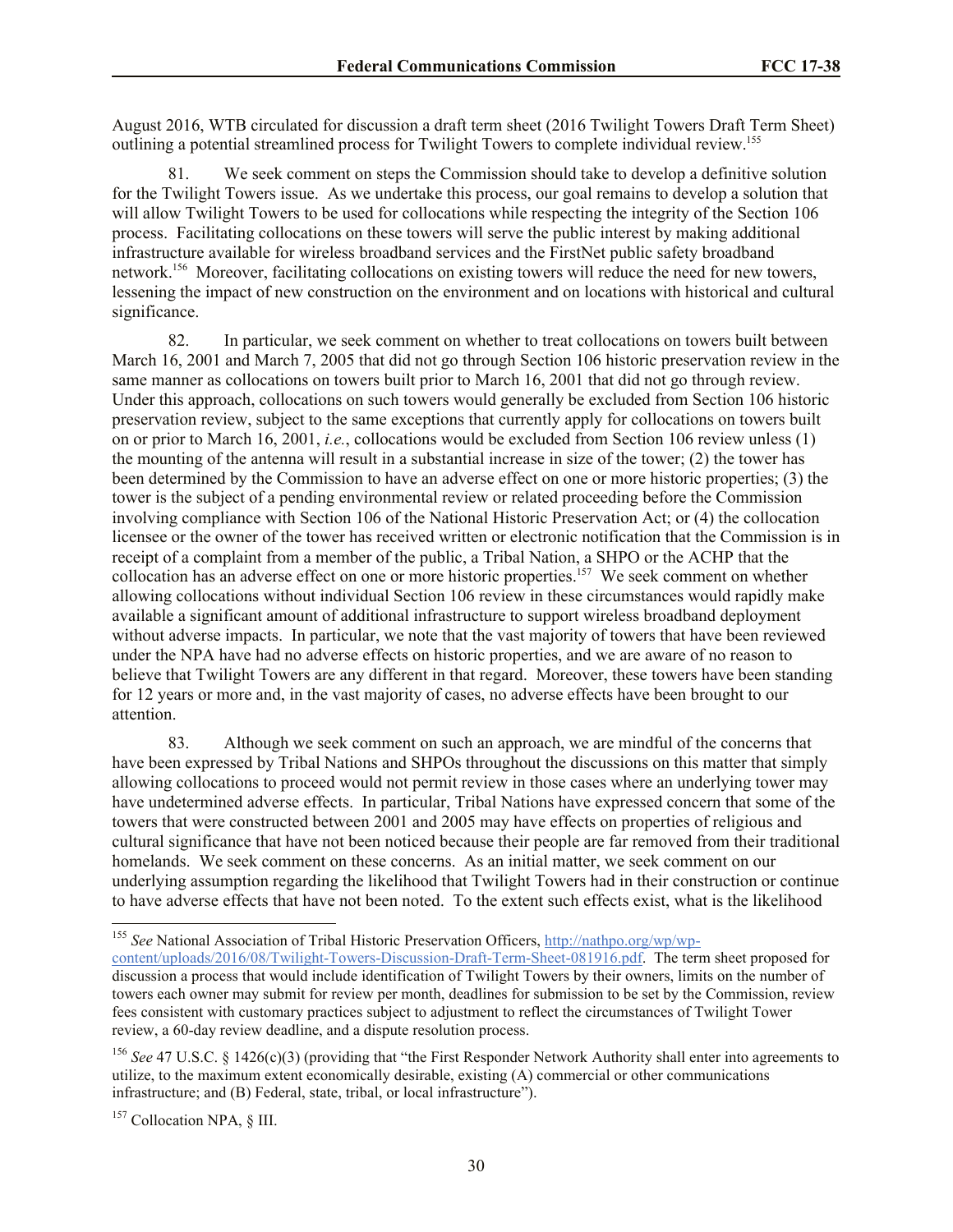August 2016, WTB circulated for discussion a draft term sheet (2016 Twilight Towers Draft Term Sheet) outlining a potential streamlined process for Twilight Towers to complete individual review.[155]

81. We seek comment on steps the Commission should take to develop a definitive solution for the Twilight Towers issue. As we undertake this process, our goal remains to develop a solution that will allow Twilight Towers to be used for collocations while respecting the integrity of the Section 106 process. Facilitating collocations on these towers will serve the public interest by making additional infrastructure available for wireless broadband services and the FirstNet public safety broadband network.[156] Moreover, facilitating collocations on existing towers will reduce the need for new towers, lessening the impact of new construction on the environment and on locations with historical and cultural significance.

82. In particular, we seek comment on whether to treat collocations on towers built between March 16, 2001 and March 7, 2005 that did not go through Section 106 historic preservation review in the same manner as collocations on towers built prior to March 16, 2001 that did not go through review. Under this approach, collocations on such towers would generally be excluded from Section 106 historic preservation review, subject to the same exceptions that currently apply for collocations on towers built on or prior to March 16, 2001, *i.e.*, collocations would be excluded from Section 106 review unless (1) the mounting of the antenna will result in a substantial increase in size of the tower; (2) the tower has been determined by the Commission to have an adverse effect on one or more historic properties; (3) the tower is the subject of a pending environmental review or related proceeding before the Commission involving compliance with Section 106 of the National Historic Preservation Act; or (4) the collocation licensee or the owner of the tower has received written or electronic notification that the Commission is in receipt of a complaint from a member of the public, a Tribal Nation, a SHPO or the ACHP that the collocation has an adverse effect on one or more historic properties.[157] We seek comment on whether allowing collocations without individual Section 106 review in these circumstances would rapidly make available a significant amount of additional infrastructure to support wireless broadband deployment without adverse impacts. In particular, we note that the vast majority of towers that have been reviewed under the NPA have had no adverse effects on historic properties, and we are aware of no reason to believe that Twilight Towers are any different in that regard. Moreover, these towers have been standing for 12 years or more and, in the vast majority of cases, no adverse effects have been brought to our attention.

83. Although we seek comment on such an approach, we are mindful of the concerns that have been expressed by Tribal Nations and SHPOs throughout the discussions on this matter that simply allowing collocations to proceed would not permit review in those cases where an underlying tower may have undetermined adverse effects. In particular, Tribal Nations have expressed concern that some of the towers that were constructed between 2001 and 2005 may have effects on properties of religious and cultural significance that have not been noticed because their people are far removed from their traditional homelands. We seek comment on these concerns. As an initial matter, we seek comment on our underlying assumption regarding the likelihood that Twilight Towers had in their construction or continue to have adverse effects that have not been noted. To the extent such effects exist, what is the likelihood

---

[155] *See* National Association of Tribal Historic Preservation Officers, http://nathpo.org/wp/wp-content/uploads/2016/08/Twilight-Towers-Discussion-Draft-Term-Sheet-081916.pdf. The term sheet proposed for discussion a process that would include identification of Twilight Towers by their owners, limits on the number of towers each owner may submit for review per month, deadlines for submission to be set by the Commission, review fees consistent with customary practices subject to adjustment to reflect the circumstances of Twilight Tower review, a 60-day review deadline, and a dispute resolution process.

[156] *See* 47 U.S.C. § 1426(c)(3) (providing that "the First Responder Network Authority shall enter into agreements to utilize, to the maximum extent economically desirable, existing (A) commercial or other communications infrastructure; and (B) Federal, state, tribal, or local infrastructure").

[157] Collocation NPA, § III.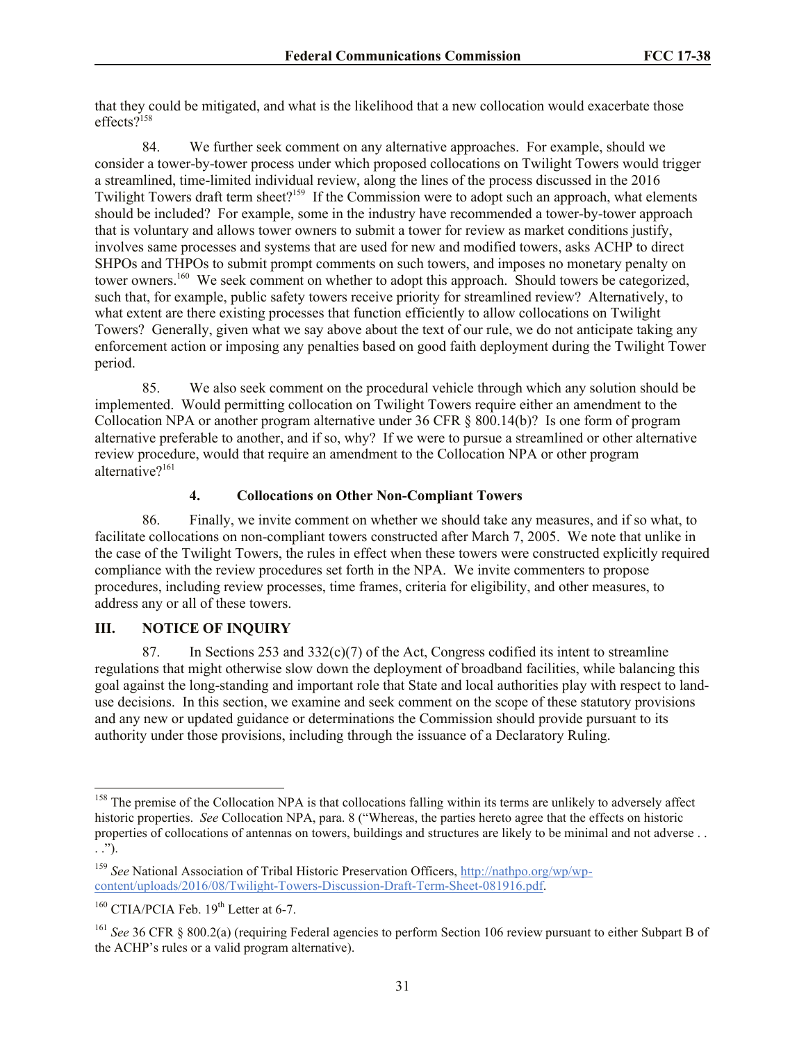that they could be mitigated, and what is the likelihood that a new collocation would exacerbate those effects?[158]

84. We further seek comment on any alternative approaches. For example, should we consider a tower-by-tower process under which proposed collocations on Twilight Towers would trigger a streamlined, time-limited individual review, along the lines of the process discussed in the 2016 Twilight Towers draft term sheet?[159] If the Commission were to adopt such an approach, what elements should be included? For example, some in the industry have recommended a tower-by-tower approach that is voluntary and allows tower owners to submit a tower for review as market conditions justify, involves same processes and systems that are used for new and modified towers, asks ACHP to direct SHPOs and THPOs to submit prompt comments on such towers, and imposes no monetary penalty on tower owners.[160] We seek comment on whether to adopt this approach. Should towers be categorized, such that, for example, public safety towers receive priority for streamlined review? Alternatively, to what extent are there existing processes that function efficiently to allow collocations on Twilight Towers? Generally, given what we say above about the text of our rule, we do not anticipate taking any enforcement action or imposing any penalties based on good faith deployment during the Twilight Tower period.

85. We also seek comment on the procedural vehicle through which any solution should be implemented. Would permitting collocation on Twilight Towers require either an amendment to the Collocation NPA or another program alternative under 36 CFR § 800.14(b)? Is one form of program alternative preferable to another, and if so, why? If we were to pursue a streamlined or other alternative review procedure, would that require an amendment to the Collocation NPA or other program alternative?[161]

### 4. Collocations on Other Non-Compliant Towers

86. Finally, we invite comment on whether we should take any measures, and if so what, to facilitate collocations on non-compliant towers constructed after March 7, 2005. We note that unlike in the case of the Twilight Towers, the rules in effect when these towers were constructed explicitly required compliance with the review procedures set forth in the NPA. We invite commenters to propose procedures, including review processes, time frames, criteria for eligibility, and other measures, to address any or all of these towers.

## III. NOTICE OF INQUIRY

87. In Sections 253 and 332(c)(7) of the Act, Congress codified its intent to streamline regulations that might otherwise slow down the deployment of broadband facilities, while balancing this goal against the long-standing and important role that State and local authorities play with respect to land-use decisions. In this section, we examine and seek comment on the scope of these statutory provisions and any new or updated guidance or determinations the Commission should provide pursuant to its authority under those provisions, including through the issuance of a Declaratory Ruling.

---

[158] The premise of the Collocation NPA is that collocations falling within its terms are unlikely to adversely affect historic properties. *See* Collocation NPA, para. 8 ("Whereas, the parties hereto agree that the effects on historic properties of collocations of antennas on towers, buildings and structures are likely to be minimal and not adverse . . . .").

[159] *See* National Association of Tribal Historic Preservation Officers, http://nathpo.org/wp/wp-content/uploads/2016/08/Twilight-Towers-Discussion-Draft-Term-Sheet-081916.pdf.

[160] CTIA/PCIA Feb. 19th Letter at 6-7.

[161] *See* 36 CFR § 800.2(a) (requiring Federal agencies to perform Section 106 review pursuant to either Subpart B of the ACHP's rules or a valid program alternative).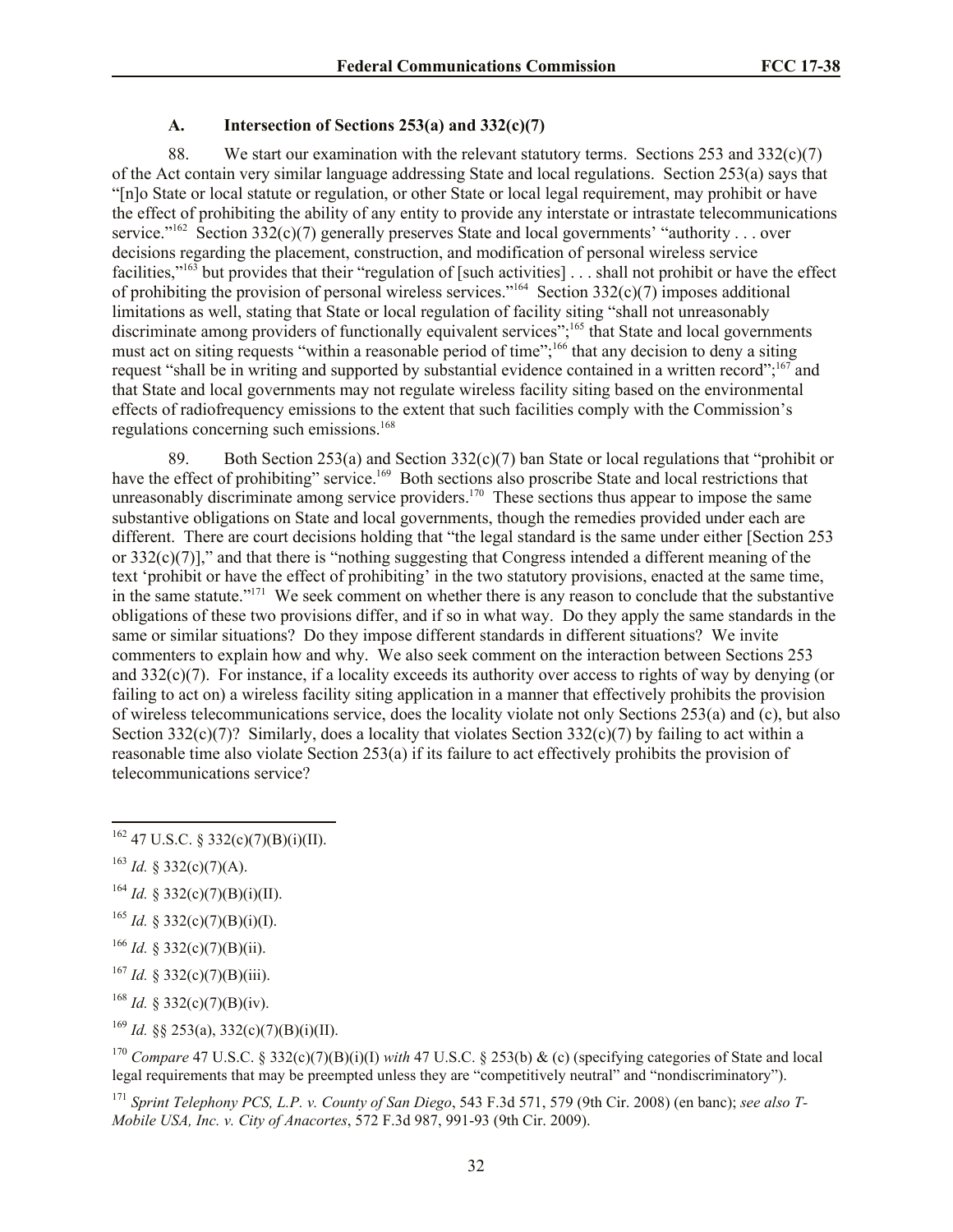### A. Intersection of Sections 253(a) and 332(c)(7)

88. We start our examination with the relevant statutory terms. Sections 253 and 332(c)(7) of the Act contain very similar language addressing State and local regulations. Section 253(a) says that "[n]o State or local statute or regulation, or other State or local legal requirement, may prohibit or have the effect of prohibiting the ability of any entity to provide any interstate or intrastate telecommunications service."[162] Section 332(c)(7) generally preserves State and local governments' "authority . . . over decisions regarding the placement, construction, and modification of personal wireless service facilities,"[163] but provides that their "regulation of [such activities] . . . shall not prohibit or have the effect of prohibiting the provision of personal wireless services."[164] Section 332(c)(7) imposes additional limitations as well, stating that State or local regulation of facility siting "shall not unreasonably discriminate among providers of functionally equivalent services";[165] that State and local governments must act on siting requests "within a reasonable period of time";[166] that any decision to deny a siting request "shall be in writing and supported by substantial evidence contained in a written record";[167] and that State and local governments may not regulate wireless facility siting based on the environmental effects of radiofrequency emissions to the extent that such facilities comply with the Commission's regulations concerning such emissions.[168]

89. Both Section 253(a) and Section 332(c)(7) ban State or local regulations that "prohibit or have the effect of prohibiting" service.[169] Both sections also proscribe State and local restrictions that unreasonably discriminate among service providers.[170] These sections thus appear to impose the same substantive obligations on State and local governments, though the remedies provided under each are different. There are court decisions holding that "the legal standard is the same under either [Section 253 or 332(c)(7)]," and that there is "nothing suggesting that Congress intended a different meaning of the text 'prohibit or have the effect of prohibiting' in the two statutory provisions, enacted at the same time, in the same statute."[171] We seek comment on whether there is any reason to conclude that the substantive obligations of these two provisions differ, and if so in what way. Do they apply the same standards in the same or similar situations? Do they impose different standards in different situations? We invite commenters to explain how and why. We also seek comment on the interaction between Sections 253 and 332(c)(7). For instance, if a locality exceeds its authority over access to rights of way by denying (or failing to act on) a wireless facility siting application in a manner that effectively prohibits the provision of wireless telecommunications service, does the locality violate not only Sections 253(a) and (c), but also Section 332(c)(7)? Similarly, does a locality that violates Section 332(c)(7) by failing to act within a reasonable time also violate Section 253(a) if its failure to act effectively prohibits the provision of telecommunications service?

---

[162] 47 U.S.C. § 332(c)(7)(B)(i)(II).

[163] *Id.* § 332(c)(7)(A).

[164] *Id.* § 332(c)(7)(B)(i)(II).

[165] *Id.* § 332(c)(7)(B)(i)(I).

[166] *Id.* § 332(c)(7)(B)(ii).

[167] *Id.* § 332(c)(7)(B)(iii).

[168] *Id.* § 332(c)(7)(B)(iv).

[169] *Id.* §§ 253(a), 332(c)(7)(B)(i)(II).

[170] *Compare* 47 U.S.C. § 332(c)(7)(B)(i)(I) *with* 47 U.S.C. § 253(b) & (c) (specifying categories of State and local legal requirements that may be preempted unless they are "competitively neutral" and "nondiscriminatory").

[171] *Sprint Telephony PCS, L.P. v. County of San Diego*, 543 F.3d 571, 579 (9th Cir. 2008) (en banc); *see also T-Mobile USA, Inc. v. City of Anacortes*, 572 F.3d 987, 991-93 (9th Cir. 2009).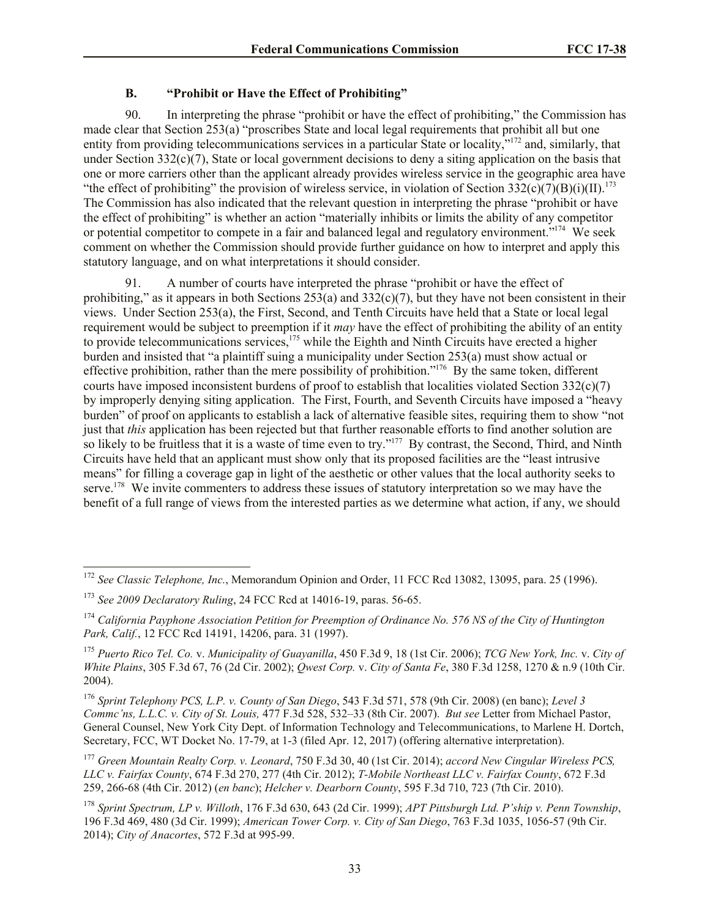### B. "Prohibit or Have the Effect of Prohibiting"

90. In interpreting the phrase "prohibit or have the effect of prohibiting," the Commission has made clear that Section 253(a) "proscribes State and local legal requirements that prohibit all but one entity from providing telecommunications services in a particular State or locality,"[172] and, similarly, that under Section 332(c)(7), State or local government decisions to deny a siting application on the basis that one or more carriers other than the applicant already provides wireless service in the geographic area have "the effect of prohibiting" the provision of wireless service, in violation of Section 332(c)(7)(B)(i)(II).[173] The Commission has also indicated that the relevant question in interpreting the phrase "prohibit or have the effect of prohibiting" is whether an action "materially inhibits or limits the ability of any competitor or potential competitor to compete in a fair and balanced legal and regulatory environment."[174] We seek comment on whether the Commission should provide further guidance on how to interpret and apply this statutory language, and on what interpretations it should consider.

91. A number of courts have interpreted the phrase "prohibit or have the effect of prohibiting," as it appears in both Sections 253(a) and 332(c)(7), but they have not been consistent in their views. Under Section 253(a), the First, Second, and Tenth Circuits have held that a State or local legal requirement would be subject to preemption if it *may* have the effect of prohibiting the ability of an entity to provide telecommunications services,[175] while the Eighth and Ninth Circuits have erected a higher burden and insisted that "a plaintiff suing a municipality under Section 253(a) must show actual or effective prohibition, rather than the mere possibility of prohibition."[176] By the same token, different courts have imposed inconsistent burdens of proof to establish that localities violated Section 332(c)(7) by improperly denying siting application. The First, Fourth, and Seventh Circuits have imposed a "heavy burden" of proof on applicants to establish a lack of alternative feasible sites, requiring them to show "not just that *this* application has been rejected but that further reasonable efforts to find another solution are so likely to be fruitless that it is a waste of time even to try."[177] By contrast, the Second, Third, and Ninth Circuits have held that an applicant must show only that its proposed facilities are the "least intrusive means" for filling a coverage gap in light of the aesthetic or other values that the local authority seeks to serve.[178] We invite commenters to address these issues of statutory interpretation so we may have the benefit of a full range of views from the interested parties as we determine what action, if any, we should

---

[172] *See Classic Telephone, Inc.*, Memorandum Opinion and Order, 11 FCC Rcd 13082, 13095, para. 25 (1996).

[173] *See 2009 Declaratory Ruling*, 24 FCC Rcd at 14016-19, paras. 56-65.

[174] *California Payphone Association Petition for Preemption of Ordinance No. 576 NS of the City of Huntington Park, Calif.*, 12 FCC Rcd 14191, 14206, para. 31 (1997).

[175] *Puerto Rico Tel. Co.* v. *Municipality of Guayanilla*, 450 F.3d 9, 18 (1st Cir. 2006); *TCG New York, Inc.* v. *City of White Plains*, 305 F.3d 67, 76 (2d Cir. 2002); *Qwest Corp.* v. *City of Santa Fe*, 380 F.3d 1258, 1270 & n.9 (10th Cir. 2004).

[176] *Sprint Telephony PCS, L.P. v. County of San Diego*, 543 F.3d 571, 578 (9th Cir. 2008) (en banc); *Level 3 Commc'ns, L.L.C. v. City of St. Louis,* 477 F.3d 528, 532–33 (8th Cir. 2007). *But see* Letter from Michael Pastor, General Counsel, New York City Dept. of Information Technology and Telecommunications, to Marlene H. Dortch, Secretary, FCC, WT Docket No. 17-79, at 1-3 (filed Apr. 12, 2017) (offering alternative interpretation).

[177] *Green Mountain Realty Corp. v. Leonard*, 750 F.3d 30, 40 (1st Cir. 2014); *accord New Cingular Wireless PCS, LLC v. Fairfax County*, 674 F.3d 270, 277 (4th Cir. 2012); *T-Mobile Northeast LLC v. Fairfax County*, 672 F.3d 259, 266-68 (4th Cir. 2012) (*en banc*); *Helcher v. Dearborn County*, 595 F.3d 710, 723 (7th Cir. 2010).

[178] *Sprint Spectrum, LP v. Willoth*, 176 F.3d 630, 643 (2d Cir. 1999); *APT Pittsburgh Ltd. P'ship v. Penn Township*, 196 F.3d 469, 480 (3d Cir. 1999); *American Tower Corp. v. City of San Diego*, 763 F.3d 1035, 1056-57 (9th Cir. 2014); *City of Anacortes*, 572 F.3d at 995-99.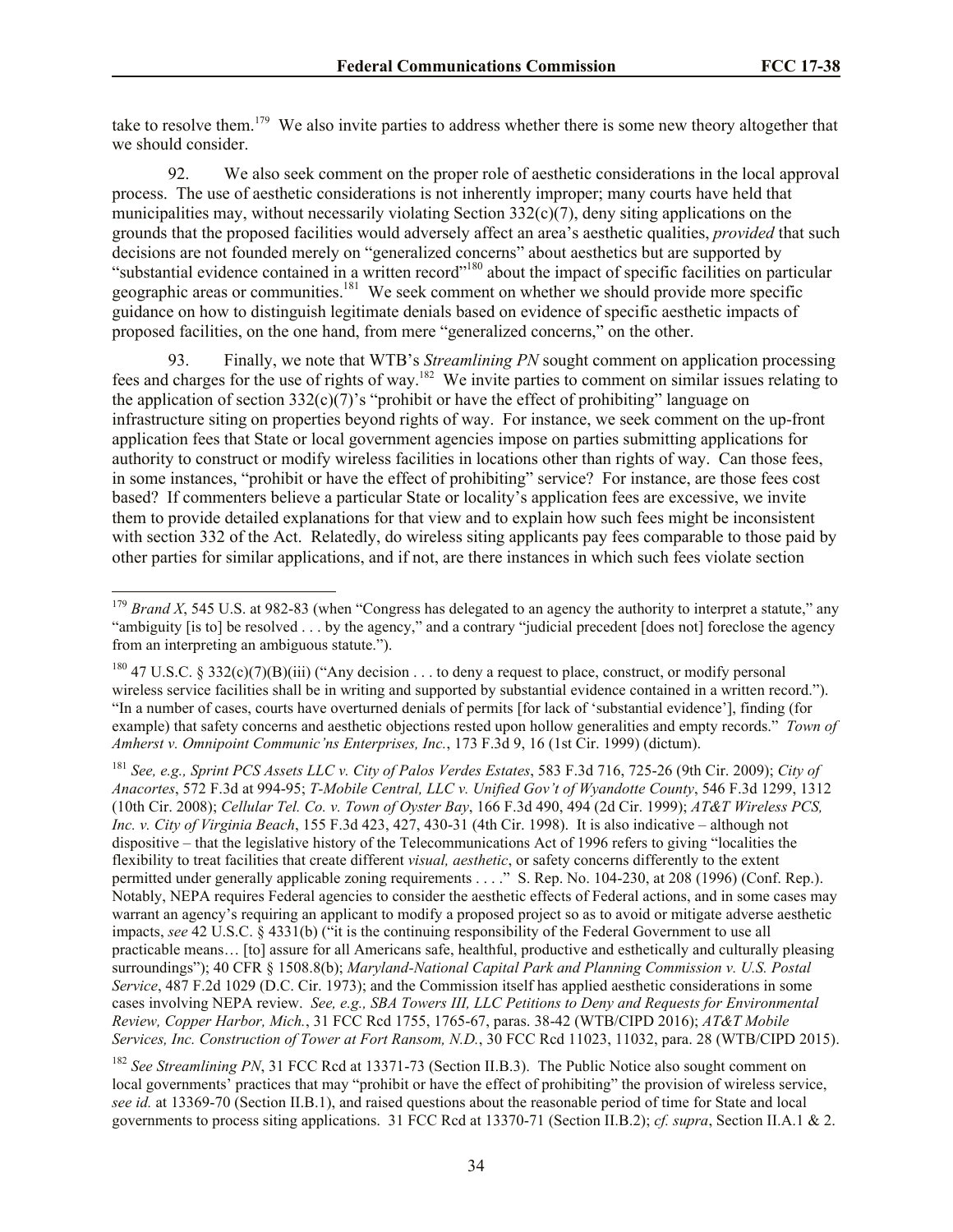take to resolve them.[179] We also invite parties to address whether there is some new theory altogether that we should consider.

92. We also seek comment on the proper role of aesthetic considerations in the local approval process. The use of aesthetic considerations is not inherently improper; many courts have held that municipalities may, without necessarily violating Section 332(c)(7), deny siting applications on the grounds that the proposed facilities would adversely affect an area's aesthetic qualities, *provided* that such decisions are not founded merely on "generalized concerns" about aesthetics but are supported by "substantial evidence contained in a written record"[180] about the impact of specific facilities on particular geographic areas or communities.[181] We seek comment on whether we should provide more specific guidance on how to distinguish legitimate denials based on evidence of specific aesthetic impacts of proposed facilities, on the one hand, from mere "generalized concerns," on the other.

93. Finally, we note that WTB's *Streamlining PN* sought comment on application processing fees and charges for the use of rights of way.[182] We invite parties to comment on similar issues relating to the application of section 332(c)(7)'s "prohibit or have the effect of prohibiting" language on infrastructure siting on properties beyond rights of way. For instance, we seek comment on the up-front application fees that State or local government agencies impose on parties submitting applications for authority to construct or modify wireless facilities in locations other than rights of way. Can those fees, in some instances, "prohibit or have the effect of prohibiting" service? For instance, are those fees cost based? If commenters believe a particular State or locality's application fees are excessive, we invite them to provide detailed explanations for that view and to explain how such fees might be inconsistent with section 332 of the Act. Relatedly, do wireless siting applicants pay fees comparable to those paid by other parties for similar applications, and if not, are there instances in which such fees violate section

---

[179] *Brand X*, 545 U.S. at 982-83 (when "Congress has delegated to an agency the authority to interpret a statute," any "ambiguity [is to] be resolved . . . by the agency," and a contrary "judicial precedent [does not] foreclose the agency from an interpreting an ambiguous statute.").

[180] 47 U.S.C. § 332(c)(7)(B)(iii) ("Any decision . . . to deny a request to place, construct, or modify personal wireless service facilities shall be in writing and supported by substantial evidence contained in a written record."). "In a number of cases, courts have overturned denials of permits [for lack of 'substantial evidence'], finding (for example) that safety concerns and aesthetic objections rested upon hollow generalities and empty records." *Town of Amherst v. Omnipoint Communic'ns Enterprises, Inc.*, 173 F.3d 9, 16 (1st Cir. 1999) (dictum).

[181] *See, e.g., Sprint PCS Assets LLC v. City of Palos Verdes Estates*, 583 F.3d 716, 725-26 (9th Cir. 2009); *City of Anacortes*, 572 F.3d at 994-95; *T-Mobile Central, LLC v. Unified Gov't of Wyandotte County*, 546 F.3d 1299, 1312 (10th Cir. 2008); *Cellular Tel. Co. v. Town of Oyster Bay*, 166 F.3d 490, 494 (2d Cir. 1999); *AT&T Wireless PCS, Inc. v. City of Virginia Beach*, 155 F.3d 423, 427, 430-31 (4th Cir. 1998). It is also indicative – although not dispositive – that the legislative history of the Telecommunications Act of 1996 refers to giving "localities the flexibility to treat facilities that create different *visual, aesthetic*, or safety concerns differently to the extent permitted under generally applicable zoning requirements . . . ." S. Rep. No. 104-230, at 208 (1996) (Conf. Rep.). Notably, NEPA requires Federal agencies to consider the aesthetic effects of Federal actions, and in some cases may warrant an agency's requiring an applicant to modify a proposed project so as to avoid or mitigate adverse aesthetic impacts, *see* 42 U.S.C. § 4331(b) ("it is the continuing responsibility of the Federal Government to use all practicable means… [to] assure for all Americans safe, healthful, productive and esthetically and culturally pleasing surroundings"); 40 CFR § 1508.8(b); *Maryland-National Capital Park and Planning Commission v. U.S. Postal Service*, 487 F.2d 1029 (D.C. Cir. 1973); and the Commission itself has applied aesthetic considerations in some cases involving NEPA review. *See, e.g., SBA Towers III, LLC Petitions to Deny and Requests for Environmental Review, Copper Harbor, Mich.*, 31 FCC Rcd 1755, 1765-67, paras. 38-42 (WTB/CIPD 2016); *AT&T Mobile Services, Inc. Construction of Tower at Fort Ransom, N.D.*, 30 FCC Rcd 11023, 11032, para. 28 (WTB/CIPD 2015).

[182] *See Streamlining PN*, 31 FCC Rcd at 13371-73 (Section II.B.3). The Public Notice also sought comment on local governments' practices that may "prohibit or have the effect of prohibiting" the provision of wireless service, *see id.* at 13369-70 (Section II.B.1), and raised questions about the reasonable period of time for State and local governments to process siting applications. 31 FCC Rcd at 13370-71 (Section II.B.2); *cf. supra*, Section II.A.1 & 2.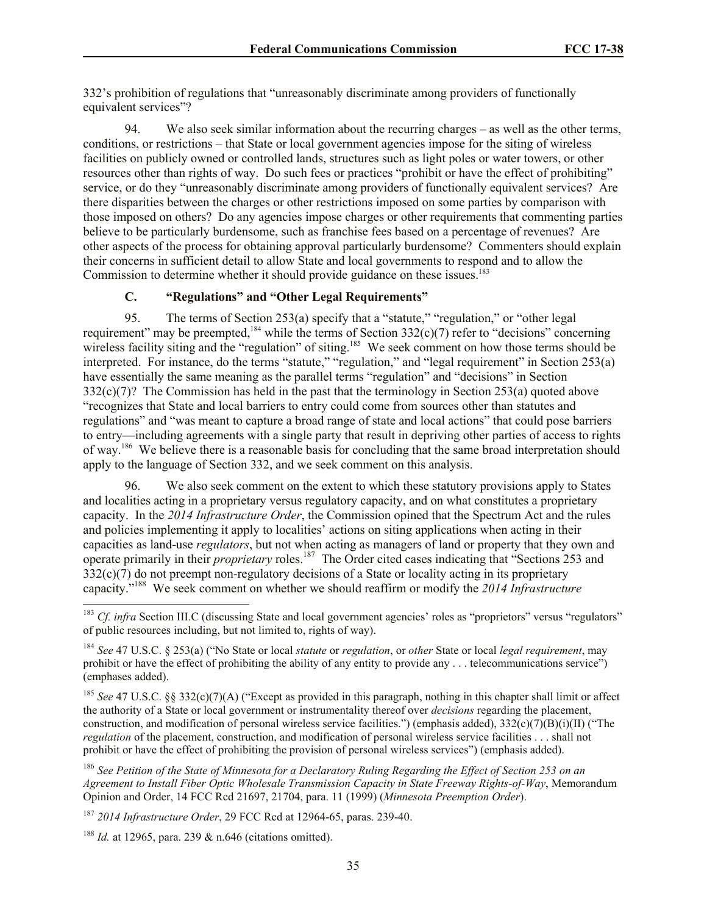332's prohibition of regulations that "unreasonably discriminate among providers of functionally equivalent services"?

94. We also seek similar information about the recurring charges – as well as the other terms, conditions, or restrictions – that State or local government agencies impose for the siting of wireless facilities on publicly owned or controlled lands, structures such as light poles or water towers, or other resources other than rights of way. Do such fees or practices "prohibit or have the effect of prohibiting" service, or do they "unreasonably discriminate among providers of functionally equivalent services? Are there disparities between the charges or other restrictions imposed on some parties by comparison with those imposed on others? Do any agencies impose charges or other requirements that commenting parties believe to be particularly burdensome, such as franchise fees based on a percentage of revenues? Are other aspects of the process for obtaining approval particularly burdensome? Commenters should explain their concerns in sufficient detail to allow State and local governments to respond and to allow the Commission to determine whether it should provide guidance on these issues.[183]

### C. "Regulations" and "Other Legal Requirements"

95. The terms of Section 253(a) specify that a "statute," "regulation," or "other legal requirement" may be preempted,[184] while the terms of Section 332(c)(7) refer to "decisions" concerning wireless facility siting and the "regulation" of siting.[185] We seek comment on how those terms should be interpreted. For instance, do the terms "statute," "regulation," and "legal requirement" in Section 253(a) have essentially the same meaning as the parallel terms "regulation" and "decisions" in Section 332(c)(7)? The Commission has held in the past that the terminology in Section 253(a) quoted above "recognizes that State and local barriers to entry could come from sources other than statutes and regulations" and "was meant to capture a broad range of state and local actions" that could pose barriers to entry—including agreements with a single party that result in depriving other parties of access to rights of way.[186] We believe there is a reasonable basis for concluding that the same broad interpretation should apply to the language of Section 332, and we seek comment on this analysis.

96. We also seek comment on the extent to which these statutory provisions apply to States and localities acting in a proprietary versus regulatory capacity, and on what constitutes a proprietary capacity. In the *2014 Infrastructure Order*, the Commission opined that the Spectrum Act and the rules and policies implementing it apply to localities' actions on siting applications when acting in their capacities as land-use *regulators*, but not when acting as managers of land or property that they own and operate primarily in their *proprietary* roles.[187] The Order cited cases indicating that "Sections 253 and 332(c)(7) do not preempt non-regulatory decisions of a State or locality acting in its proprietary capacity."[188] We seek comment on whether we should reaffirm or modify the *2014 Infrastructure*

---

[183] *Cf. infra* Section III.C (discussing State and local government agencies' roles as "proprietors" versus "regulators" of public resources including, but not limited to, rights of way).

[184] *See* 47 U.S.C. § 253(a) ("No State or local *statute* or *regulation*, or *other* State or local *legal requirement*, may prohibit or have the effect of prohibiting the ability of any entity to provide any . . . telecommunications service") (emphases added).

[185] *See* 47 U.S.C. §§ 332(c)(7)(A) ("Except as provided in this paragraph, nothing in this chapter shall limit or affect the authority of a State or local government or instrumentality thereof over *decisions* regarding the placement, construction, and modification of personal wireless service facilities.") (emphasis added), 332(c)(7)(B)(i)(II) ("The *regulation* of the placement, construction, and modification of personal wireless service facilities . . . shall not prohibit or have the effect of prohibiting the provision of personal wireless services") (emphasis added).

[186] *See Petition of the State of Minnesota for a Declaratory Ruling Regarding the Effect of Section 253 on an Agreement to Install Fiber Optic Wholesale Transmission Capacity in State Freeway Rights-of-Way*, Memorandum Opinion and Order, 14 FCC Rcd 21697, 21704, para. 11 (1999) (*Minnesota Preemption Order*).

[187] *2014 Infrastructure Order*, 29 FCC Rcd at 12964-65, paras. 239-40.

[188] *Id.* at 12965, para. 239 & n.646 (citations omitted).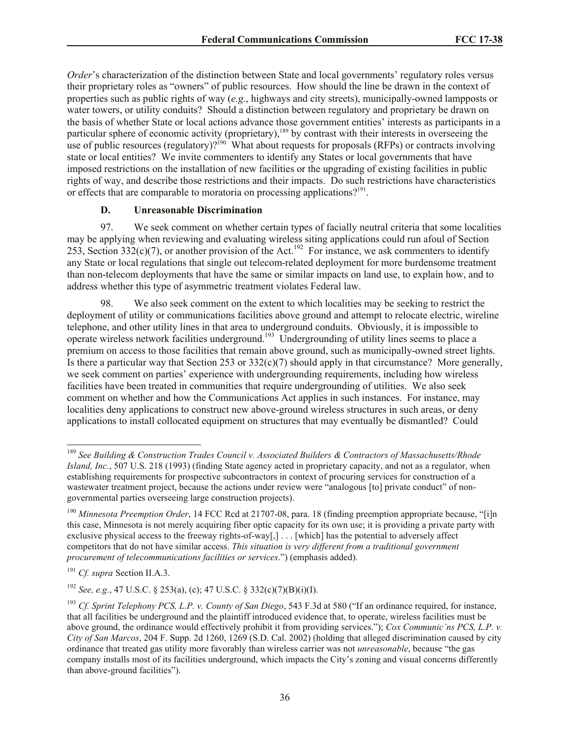*Order*'s characterization of the distinction between State and local governments' regulatory roles versus their proprietary roles as "owners" of public resources. How should the line be drawn in the context of properties such as public rights of way (*e.g.*, highways and city streets), municipally-owned lampposts or water towers, or utility conduits? Should a distinction between regulatory and proprietary be drawn on the basis of whether State or local actions advance those government entities' interests as participants in a particular sphere of economic activity (proprietary),[189] by contrast with their interests in overseeing the use of public resources (regulatory)?[190] What about requests for proposals (RFPs) or contracts involving state or local entities? We invite commenters to identify any States or local governments that have imposed restrictions on the installation of new facilities or the upgrading of existing facilities in public rights of way, and describe those restrictions and their impacts. Do such restrictions have characteristics or effects that are comparable to moratoria on processing applications?[191].

### D. Unreasonable Discrimination

97. We seek comment on whether certain types of facially neutral criteria that some localities may be applying when reviewing and evaluating wireless siting applications could run afoul of Section 253, Section 332(c)(7), or another provision of the Act.[192] For instance, we ask commenters to identify any State or local regulations that single out telecom-related deployment for more burdensome treatment than non-telecom deployments that have the same or similar impacts on land use, to explain how, and to address whether this type of asymmetric treatment violates Federal law.

98. We also seek comment on the extent to which localities may be seeking to restrict the deployment of utility or communications facilities above ground and attempt to relocate electric, wireline telephone, and other utility lines in that area to underground conduits. Obviously, it is impossible to operate wireless network facilities underground.[193] Undergrounding of utility lines seems to place a premium on access to those facilities that remain above ground, such as municipally-owned street lights. Is there a particular way that Section 253 or 332(c)(7) should apply in that circumstance? More generally, we seek comment on parties' experience with undergrounding requirements, including how wireless facilities have been treated in communities that require undergrounding of utilities. We also seek comment on whether and how the Communications Act applies in such instances. For instance, may localities deny applications to construct new above-ground wireless structures in such areas, or deny applications to install collocated equipment on structures that may eventually be dismantled? Could

---

[189] *See Building & Construction Trades Council v. Associated Builders & Contractors of Massachusetts/Rhode Island, Inc.*, 507 U.S. 218 (1993) (finding State agency acted in proprietary capacity, and not as a regulator, when establishing requirements for prospective subcontractors in context of procuring services for construction of a wastewater treatment project, because the actions under review were "analogous [to] private conduct" of non-governmental parties overseeing large construction projects).

[190] *Minnesota Preemption Order*, 14 FCC Rcd at 21707-08, para. 18 (finding preemption appropriate because, "[i]n this case, Minnesota is not merely acquiring fiber optic capacity for its own use; it is providing a private party with exclusive physical access to the freeway rights-of-way[,] . . . [which] has the potential to adversely affect competitors that do not have similar access. *This situation is very different from a traditional government procurement of telecommunications facilities or services*.") (emphasis added).

[191] *Cf. supra* Section II.A.3.

[192] *See, e.g.*, 47 U.S.C. § 253(a), (c); 47 U.S.C. § 332(c)(7)(B)(i)(I).

[193] *Cf. Sprint Telephony PCS, L.P. v. County of San Diego*, 543 F.3d at 580 ("If an ordinance required, for instance, that all facilities be underground and the plaintiff introduced evidence that, to operate, wireless facilities must be above ground, the ordinance would effectively prohibit it from providing services."); *Cox Communic'ns PCS, L.P. v. City of San Marcos*, 204 F. Supp. 2d 1260, 1269 (S.D. Cal. 2002) (holding that alleged discrimination caused by city ordinance that treated gas utility more favorably than wireless carrier was not *unreasonable*, because "the gas company installs most of its facilities underground, which impacts the City's zoning and visual concerns differently than above-ground facilities").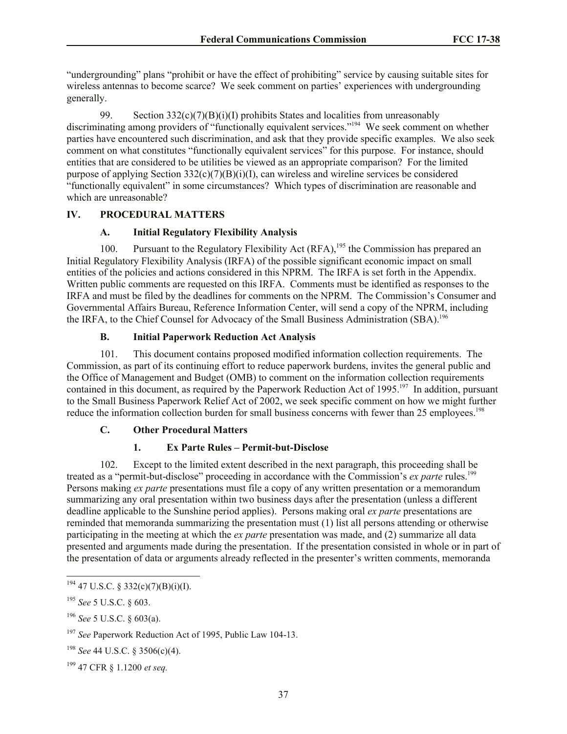"undergrounding" plans "prohibit or have the effect of prohibiting" service by causing suitable sites for wireless antennas to become scarce? We seek comment on parties' experiences with undergrounding generally.

99. Section 332(c)(7)(B)(i)(I) prohibits States and localities from unreasonably discriminating among providers of "functionally equivalent services."[194] We seek comment on whether parties have encountered such discrimination, and ask that they provide specific examples. We also seek comment on what constitutes "functionally equivalent services" for this purpose. For instance, should entities that are considered to be utilities be viewed as an appropriate comparison? For the limited purpose of applying Section 332(c)(7)(B)(i)(I), can wireless and wireline services be considered "functionally equivalent" in some circumstances? Which types of discrimination are reasonable and which are unreasonable?

## IV. PROCEDURAL MATTERS

### A. Initial Regulatory Flexibility Analysis

100. Pursuant to the Regulatory Flexibility Act (RFA),[195] the Commission has prepared an Initial Regulatory Flexibility Analysis (IRFA) of the possible significant economic impact on small entities of the policies and actions considered in this NPRM. The IRFA is set forth in the Appendix. Written public comments are requested on this IRFA. Comments must be identified as responses to the IRFA and must be filed by the deadlines for comments on the NPRM. The Commission's Consumer and Governmental Affairs Bureau, Reference Information Center, will send a copy of the NPRM, including the IRFA, to the Chief Counsel for Advocacy of the Small Business Administration (SBA).[196]

### B. Initial Paperwork Reduction Act Analysis

101. This document contains proposed modified information collection requirements. The Commission, as part of its continuing effort to reduce paperwork burdens, invites the general public and the Office of Management and Budget (OMB) to comment on the information collection requirements contained in this document, as required by the Paperwork Reduction Act of 1995.[197] In addition, pursuant to the Small Business Paperwork Relief Act of 2002, we seek specific comment on how we might further reduce the information collection burden for small business concerns with fewer than 25 employees.[198]

### C. Other Procedural Matters

#### 1. Ex Parte Rules – Permit-but-Disclose

102. Except to the limited extent described in the next paragraph, this proceeding shall be treated as a "permit-but-disclose" proceeding in accordance with the Commission's *ex parte* rules.[199] Persons making *ex parte* presentations must file a copy of any written presentation or a memorandum summarizing any oral presentation within two business days after the presentation (unless a different deadline applicable to the Sunshine period applies). Persons making oral *ex parte* presentations are reminded that memoranda summarizing the presentation must (1) list all persons attending or otherwise participating in the meeting at which the *ex parte* presentation was made, and (2) summarize all data presented and arguments made during the presentation. If the presentation consisted in whole or in part of the presentation of data or arguments already reflected in the presenter's written comments, memoranda

---

[194] 47 U.S.C. § 332(c)(7)(B)(i)(I).

[195] *See* 5 U.S.C. § 603.

[196] *See* 5 U.S.C. § 603(a).

[197] *See* Paperwork Reduction Act of 1995, Public Law 104-13.

[198] *See* 44 U.S.C. § 3506(c)(4).

[199] 47 CFR § 1.1200 *et seq.*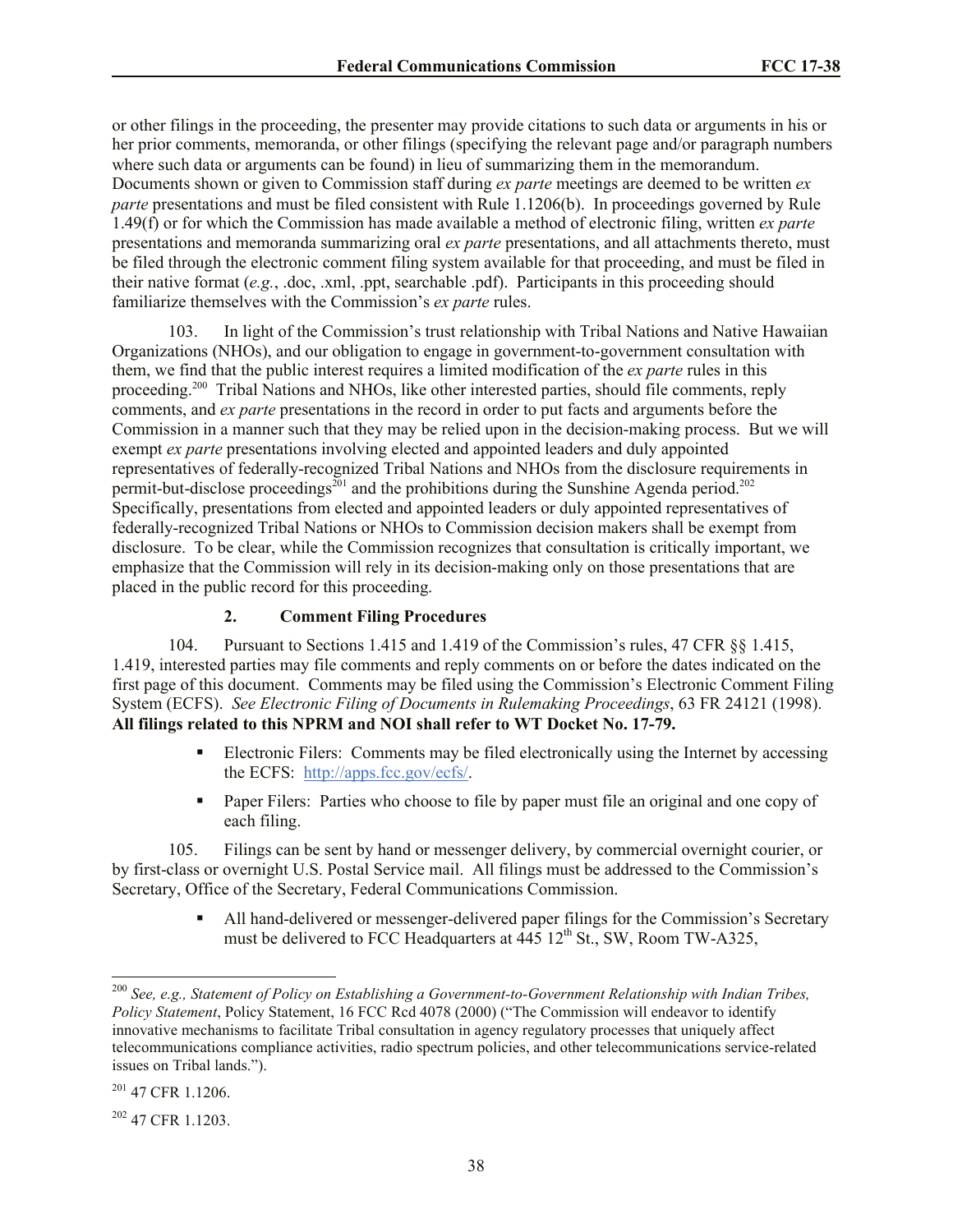or other filings in the proceeding, the presenter may provide citations to such data or arguments in his or her prior comments, memoranda, or other filings (specifying the relevant page and/or paragraph numbers where such data or arguments can be found) in lieu of summarizing them in the memorandum. Documents shown or given to Commission staff during *ex parte* meetings are deemed to be written *ex parte* presentations and must be filed consistent with Rule 1.1206(b). In proceedings governed by Rule 1.49(f) or for which the Commission has made available a method of electronic filing, written *ex parte* presentations and memoranda summarizing oral *ex parte* presentations, and all attachments thereto, must be filed through the electronic comment filing system available for that proceeding, and must be filed in their native format (*e.g.*, .doc, .xml, .ppt, searchable .pdf). Participants in this proceeding should familiarize themselves with the Commission's *ex parte* rules.

103. In light of the Commission's trust relationship with Tribal Nations and Native Hawaiian Organizations (NHOs), and our obligation to engage in government-to-government consultation with them, we find that the public interest requires a limited modification of the *ex parte* rules in this proceeding.[200] Tribal Nations and NHOs, like other interested parties, should file comments, reply comments, and *ex parte* presentations in the record in order to put facts and arguments before the Commission in a manner such that they may be relied upon in the decision-making process. But we will exempt *ex parte* presentations involving elected and appointed leaders and duly appointed representatives of federally-recognized Tribal Nations and NHOs from the disclosure requirements in permit-but-disclose proceedings[201] and the prohibitions during the Sunshine Agenda period.[202] Specifically, presentations from elected and appointed leaders or duly appointed representatives of federally-recognized Tribal Nations or NHOs to Commission decision makers shall be exempt from disclosure. To be clear, while the Commission recognizes that consultation is critically important, we emphasize that the Commission will rely in its decision-making only on those presentations that are placed in the public record for this proceeding.

### 2. Comment Filing Procedures

104. Pursuant to Sections 1.415 and 1.419 of the Commission's rules, 47 CFR §§ 1.415, 1.419, interested parties may file comments and reply comments on or before the dates indicated on the first page of this document. Comments may be filed using the Commission's Electronic Comment Filing System (ECFS). *See Electronic Filing of Documents in Rulemaking Proceedings*, 63 FR 24121 (1998). **All filings related to this NPRM and NOI shall refer to WT Docket No. 17-79.**

- Electronic Filers: Comments may be filed electronically using the Internet by accessing the ECFS: http://apps.fcc.gov/ecfs/.
- Paper Filers: Parties who choose to file by paper must file an original and one copy of each filing.

105. Filings can be sent by hand or messenger delivery, by commercial overnight courier, or by first-class or overnight U.S. Postal Service mail. All filings must be addressed to the Commission's Secretary, Office of the Secretary, Federal Communications Commission.

- All hand-delivered or messenger-delivered paper filings for the Commission's Secretary must be delivered to FCC Headquarters at 445 12th St., SW, Room TW-A325,

---

[200] *See, e.g., Statement of Policy on Establishing a Government-to-Government Relationship with Indian Tribes, Policy Statement*, Policy Statement, 16 FCC Rcd 4078 (2000) ("The Commission will endeavor to identify innovative mechanisms to facilitate Tribal consultation in agency regulatory processes that uniquely affect telecommunications compliance activities, radio spectrum policies, and other telecommunications service-related issues on Tribal lands.").

[201] 47 CFR 1.1206.

[202] 47 CFR 1.1203.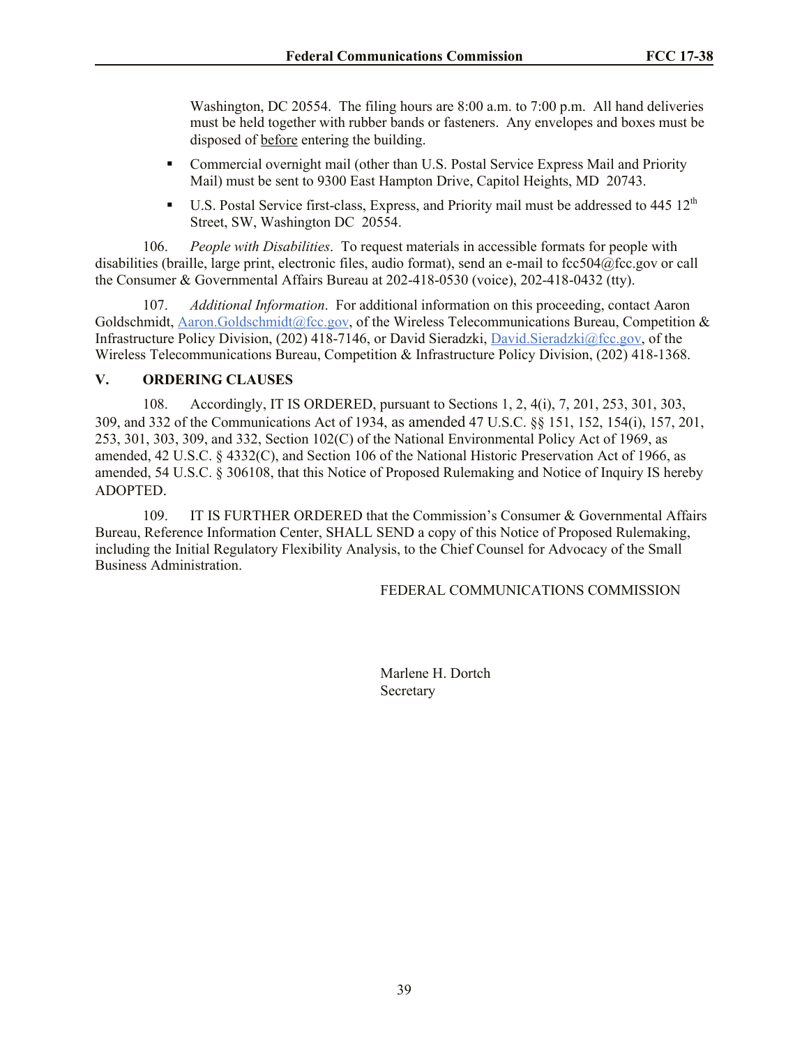Washington, DC 20554. The filing hours are 8:00 a.m. to 7:00 p.m. All hand deliveries must be held together with rubber bands or fasteners. Any envelopes and boxes must be disposed of before entering the building.

- Commercial overnight mail (other than U.S. Postal Service Express Mail and Priority Mail) must be sent to 9300 East Hampton Drive, Capitol Heights, MD 20743.
- U.S. Postal Service first-class, Express, and Priority mail must be addressed to 445 12th Street, SW, Washington DC 20554.

106. *People with Disabilities*. To request materials in accessible formats for people with disabilities (braille, large print, electronic files, audio format), send an e-mail to fcc504@fcc.gov or call the Consumer & Governmental Affairs Bureau at 202-418-0530 (voice), 202-418-0432 (tty).

107. *Additional Information*. For additional information on this proceeding, contact Aaron Goldschmidt, Aaron.Goldschmidt@fcc.gov, of the Wireless Telecommunications Bureau, Competition & Infrastructure Policy Division, (202) 418-7146, or David Sieradzki, David.Sieradzki@fcc.gov, of the Wireless Telecommunications Bureau, Competition & Infrastructure Policy Division, (202) 418-1368.

## V. ORDERING CLAUSES

108. Accordingly, IT IS ORDERED, pursuant to Sections 1, 2, 4(i), 7, 201, 253, 301, 303, 309, and 332 of the Communications Act of 1934, as amended 47 U.S.C. §§ 151, 152, 154(i), 157, 201, 253, 301, 303, 309, and 332, Section 102(C) of the National Environmental Policy Act of 1969, as amended, 42 U.S.C. § 4332(C), and Section 106 of the National Historic Preservation Act of 1966, as amended, 54 U.S.C. § 306108, that this Notice of Proposed Rulemaking and Notice of Inquiry IS hereby ADOPTED.

109. IT IS FURTHER ORDERED that the Commission's Consumer & Governmental Affairs Bureau, Reference Information Center, SHALL SEND a copy of this Notice of Proposed Rulemaking, including the Initial Regulatory Flexibility Analysis, to the Chief Counsel for Advocacy of the Small Business Administration.

FEDERAL COMMUNICATIONS COMMISSION

Marlene H. Dortch
Secretary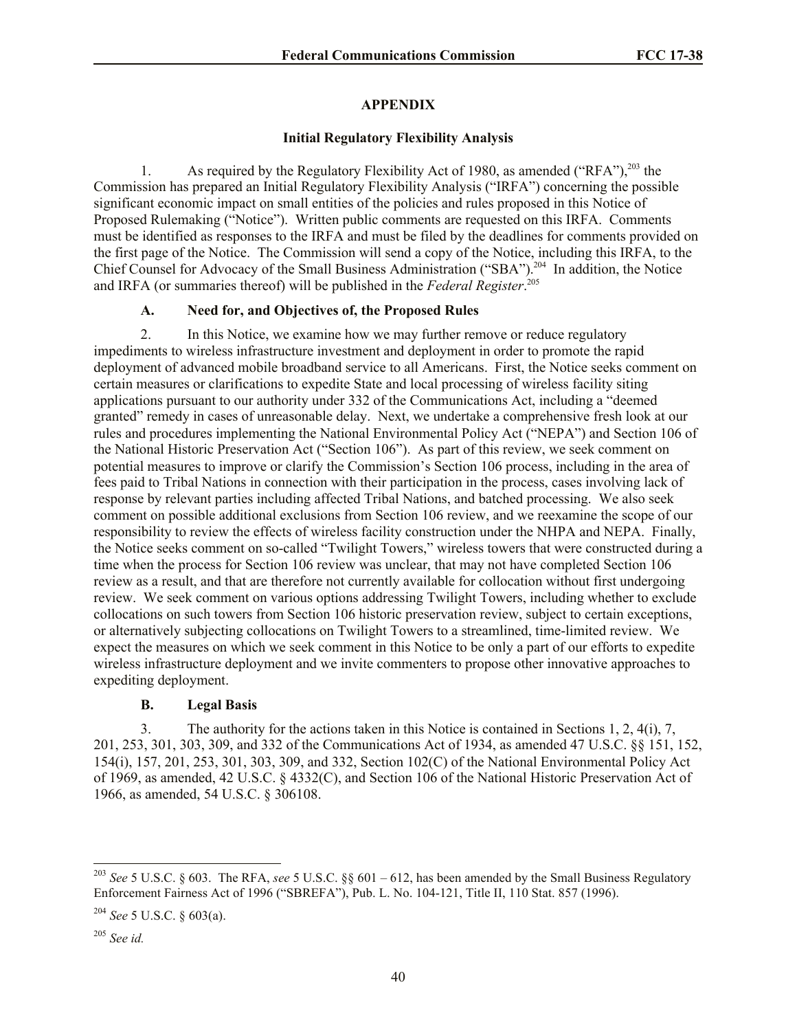## APPENDIX

### Initial Regulatory Flexibility Analysis

1. As required by the Regulatory Flexibility Act of 1980, as amended ("RFA"),[203] the Commission has prepared an Initial Regulatory Flexibility Analysis ("IRFA") concerning the possible significant economic impact on small entities of the policies and rules proposed in this Notice of Proposed Rulemaking ("Notice"). Written public comments are requested on this IRFA. Comments must be identified as responses to the IRFA and must be filed by the deadlines for comments provided on the first page of the Notice. The Commission will send a copy of the Notice, including this IRFA, to the Chief Counsel for Advocacy of the Small Business Administration ("SBA").[204] In addition, the Notice and IRFA (or summaries thereof) will be published in the *Federal Register*.[205]

#### A. Need for, and Objectives of, the Proposed Rules

2. In this Notice, we examine how we may further remove or reduce regulatory impediments to wireless infrastructure investment and deployment in order to promote the rapid deployment of advanced mobile broadband service to all Americans. First, the Notice seeks comment on certain measures or clarifications to expedite State and local processing of wireless facility siting applications pursuant to our authority under 332 of the Communications Act, including a "deemed granted" remedy in cases of unreasonable delay. Next, we undertake a comprehensive fresh look at our rules and procedures implementing the National Environmental Policy Act ("NEPA") and Section 106 of the National Historic Preservation Act ("Section 106"). As part of this review, we seek comment on potential measures to improve or clarify the Commission's Section 106 process, including in the area of fees paid to Tribal Nations in connection with their participation in the process, cases involving lack of response by relevant parties including affected Tribal Nations, and batched processing. We also seek comment on possible additional exclusions from Section 106 review, and we reexamine the scope of our responsibility to review the effects of wireless facility construction under the NHPA and NEPA. Finally, the Notice seeks comment on so-called "Twilight Towers," wireless towers that were constructed during a time when the process for Section 106 review was unclear, that may not have completed Section 106 review as a result, and that are therefore not currently available for collocation without first undergoing review. We seek comment on various options addressing Twilight Towers, including whether to exclude collocations on such towers from Section 106 historic preservation review, subject to certain exceptions, or alternatively subjecting collocations on Twilight Towers to a streamlined, time-limited review. We expect the measures on which we seek comment in this Notice to be only a part of our efforts to expedite wireless infrastructure deployment and we invite commenters to propose other innovative approaches to expediting deployment.

#### B. Legal Basis

3. The authority for the actions taken in this Notice is contained in Sections 1, 2, 4(i), 7, 201, 253, 301, 303, 309, and 332 of the Communications Act of 1934, as amended 47 U.S.C. §§ 151, 152, 154(i), 157, 201, 253, 301, 303, 309, and 332, Section 102(C) of the National Environmental Policy Act of 1969, as amended, 42 U.S.C. § 4332(C), and Section 106 of the National Historic Preservation Act of 1966, as amended, 54 U.S.C. § 306108.

---

[203] *See* 5 U.S.C. § 603. The RFA, *see* 5 U.S.C. §§ 601 – 612, has been amended by the Small Business Regulatory Enforcement Fairness Act of 1996 ("SBREFA"), Pub. L. No. 104-121, Title II, 110 Stat. 857 (1996).

[204] *See* 5 U.S.C. § 603(a).

[205] *See id.*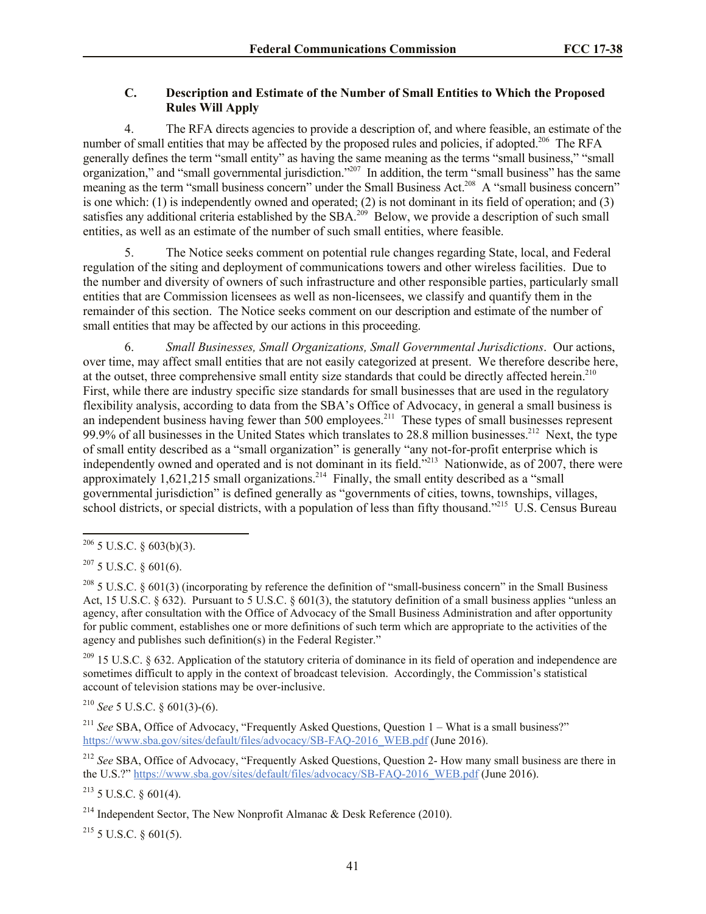### C. Description and Estimate of the Number of Small Entities to Which the Proposed Rules Will Apply

4. The RFA directs agencies to provide a description of, and where feasible, an estimate of the number of small entities that may be affected by the proposed rules and policies, if adopted.[206] The RFA generally defines the term "small entity" as having the same meaning as the terms "small business," "small organization," and "small governmental jurisdiction."[207] In addition, the term "small business" has the same meaning as the term "small business concern" under the Small Business Act.[208] A "small business concern" is one which: (1) is independently owned and operated; (2) is not dominant in its field of operation; and (3) satisfies any additional criteria established by the SBA.[209] Below, we provide a description of such small entities, as well as an estimate of the number of such small entities, where feasible.

5. The Notice seeks comment on potential rule changes regarding State, local, and Federal regulation of the siting and deployment of communications towers and other wireless facilities. Due to the number and diversity of owners of such infrastructure and other responsible parties, particularly small entities that are Commission licensees as well as non-licensees, we classify and quantify them in the remainder of this section. The Notice seeks comment on our description and estimate of the number of small entities that may be affected by our actions in this proceeding.

6. *Small Businesses, Small Organizations, Small Governmental Jurisdictions*. Our actions, over time, may affect small entities that are not easily categorized at present. We therefore describe here, at the outset, three comprehensive small entity size standards that could be directly affected herein.[210] First, while there are industry specific size standards for small businesses that are used in the regulatory flexibility analysis, according to data from the SBA's Office of Advocacy, in general a small business is an independent business having fewer than 500 employees.[211] These types of small businesses represent 99.9% of all businesses in the United States which translates to 28.8 million businesses.[212] Next, the type of small entity described as a "small organization" is generally "any not-for-profit enterprise which is independently owned and operated and is not dominant in its field."[213] Nationwide, as of 2007, there were approximately 1,621,215 small organizations.[214] Finally, the small entity described as a "small governmental jurisdiction" is defined generally as "governments of cities, towns, townships, villages, school districts, or special districts, with a population of less than fifty thousand."[215] U.S. Census Bureau

---

[206] 5 U.S.C. § 603(b)(3).

[207] 5 U.S.C. § 601(6).

[208] 5 U.S.C. § 601(3) (incorporating by reference the definition of "small-business concern" in the Small Business Act, 15 U.S.C. § 632). Pursuant to 5 U.S.C. § 601(3), the statutory definition of a small business applies "unless an agency, after consultation with the Office of Advocacy of the Small Business Administration and after opportunity for public comment, establishes one or more definitions of such term which are appropriate to the activities of the agency and publishes such definition(s) in the Federal Register."

[209] 15 U.S.C. § 632. Application of the statutory criteria of dominance in its field of operation and independence are sometimes difficult to apply in the context of broadcast television. Accordingly, the Commission's statistical account of television stations may be over-inclusive.

[210] *See* 5 U.S.C. § 601(3)-(6).

[211] *See* SBA, Office of Advocacy, "Frequently Asked Questions, Question 1 – What is a small business?" https://www.sba.gov/sites/default/files/advocacy/SB-FAQ-2016_WEB.pdf (June 2016).

[212] *See* SBA, Office of Advocacy, "Frequently Asked Questions, Question 2- How many small business are there in the U.S.?" https://www.sba.gov/sites/default/files/advocacy/SB-FAQ-2016_WEB.pdf (June 2016).

[213] 5 U.S.C. § 601(4).

[214] Independent Sector, The New Nonprofit Almanac & Desk Reference (2010).

[215] 5 U.S.C. § 601(5).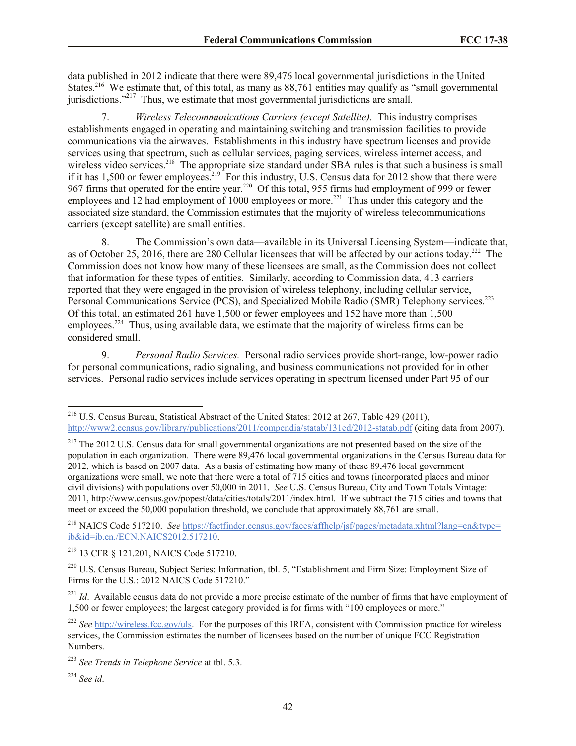data published in 2012 indicate that there were 89,476 local governmental jurisdictions in the United States.[216] We estimate that, of this total, as many as 88,761 entities may qualify as "small governmental jurisdictions."[217] Thus, we estimate that most governmental jurisdictions are small.

7. *Wireless Telecommunications Carriers (except Satellite).* This industry comprises establishments engaged in operating and maintaining switching and transmission facilities to provide communications via the airwaves. Establishments in this industry have spectrum licenses and provide services using that spectrum, such as cellular services, paging services, wireless internet access, and wireless video services.[218] The appropriate size standard under SBA rules is that such a business is small if it has 1,500 or fewer employees.[219] For this industry, U.S. Census data for 2012 show that there were 967 firms that operated for the entire year.[220] Of this total, 955 firms had employment of 999 or fewer employees and 12 had employment of 1000 employees or more.[221] Thus under this category and the associated size standard, the Commission estimates that the majority of wireless telecommunications carriers (except satellite) are small entities.

8. The Commission's own data—available in its Universal Licensing System—indicate that, as of October 25, 2016, there are 280 Cellular licensees that will be affected by our actions today.[222] The Commission does not know how many of these licensees are small, as the Commission does not collect that information for these types of entities. Similarly, according to Commission data, 413 carriers reported that they were engaged in the provision of wireless telephony, including cellular service, Personal Communications Service (PCS), and Specialized Mobile Radio (SMR) Telephony services.[223] Of this total, an estimated 261 have 1,500 or fewer employees and 152 have more than 1,500 employees.[224] Thus, using available data, we estimate that the majority of wireless firms can be considered small.

9. *Personal Radio Services.* Personal radio services provide short-range, low-power radio for personal communications, radio signaling, and business communications not provided for in other services. Personal radio services include services operating in spectrum licensed under Part 95 of our

---

[216] U.S. Census Bureau, Statistical Abstract of the United States: 2012 at 267, Table 429 (2011), http://www2.census.gov/library/publications/2011/compendia/statab/131ed/2012-statab.pdf (citing data from 2007).

[217] The 2012 U.S. Census data for small governmental organizations are not presented based on the size of the population in each organization. There were 89,476 local governmental organizations in the Census Bureau data for 2012, which is based on 2007 data. As a basis of estimating how many of these 89,476 local government organizations were small, we note that there were a total of 715 cities and towns (incorporated places and minor civil divisions) with populations over 50,000 in 2011. *See* U.S. Census Bureau, City and Town Totals Vintage: 2011, http://www.census.gov/popest/data/cities/totals/2011/index.html. If we subtract the 715 cities and towns that meet or exceed the 50,000 population threshold, we conclude that approximately 88,761 are small.

[218] NAICS Code 517210. *See* https://factfinder.census.gov/faces/affhelp/jsf/pages/metadata.xhtml?lang=en&type=ib&id=ib.en./ECN.NAICS2012.517210.

[219] 13 CFR § 121.201, NAICS Code 517210.

[220] U.S. Census Bureau, Subject Series: Information, tbl. 5, "Establishment and Firm Size: Employment Size of Firms for the U.S.: 2012 NAICS Code 517210."

[221] *Id*. Available census data do not provide a more precise estimate of the number of firms that have employment of 1,500 or fewer employees; the largest category provided is for firms with "100 employees or more."

[222] *See* http://wireless.fcc.gov/uls. For the purposes of this IRFA, consistent with Commission practice for wireless services, the Commission estimates the number of licensees based on the number of unique FCC Registration Numbers.

[223] *See Trends in Telephone Service* at tbl. 5.3.

[224] *See id*.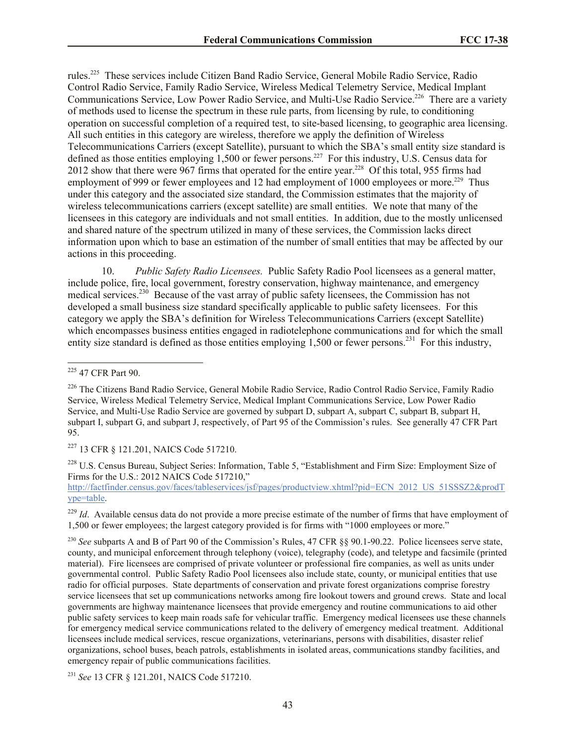rules.[225] These services include Citizen Band Radio Service, General Mobile Radio Service, Radio Control Radio Service, Family Radio Service, Wireless Medical Telemetry Service, Medical Implant Communications Service, Low Power Radio Service, and Multi-Use Radio Service.[226] There are a variety of methods used to license the spectrum in these rule parts, from licensing by rule, to conditioning operation on successful completion of a required test, to site-based licensing, to geographic area licensing. All such entities in this category are wireless, therefore we apply the definition of Wireless Telecommunications Carriers (except Satellite), pursuant to which the SBA's small entity size standard is defined as those entities employing 1,500 or fewer persons.[227] For this industry, U.S. Census data for 2012 show that there were 967 firms that operated for the entire year.[228] Of this total, 955 firms had employment of 999 or fewer employees and 12 had employment of 1000 employees or more.[229] Thus under this category and the associated size standard, the Commission estimates that the majority of wireless telecommunications carriers (except satellite) are small entities. We note that many of the licensees in this category are individuals and not small entities. In addition, due to the mostly unlicensed and shared nature of the spectrum utilized in many of these services, the Commission lacks direct information upon which to base an estimation of the number of small entities that may be affected by our actions in this proceeding.

10. *Public Safety Radio Licensees.* Public Safety Radio Pool licensees as a general matter, include police, fire, local government, forestry conservation, highway maintenance, and emergency medical services.[230] Because of the vast array of public safety licensees, the Commission has not developed a small business size standard specifically applicable to public safety licensees. For this category we apply the SBA's definition for Wireless Telecommunications Carriers (except Satellite) which encompasses business entities engaged in radiotelephone communications and for which the small entity size standard is defined as those entities employing 1,500 or fewer persons.[231] For this industry,

---

[225] 47 CFR Part 90.

[226] The Citizens Band Radio Service, General Mobile Radio Service, Radio Control Radio Service, Family Radio Service, Wireless Medical Telemetry Service, Medical Implant Communications Service, Low Power Radio Service, and Multi-Use Radio Service are governed by subpart D, subpart A, subpart C, subpart B, subpart H, subpart I, subpart G, and subpart J, respectively, of Part 95 of the Commission's rules. See generally 47 CFR Part 95.

[227] 13 CFR § 121.201, NAICS Code 517210.

[228] U.S. Census Bureau, Subject Series: Information, Table 5, "Establishment and Firm Size: Employment Size of Firms for the U.S.: 2012 NAICS Code 517210," http://factfinder.census.gov/faces/tableservices/jsf/pages/productview.xhtml?pid=ECN_2012_US_51SSSZ2&prodType=table.

[229] *Id*. Available census data do not provide a more precise estimate of the number of firms that have employment of 1,500 or fewer employees; the largest category provided is for firms with "1000 employees or more."

[230] *See* subparts A and B of Part 90 of the Commission's Rules, 47 CFR §§ 90.1-90.22. Police licensees serve state, county, and municipal enforcement through telephony (voice), telegraphy (code), and teletype and facsimile (printed material). Fire licensees are comprised of private volunteer or professional fire companies, as well as units under governmental control. Public Safety Radio Pool licensees also include state, county, or municipal entities that use radio for official purposes. State departments of conservation and private forest organizations comprise forestry service licensees that set up communications networks among fire lookout towers and ground crews. State and local governments are highway maintenance licensees that provide emergency and routine communications to aid other public safety services to keep main roads safe for vehicular traffic. Emergency medical licensees use these channels for emergency medical service communications related to the delivery of emergency medical treatment. Additional licensees include medical services, rescue organizations, veterinarians, persons with disabilities, disaster relief organizations, school buses, beach patrols, establishments in isolated areas, communications standby facilities, and emergency repair of public communications facilities.

[231] *See* 13 CFR § 121.201, NAICS Code 517210.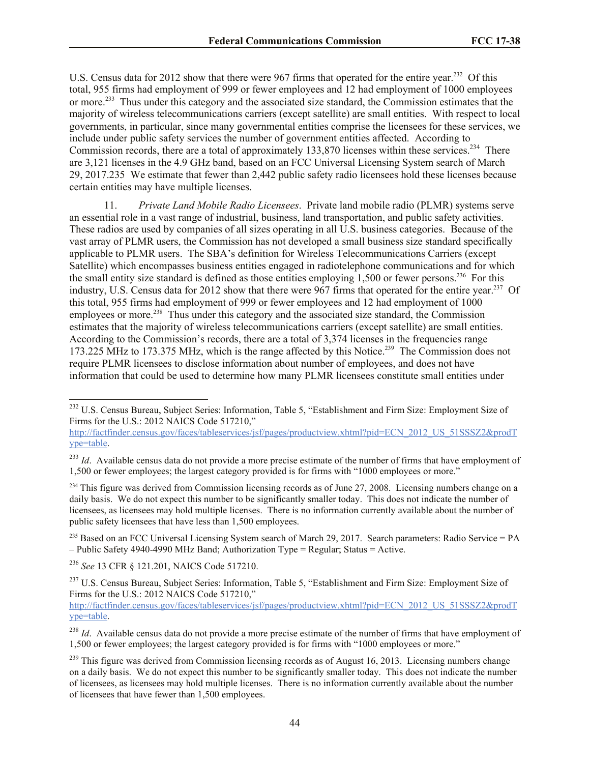U.S. Census data for 2012 show that there were 967 firms that operated for the entire year.[232] Of this total, 955 firms had employment of 999 or fewer employees and 12 had employment of 1000 employees or more.[233] Thus under this category and the associated size standard, the Commission estimates that the majority of wireless telecommunications carriers (except satellite) are small entities. With respect to local governments, in particular, since many governmental entities comprise the licensees for these services, we include under public safety services the number of government entities affected. According to Commission records, there are a total of approximately 133,870 licenses within these services.[234] There are 3,121 licenses in the 4.9 GHz band, based on an FCC Universal Licensing System search of March 29, 2017.235 We estimate that fewer than 2,442 public safety radio licensees hold these licenses because certain entities may have multiple licenses.

11. *Private Land Mobile Radio Licensees*. Private land mobile radio (PLMR) systems serve an essential role in a vast range of industrial, business, land transportation, and public safety activities. These radios are used by companies of all sizes operating in all U.S. business categories. Because of the vast array of PLMR users, the Commission has not developed a small business size standard specifically applicable to PLMR users. The SBA's definition for Wireless Telecommunications Carriers (except Satellite) which encompasses business entities engaged in radiotelephone communications and for which the small entity size standard is defined as those entities employing 1,500 or fewer persons.[236] For this industry, U.S. Census data for 2012 show that there were 967 firms that operated for the entire year.[237] Of this total, 955 firms had employment of 999 or fewer employees and 12 had employment of 1000 employees or more.[238] Thus under this category and the associated size standard, the Commission estimates that the majority of wireless telecommunications carriers (except satellite) are small entities. According to the Commission's records, there are a total of 3,374 licenses in the frequencies range 173.225 MHz to 173.375 MHz, which is the range affected by this Notice.[239] The Commission does not require PLMR licensees to disclose information about number of employees, and does not have information that could be used to determine how many PLMR licensees constitute small entities under

---

[232] U.S. Census Bureau, Subject Series: Information, Table 5, "Establishment and Firm Size: Employment Size of Firms for the U.S.: 2012 NAICS Code 517210," http://factfinder.census.gov/faces/tableservices/jsf/pages/productview.xhtml?pid=ECN_2012_US_51SSSZ2&prodType=table.

[233] *Id*. Available census data do not provide a more precise estimate of the number of firms that have employment of 1,500 or fewer employees; the largest category provided is for firms with "1000 employees or more."

[234] This figure was derived from Commission licensing records as of June 27, 2008. Licensing numbers change on a daily basis. We do not expect this number to be significantly smaller today. This does not indicate the number of licensees, as licensees may hold multiple licenses. There is no information currently available about the number of public safety licensees that have less than 1,500 employees.

[235] Based on an FCC Universal Licensing System search of March 29, 2017. Search parameters: Radio Service = PA – Public Safety 4940-4990 MHz Band; Authorization Type = Regular; Status = Active.

[236] *See* 13 CFR § 121.201, NAICS Code 517210.

[237] U.S. Census Bureau, Subject Series: Information, Table 5, "Establishment and Firm Size: Employment Size of Firms for the U.S.: 2012 NAICS Code 517210," http://factfinder.census.gov/faces/tableservices/jsf/pages/productview.xhtml?pid=ECN_2012_US_51SSSZ2&prodType=table.

[238] *Id*. Available census data do not provide a more precise estimate of the number of firms that have employment of 1,500 or fewer employees; the largest category provided is for firms with "1000 employees or more."

[239] This figure was derived from Commission licensing records as of August 16, 2013. Licensing numbers change on a daily basis. We do not expect this number to be significantly smaller today. This does not indicate the number of licensees, as licensees may hold multiple licenses. There is no information currently available about the number of licensees that have fewer than 1,500 employees.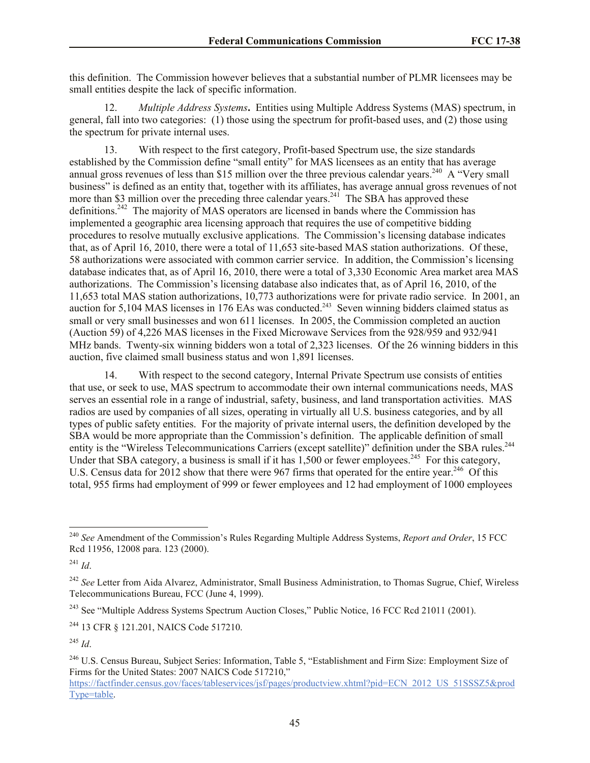this definition. The Commission however believes that a substantial number of PLMR licensees may be small entities despite the lack of specific information.

12. *Multiple Address Systems***.** Entities using Multiple Address Systems (MAS) spectrum, in general, fall into two categories: (1) those using the spectrum for profit-based uses, and (2) those using the spectrum for private internal uses.

13. With respect to the first category, Profit-based Spectrum use, the size standards established by the Commission define "small entity" for MAS licensees as an entity that has average annual gross revenues of less than $15 million over the three previous calendar years.[240] A "Very small business" is defined as an entity that, together with its affiliates, has average annual gross revenues of not more than $3 million over the preceding three calendar years.[241] The SBA has approved these definitions.[242] The majority of MAS operators are licensed in bands where the Commission has implemented a geographic area licensing approach that requires the use of competitive bidding procedures to resolve mutually exclusive applications. The Commission's licensing database indicates that, as of April 16, 2010, there were a total of 11,653 site-based MAS station authorizations. Of these, 58 authorizations were associated with common carrier service. In addition, the Commission's licensing database indicates that, as of April 16, 2010, there were a total of 3,330 Economic Area market area MAS authorizations. The Commission's licensing database also indicates that, as of April 16, 2010, of the 11,653 total MAS station authorizations, 10,773 authorizations were for private radio service. In 2001, an auction for 5,104 MAS licenses in 176 EAs was conducted.[243] Seven winning bidders claimed status as small or very small businesses and won 611 licenses. In 2005, the Commission completed an auction (Auction 59) of 4,226 MAS licenses in the Fixed Microwave Services from the 928/959 and 932/941 MHz bands. Twenty-six winning bidders won a total of 2,323 licenses. Of the 26 winning bidders in this auction, five claimed small business status and won 1,891 licenses.

14. With respect to the second category, Internal Private Spectrum use consists of entities that use, or seek to use, MAS spectrum to accommodate their own internal communications needs, MAS serves an essential role in a range of industrial, safety, business, and land transportation activities. MAS radios are used by companies of all sizes, operating in virtually all U.S. business categories, and by all types of public safety entities. For the majority of private internal users, the definition developed by the SBA would be more appropriate than the Commission's definition. The applicable definition of small entity is the "Wireless Telecommunications Carriers (except satellite)" definition under the SBA rules.[244] Under that SBA category, a business is small if it has 1,500 or fewer employees.[245] For this category, U.S. Census data for 2012 show that there were 967 firms that operated for the entire year.[246] Of this total, 955 firms had employment of 999 or fewer employees and 12 had employment of 1000 employees

---

[240] *See* Amendment of the Commission's Rules Regarding Multiple Address Systems, *Report and Order*, 15 FCC Rcd 11956, 12008 para. 123 (2000).

[241] *Id*.

[242] *See* Letter from Aida Alvarez, Administrator, Small Business Administration, to Thomas Sugrue, Chief, Wireless Telecommunications Bureau, FCC (June 4, 1999).

[243] See "Multiple Address Systems Spectrum Auction Closes," Public Notice, 16 FCC Rcd 21011 (2001).

[244] 13 CFR § 121.201, NAICS Code 517210.

[245] *Id*.

[246] U.S. Census Bureau, Subject Series: Information, Table 5, "Establishment and Firm Size: Employment Size of Firms for the United States: 2007 NAICS Code 517210," https://factfinder.census.gov/faces/tableservices/jsf/pages/productview.xhtml?pid=ECN_2012_US_51SSSZ5&prodType=table.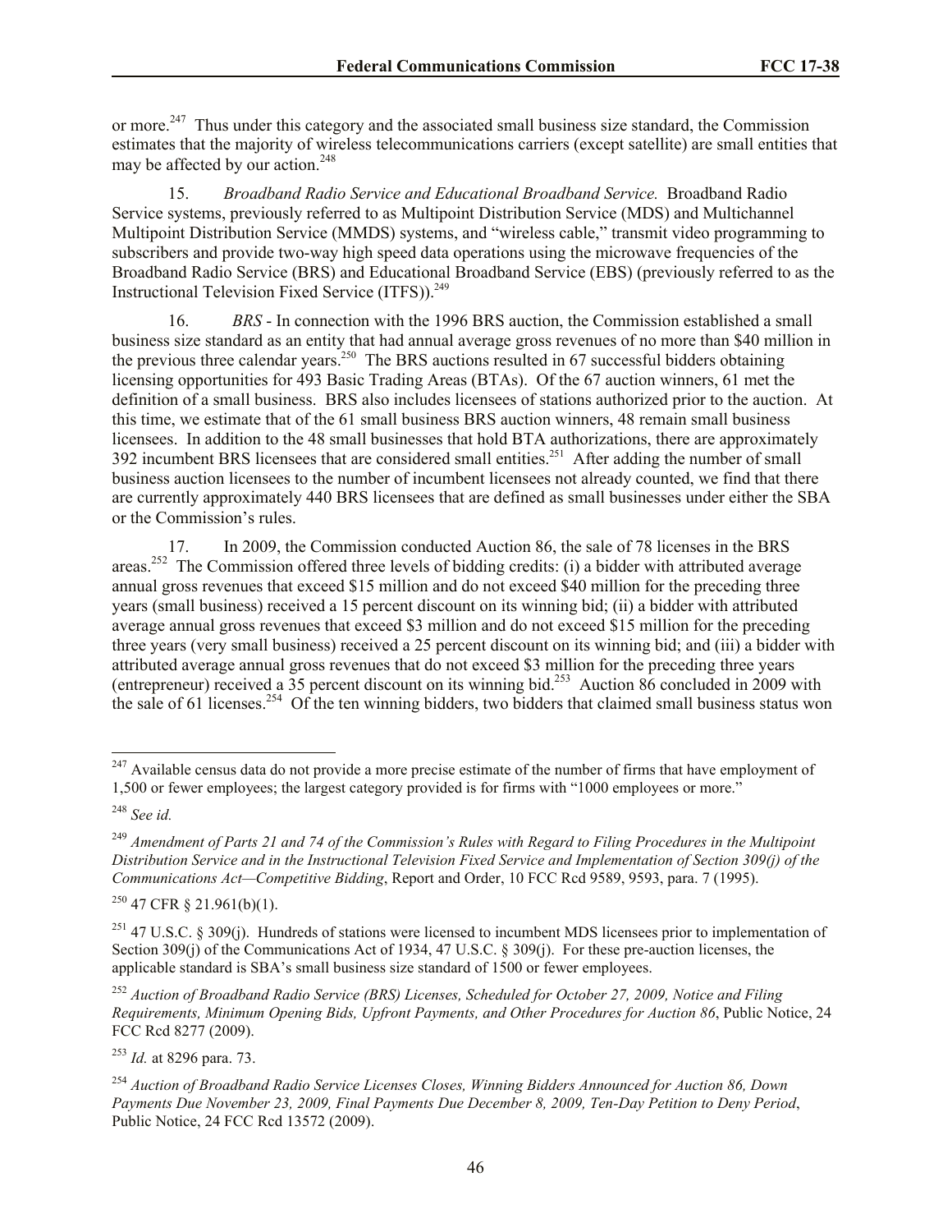or more.[247] Thus under this category and the associated small business size standard, the Commission estimates that the majority of wireless telecommunications carriers (except satellite) are small entities that may be affected by our action.[248]

15. *Broadband Radio Service and Educational Broadband Service.* Broadband Radio Service systems, previously referred to as Multipoint Distribution Service (MDS) and Multichannel Multipoint Distribution Service (MMDS) systems, and "wireless cable," transmit video programming to subscribers and provide two-way high speed data operations using the microwave frequencies of the Broadband Radio Service (BRS) and Educational Broadband Service (EBS) (previously referred to as the Instructional Television Fixed Service (ITFS)).[249]

16. *BRS* - In connection with the 1996 BRS auction, the Commission established a small business size standard as an entity that had annual average gross revenues of no more than $40 million in the previous three calendar years.[250] The BRS auctions resulted in 67 successful bidders obtaining licensing opportunities for 493 Basic Trading Areas (BTAs). Of the 67 auction winners, 61 met the definition of a small business. BRS also includes licensees of stations authorized prior to the auction. At this time, we estimate that of the 61 small business BRS auction winners, 48 remain small business licensees. In addition to the 48 small businesses that hold BTA authorizations, there are approximately 392 incumbent BRS licensees that are considered small entities.[251] After adding the number of small business auction licensees to the number of incumbent licensees not already counted, we find that there are currently approximately 440 BRS licensees that are defined as small businesses under either the SBA or the Commission's rules.

17. In 2009, the Commission conducted Auction 86, the sale of 78 licenses in the BRS areas.[252] The Commission offered three levels of bidding credits: (i) a bidder with attributed average annual gross revenues that exceed $15 million and do not exceed $40 million for the preceding three years (small business) received a 15 percent discount on its winning bid; (ii) a bidder with attributed average annual gross revenues that exceed $3 million and do not exceed $15 million for the preceding three years (very small business) received a 25 percent discount on its winning bid; and (iii) a bidder with attributed average annual gross revenues that do not exceed $3 million for the preceding three years (entrepreneur) received a 35 percent discount on its winning bid.[253] Auction 86 concluded in 2009 with the sale of 61 licenses.[254] Of the ten winning bidders, two bidders that claimed small business status won

---

[247] Available census data do not provide a more precise estimate of the number of firms that have employment of 1,500 or fewer employees; the largest category provided is for firms with "1000 employees or more."

[248] *See id.*

[249] *Amendment of Parts 21 and 74 of the Commission's Rules with Regard to Filing Procedures in the Multipoint Distribution Service and in the Instructional Television Fixed Service and Implementation of Section 309(j) of the Communications Act—Competitive Bidding*, Report and Order, 10 FCC Rcd 9589, 9593, para. 7 (1995).

[250] 47 CFR § 21.961(b)(1).

[251] 47 U.S.C. § 309(j). Hundreds of stations were licensed to incumbent MDS licensees prior to implementation of Section 309(j) of the Communications Act of 1934, 47 U.S.C. § 309(j). For these pre-auction licenses, the applicable standard is SBA's small business size standard of 1500 or fewer employees.

[252] *Auction of Broadband Radio Service (BRS) Licenses, Scheduled for October 27, 2009, Notice and Filing Requirements, Minimum Opening Bids, Upfront Payments, and Other Procedures for Auction 86*, Public Notice, 24 FCC Rcd 8277 (2009).

[253] *Id.* at 8296 para. 73.

[254] *Auction of Broadband Radio Service Licenses Closes, Winning Bidders Announced for Auction 86, Down Payments Due November 23, 2009, Final Payments Due December 8, 2009, Ten-Day Petition to Deny Period*, Public Notice, 24 FCC Rcd 13572 (2009).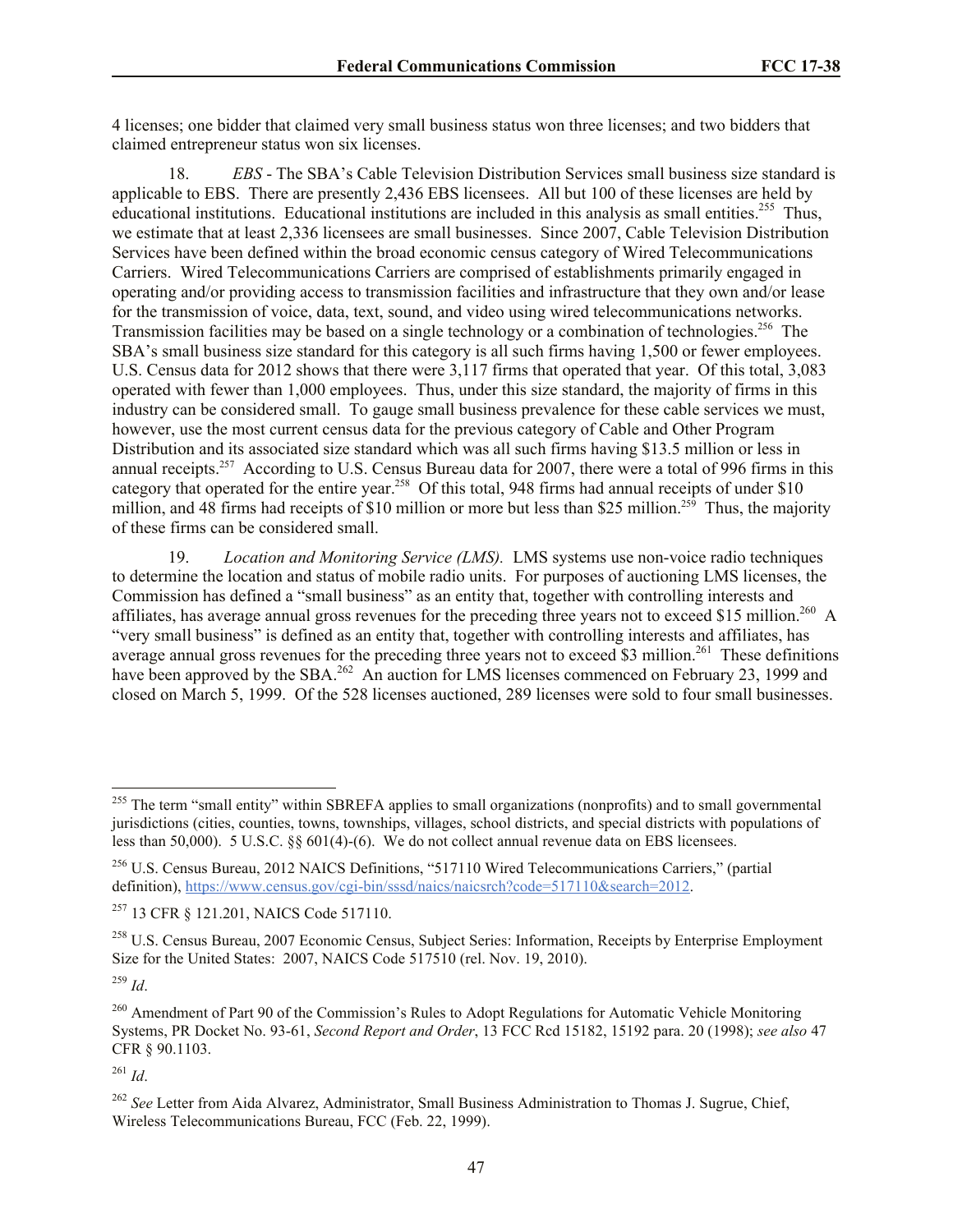4 licenses; one bidder that claimed very small business status won three licenses; and two bidders that claimed entrepreneur status won six licenses.

18. *EBS* - The SBA's Cable Television Distribution Services small business size standard is applicable to EBS. There are presently 2,436 EBS licensees. All but 100 of these licenses are held by educational institutions. Educational institutions are included in this analysis as small entities.[255] Thus, we estimate that at least 2,336 licensees are small businesses. Since 2007, Cable Television Distribution Services have been defined within the broad economic census category of Wired Telecommunications Carriers. Wired Telecommunications Carriers are comprised of establishments primarily engaged in operating and/or providing access to transmission facilities and infrastructure that they own and/or lease for the transmission of voice, data, text, sound, and video using wired telecommunications networks. Transmission facilities may be based on a single technology or a combination of technologies.[256] The SBA's small business size standard for this category is all such firms having 1,500 or fewer employees. U.S. Census data for 2012 shows that there were 3,117 firms that operated that year. Of this total, 3,083 operated with fewer than 1,000 employees. Thus, under this size standard, the majority of firms in this industry can be considered small. To gauge small business prevalence for these cable services we must, however, use the most current census data for the previous category of Cable and Other Program Distribution and its associated size standard which was all such firms having $13.5 million or less in annual receipts.[257] According to U.S. Census Bureau data for 2007, there were a total of 996 firms in this category that operated for the entire year.[258] Of this total, 948 firms had annual receipts of under $10 million, and 48 firms had receipts of $10 million or more but less than $25 million.[259] Thus, the majority of these firms can be considered small.

19. *Location and Monitoring Service (LMS).* LMS systems use non-voice radio techniques to determine the location and status of mobile radio units. For purposes of auctioning LMS licenses, the Commission has defined a "small business" as an entity that, together with controlling interests and affiliates, has average annual gross revenues for the preceding three years not to exceed $15 million.[260] A "very small business" is defined as an entity that, together with controlling interests and affiliates, has average annual gross revenues for the preceding three years not to exceed $3 million.[261] These definitions have been approved by the SBA.[262] An auction for LMS licenses commenced on February 23, 1999 and closed on March 5, 1999. Of the 528 licenses auctioned, 289 licenses were sold to four small businesses.

---

[255] The term "small entity" within SBREFA applies to small organizations (nonprofits) and to small governmental jurisdictions (cities, counties, towns, townships, villages, school districts, and special districts with populations of less than 50,000). 5 U.S.C. §§ 601(4)-(6). We do not collect annual revenue data on EBS licensees.

[256] U.S. Census Bureau, 2012 NAICS Definitions, "517110 Wired Telecommunications Carriers," (partial definition), https://www.census.gov/cgi-bin/sssd/naics/naicsrch?code=517110&search=2012.

[257] 13 CFR § 121.201, NAICS Code 517110.

[258] U.S. Census Bureau, 2007 Economic Census, Subject Series: Information, Receipts by Enterprise Employment Size for the United States: 2007, NAICS Code 517510 (rel. Nov. 19, 2010).

[259] *Id*.

[260] Amendment of Part 90 of the Commission's Rules to Adopt Regulations for Automatic Vehicle Monitoring Systems, PR Docket No. 93-61, *Second Report and Order*, 13 FCC Rcd 15182, 15192 para. 20 (1998); *see also* 47 CFR § 90.1103.

[261] *Id*.

[262] *See* Letter from Aida Alvarez, Administrator, Small Business Administration to Thomas J. Sugrue, Chief, Wireless Telecommunications Bureau, FCC (Feb. 22, 1999).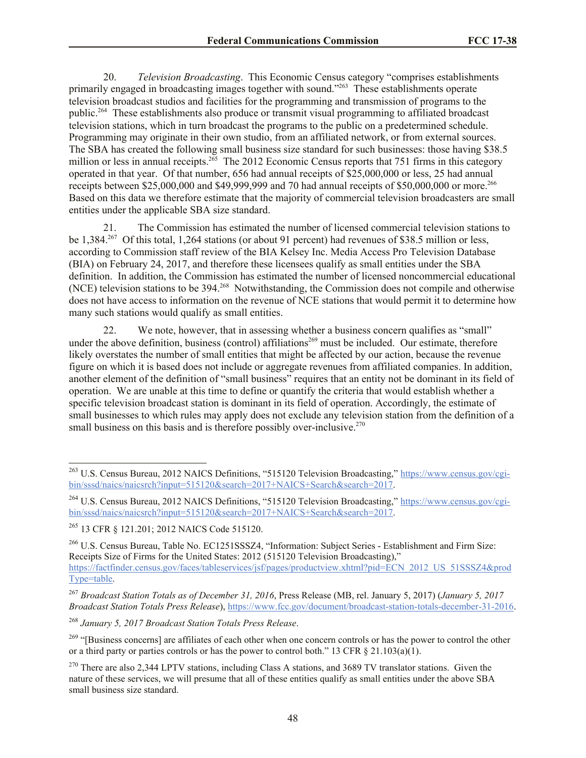20. *Television Broadcasting*. This Economic Census category "comprises establishments primarily engaged in broadcasting images together with sound."[263] These establishments operate television broadcast studios and facilities for the programming and transmission of programs to the public.[264] These establishments also produce or transmit visual programming to affiliated broadcast television stations, which in turn broadcast the programs to the public on a predetermined schedule. Programming may originate in their own studio, from an affiliated network, or from external sources. The SBA has created the following small business size standard for such businesses: those having $38.5 million or less in annual receipts.[265] The 2012 Economic Census reports that 751 firms in this category operated in that year. Of that number, 656 had annual receipts of $25,000,000 or less, 25 had annual receipts between $25,000,000 and $49,999,999 and 70 had annual receipts of $50,000,000 or more.[266] Based on this data we therefore estimate that the majority of commercial television broadcasters are small entities under the applicable SBA size standard.

21. The Commission has estimated the number of licensed commercial television stations to be 1,384.[267] Of this total, 1,264 stations (or about 91 percent) had revenues of $38.5 million or less, according to Commission staff review of the BIA Kelsey Inc. Media Access Pro Television Database (BIA) on February 24, 2017, and therefore these licensees qualify as small entities under the SBA definition. In addition, the Commission has estimated the number of licensed noncommercial educational (NCE) television stations to be 394.[268] Notwithstanding, the Commission does not compile and otherwise does not have access to information on the revenue of NCE stations that would permit it to determine how many such stations would qualify as small entities.

22. We note, however, that in assessing whether a business concern qualifies as "small" under the above definition, business (control) affiliations[269] must be included. Our estimate, therefore likely overstates the number of small entities that might be affected by our action, because the revenue figure on which it is based does not include or aggregate revenues from affiliated companies. In addition, another element of the definition of "small business" requires that an entity not be dominant in its field of operation. We are unable at this time to define or quantify the criteria that would establish whether a specific television broadcast station is dominant in its field of operation. Accordingly, the estimate of small businesses to which rules may apply does not exclude any television station from the definition of a small business on this basis and is therefore possibly over-inclusive.[270]

---

[263] U.S. Census Bureau, 2012 NAICS Definitions, "515120 Television Broadcasting," https://www.census.gov/cgi-bin/sssd/naics/naicsrch?input=515120&search=2017+NAICS+Search&search=2017.

[264] U.S. Census Bureau, 2012 NAICS Definitions, "515120 Television Broadcasting," https://www.census.gov/cgi-bin/sssd/naics/naicsrch?input=515120&search=2017+NAICS+Search&search=2017.

[265] 13 CFR § 121.201; 2012 NAICS Code 515120.

[266] U.S. Census Bureau, Table No. EC1251SSSZ4, "Information: Subject Series - Establishment and Firm Size: Receipts Size of Firms for the United States: 2012 (515120 Television Broadcasting)," https://factfinder.census.gov/faces/tableservices/jsf/pages/productview.xhtml?pid=ECN_2012_US_51SSSZ4&prodType=table.

[267] *Broadcast Station Totals as of December 31, 2016*, Press Release (MB, rel. January 5, 2017) (*January 5, 2017 Broadcast Station Totals Press Release*), https://www.fcc.gov/document/broadcast-station-totals-december-31-2016.

[268] *January 5, 2017 Broadcast Station Totals Press Release*.

[269] "[Business concerns] are affiliates of each other when one concern controls or has the power to control the other or a third party or parties controls or has the power to control both." 13 CFR § 21.103(a)(1).

[270] There are also 2,344 LPTV stations, including Class A stations, and 3689 TV translator stations. Given the nature of these services, we will presume that all of these entities qualify as small entities under the above SBA small business size standard.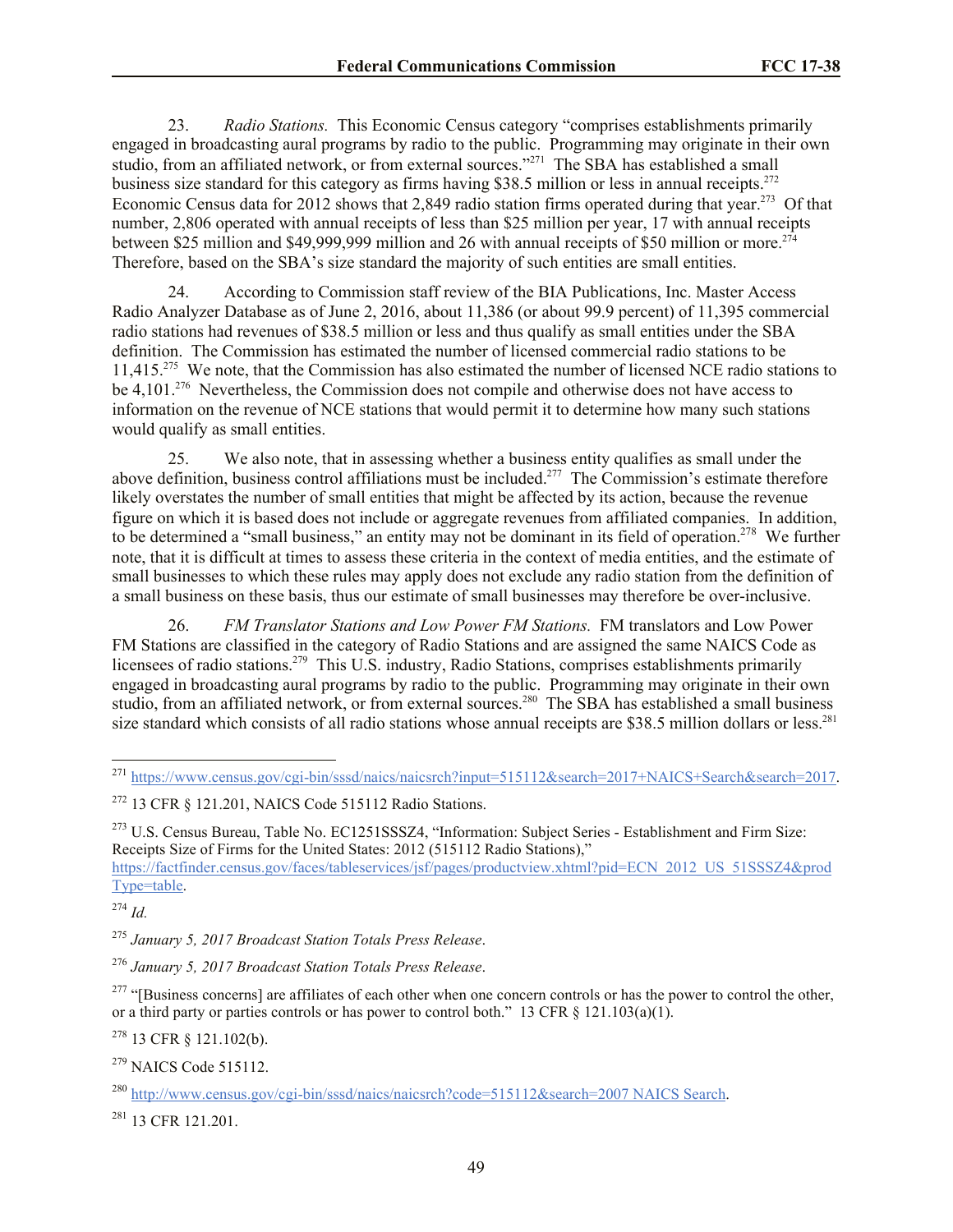23. *Radio Stations.* This Economic Census category "comprises establishments primarily engaged in broadcasting aural programs by radio to the public. Programming may originate in their own studio, from an affiliated network, or from external sources."[271] The SBA has established a small business size standard for this category as firms having $38.5 million or less in annual receipts.[272] Economic Census data for 2012 shows that 2,849 radio station firms operated during that year.[273] Of that number, 2,806 operated with annual receipts of less than $25 million per year, 17 with annual receipts between $25 million and $49,999,999 million and 26 with annual receipts of $50 million or more.[274] Therefore, based on the SBA's size standard the majority of such entities are small entities.

24. According to Commission staff review of the BIA Publications, Inc. Master Access Radio Analyzer Database as of June 2, 2016, about 11,386 (or about 99.9 percent) of 11,395 commercial radio stations had revenues of $38.5 million or less and thus qualify as small entities under the SBA definition. The Commission has estimated the number of licensed commercial radio stations to be 11,415.[275] We note, that the Commission has also estimated the number of licensed NCE radio stations to be 4,101.[276] Nevertheless, the Commission does not compile and otherwise does not have access to information on the revenue of NCE stations that would permit it to determine how many such stations would qualify as small entities.

25. We also note, that in assessing whether a business entity qualifies as small under the above definition, business control affiliations must be included.[277] The Commission's estimate therefore likely overstates the number of small entities that might be affected by its action, because the revenue figure on which it is based does not include or aggregate revenues from affiliated companies. In addition, to be determined a "small business," an entity may not be dominant in its field of operation.[278] We further note, that it is difficult at times to assess these criteria in the context of media entities, and the estimate of small businesses to which these rules may apply does not exclude any radio station from the definition of a small business on these basis, thus our estimate of small businesses may therefore be over-inclusive.

26. *FM Translator Stations and Low Power FM Stations.* FM translators and Low Power FM Stations are classified in the category of Radio Stations and are assigned the same NAICS Code as licensees of radio stations.[279] This U.S. industry, Radio Stations, comprises establishments primarily engaged in broadcasting aural programs by radio to the public. Programming may originate in their own studio, from an affiliated network, or from external sources.[280] The SBA has established a small business size standard which consists of all radio stations whose annual receipts are $38.5 million dollars or less.[281]

---

[271] https://www.census.gov/cgi-bin/sssd/naics/naicsrch?input=515112&search=2017+NAICS+Search&search=2017.

[272] 13 CFR § 121.201, NAICS Code 515112 Radio Stations.

[273] U.S. Census Bureau, Table No. EC1251SSSZ4, "Information: Subject Series - Establishment and Firm Size: Receipts Size of Firms for the United States: 2012 (515112 Radio Stations)," https://factfinder.census.gov/faces/tableservices/jsf/pages/productview.xhtml?pid=ECN_2012_US_51SSSZ4&prodType=table.

[274] *Id.*

[275] *January 5, 2017 Broadcast Station Totals Press Release*.

[276] *January 5, 2017 Broadcast Station Totals Press Release*.

[277] "[Business concerns] are affiliates of each other when one concern controls or has the power to control the other, or a third party or parties controls or has power to control both." 13 CFR § 121.103(a)(1).

[278] 13 CFR § 121.102(b).

[279] NAICS Code 515112.

[280] http://www.census.gov/cgi-bin/sssd/naics/naicsrch?code=515112&search=2007 NAICS Search.

[281] 13 CFR 121.201.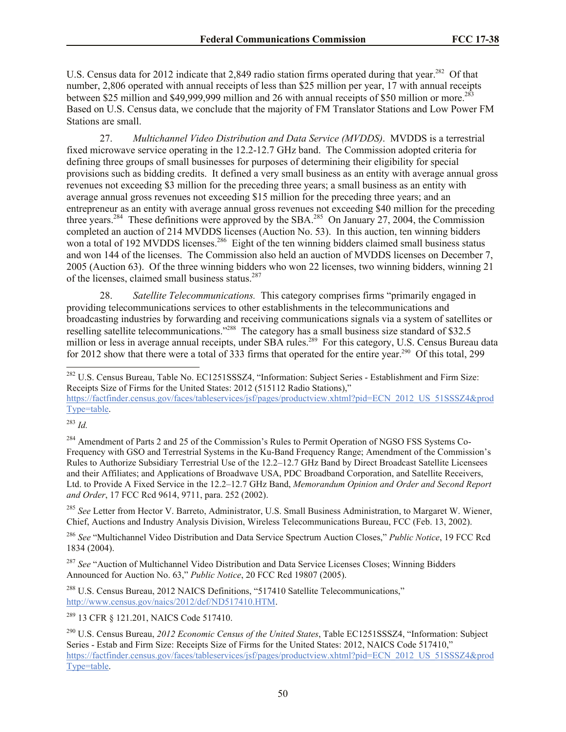U.S. Census data for 2012 indicate that 2,849 radio station firms operated during that year.[282] Of that number, 2,806 operated with annual receipts of less than $25 million per year, 17 with annual receipts between $25 million and $49,999,999 million and 26 with annual receipts of $50 million or more.[283] Based on U.S. Census data, we conclude that the majority of FM Translator Stations and Low Power FM Stations are small.

27. *Multichannel Video Distribution and Data Service (MVDDS)*. MVDDS is a terrestrial fixed microwave service operating in the 12.2-12.7 GHz band. The Commission adopted criteria for defining three groups of small businesses for purposes of determining their eligibility for special provisions such as bidding credits. It defined a very small business as an entity with average annual gross revenues not exceeding $3 million for the preceding three years; a small business as an entity with average annual gross revenues not exceeding $15 million for the preceding three years; and an entrepreneur as an entity with average annual gross revenues not exceeding $40 million for the preceding three years.[284] These definitions were approved by the SBA.[285] On January 27, 2004, the Commission completed an auction of 214 MVDDS licenses (Auction No. 53). In this auction, ten winning bidders won a total of 192 MVDDS licenses.[286] Eight of the ten winning bidders claimed small business status and won 144 of the licenses. The Commission also held an auction of MVDDS licenses on December 7, 2005 (Auction 63). Of the three winning bidders who won 22 licenses, two winning bidders, winning 21 of the licenses, claimed small business status.[287]

28. *Satellite Telecommunications.* This category comprises firms "primarily engaged in providing telecommunications services to other establishments in the telecommunications and broadcasting industries by forwarding and receiving communications signals via a system of satellites or reselling satellite telecommunications."[288] The category has a small business size standard of $32.5 million or less in average annual receipts, under SBA rules.[289] For this category, U.S. Census Bureau data for 2012 show that there were a total of 333 firms that operated for the entire year.[290] Of this total, 299

---

[282] U.S. Census Bureau, Table No. EC1251SSSZ4, "Information: Subject Series - Establishment and Firm Size: Receipts Size of Firms for the United States: 2012 (515112 Radio Stations)," https://factfinder.census.gov/faces/tableservices/jsf/pages/productview.xhtml?pid=ECN_2012_US_51SSSZ4&prodType=table.

[283] *Id.*

[284] Amendment of Parts 2 and 25 of the Commission's Rules to Permit Operation of NGSO FSS Systems Co-Frequency with GSO and Terrestrial Systems in the Ku-Band Frequency Range; Amendment of the Commission's Rules to Authorize Subsidiary Terrestrial Use of the 12.2–12.7 GHz Band by Direct Broadcast Satellite Licensees and their Affiliates; and Applications of Broadwave USA, PDC Broadband Corporation, and Satellite Receivers, Ltd. to Provide A Fixed Service in the 12.2–12.7 GHz Band, *Memorandum Opinion and Order and Second Report and Order*, 17 FCC Rcd 9614, 9711, para. 252 (2002).

[285] *See* Letter from Hector V. Barreto, Administrator, U.S. Small Business Administration, to Margaret W. Wiener, Chief, Auctions and Industry Analysis Division, Wireless Telecommunications Bureau, FCC (Feb. 13, 2002).

[286] *See* "Multichannel Video Distribution and Data Service Spectrum Auction Closes," *Public Notice*, 19 FCC Rcd 1834 (2004).

[287] *See* "Auction of Multichannel Video Distribution and Data Service Licenses Closes; Winning Bidders Announced for Auction No. 63," *Public Notice*, 20 FCC Rcd 19807 (2005).

[288] U.S. Census Bureau, 2012 NAICS Definitions, "517410 Satellite Telecommunications," http://www.census.gov/naics/2012/def/ND517410.HTM.

[289] 13 CFR § 121.201, NAICS Code 517410.

[290] U.S. Census Bureau, *2012 Economic Census of the United States*, Table EC1251SSSZ4, "Information: Subject Series - Estab and Firm Size: Receipts Size of Firms for the United States: 2012, NAICS Code 517410," https://factfinder.census.gov/faces/tableservices/jsf/pages/productview.xhtml?pid=ECN_2012_US_51SSSZ4&prodType=table.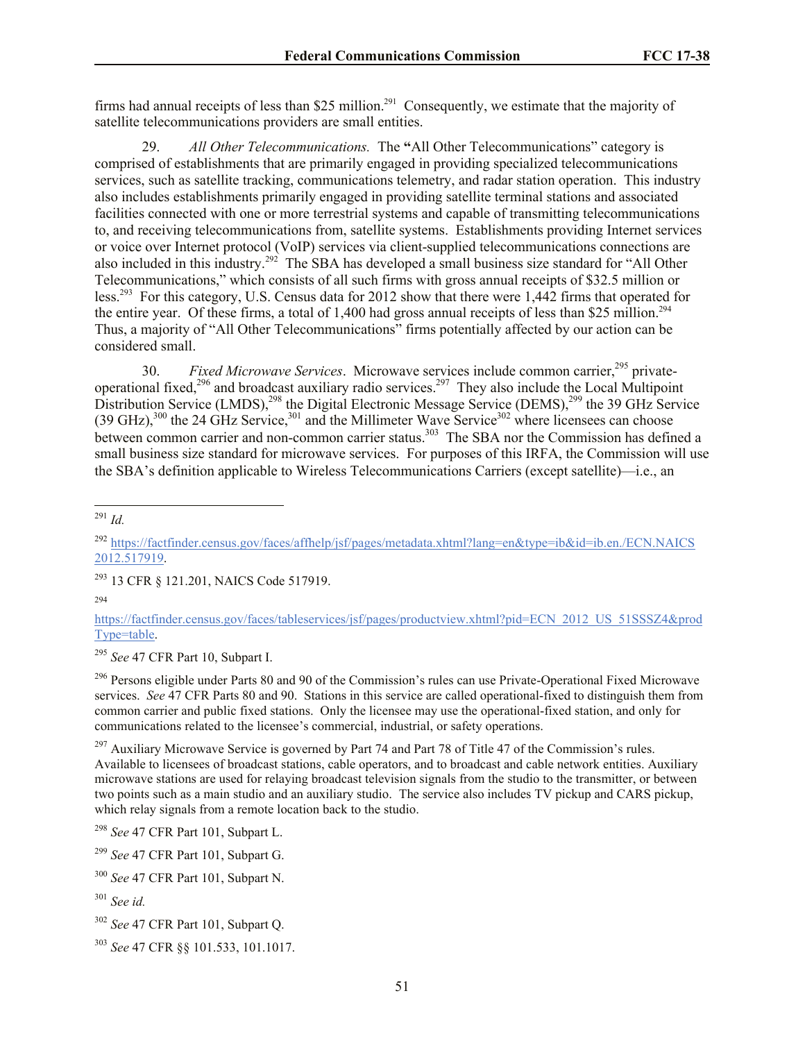firms had annual receipts of less than $25 million.[291] Consequently, we estimate that the majority of satellite telecommunications providers are small entities.

29. *All Other Telecommunications.* The **"**All Other Telecommunications" category is comprised of establishments that are primarily engaged in providing specialized telecommunications services, such as satellite tracking, communications telemetry, and radar station operation. This industry also includes establishments primarily engaged in providing satellite terminal stations and associated facilities connected with one or more terrestrial systems and capable of transmitting telecommunications to, and receiving telecommunications from, satellite systems. Establishments providing Internet services or voice over Internet protocol (VoIP) services via client-supplied telecommunications connections are also included in this industry.[292] The SBA has developed a small business size standard for "All Other Telecommunications," which consists of all such firms with gross annual receipts of $32.5 million or less.[293] For this category, U.S. Census data for 2012 show that there were 1,442 firms that operated for the entire year. Of these firms, a total of 1,400 had gross annual receipts of less than $25 million.[294] Thus, a majority of "All Other Telecommunications" firms potentially affected by our action can be considered small.

30. *Fixed Microwave Services*. Microwave services include common carrier,[295] private-operational fixed,[296] and broadcast auxiliary radio services.[297] They also include the Local Multipoint Distribution Service (LMDS),[298] the Digital Electronic Message Service (DEMS),[299] the 39 GHz Service (39 GHz),[300] the 24 GHz Service,[301] and the Millimeter Wave Service[302] where licensees can choose between common carrier and non-common carrier status.[303] The SBA nor the Commission has defined a small business size standard for microwave services. For purposes of this IRFA, the Commission will use the SBA's definition applicable to Wireless Telecommunications Carriers (except satellite)—i.e., an

---

[291] *Id.*

[292] https://factfinder.census.gov/faces/affhelp/jsf/pages/metadata.xhtml?lang=en&type=ib&id=ib.en./ECN.NAICS2012.517919.

[293] 13 CFR § 121.201, NAICS Code 517919.

[294] https://factfinder.census.gov/faces/tableservices/jsf/pages/productview.xhtml?pid=ECN_2012_US_51SSSZ4&prodType=table.

[295] *See* 47 CFR Part 10, Subpart I.

[296] Persons eligible under Parts 80 and 90 of the Commission's rules can use Private-Operational Fixed Microwave services. *See* 47 CFR Parts 80 and 90. Stations in this service are called operational-fixed to distinguish them from common carrier and public fixed stations. Only the licensee may use the operational-fixed station, and only for communications related to the licensee's commercial, industrial, or safety operations.

[297] Auxiliary Microwave Service is governed by Part 74 and Part 78 of Title 47 of the Commission's rules. Available to licensees of broadcast stations, cable operators, and to broadcast and cable network entities. Auxiliary microwave stations are used for relaying broadcast television signals from the studio to the transmitter, or between two points such as a main studio and an auxiliary studio. The service also includes TV pickup and CARS pickup, which relay signals from a remote location back to the studio.

[298] *See* 47 CFR Part 101, Subpart L.

[299] *See* 47 CFR Part 101, Subpart G.

[300] *See* 47 CFR Part 101, Subpart N.

[301] *See id.*

[302] *See* 47 CFR Part 101, Subpart Q.

[303] *See* 47 CFR §§ 101.533, 101.1017.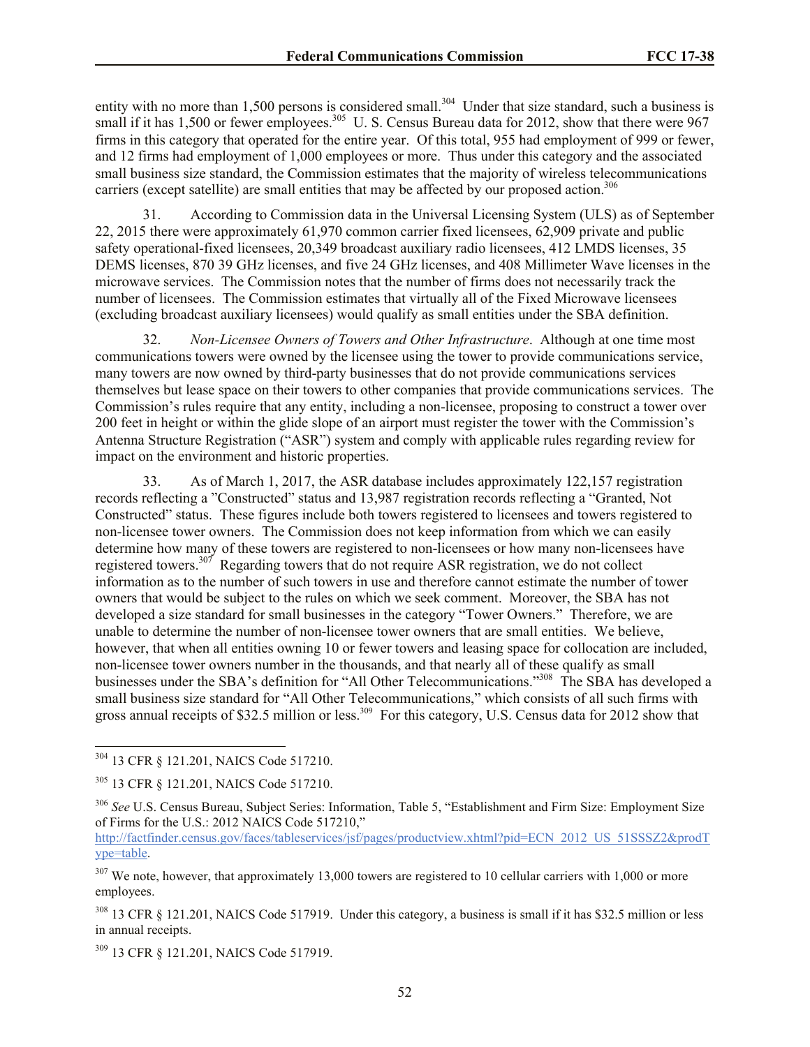entity with no more than 1,500 persons is considered small.[304] Under that size standard, such a business is small if it has 1,500 or fewer employees.[305] U. S. Census Bureau data for 2012, show that there were 967 firms in this category that operated for the entire year. Of this total, 955 had employment of 999 or fewer, and 12 firms had employment of 1,000 employees or more. Thus under this category and the associated small business size standard, the Commission estimates that the majority of wireless telecommunications carriers (except satellite) are small entities that may be affected by our proposed action.[306]

31. According to Commission data in the Universal Licensing System (ULS) as of September 22, 2015 there were approximately 61,970 common carrier fixed licensees, 62,909 private and public safety operational-fixed licensees, 20,349 broadcast auxiliary radio licensees, 412 LMDS licenses, 35 DEMS licenses, 870 39 GHz licenses, and five 24 GHz licenses, and 408 Millimeter Wave licenses in the microwave services. The Commission notes that the number of firms does not necessarily track the number of licensees. The Commission estimates that virtually all of the Fixed Microwave licensees (excluding broadcast auxiliary licensees) would qualify as small entities under the SBA definition.

32. *Non-Licensee Owners of Towers and Other Infrastructure*. Although at one time most communications towers were owned by the licensee using the tower to provide communications service, many towers are now owned by third-party businesses that do not provide communications services themselves but lease space on their towers to other companies that provide communications services. The Commission's rules require that any entity, including a non-licensee, proposing to construct a tower over 200 feet in height or within the glide slope of an airport must register the tower with the Commission's Antenna Structure Registration ("ASR") system and comply with applicable rules regarding review for impact on the environment and historic properties.

33. As of March 1, 2017, the ASR database includes approximately 122,157 registration records reflecting a "Constructed" status and 13,987 registration records reflecting a "Granted, Not Constructed" status. These figures include both towers registered to licensees and towers registered to non-licensee tower owners. The Commission does not keep information from which we can easily determine how many of these towers are registered to non-licensees or how many non-licensees have registered towers.[307] Regarding towers that do not require ASR registration, we do not collect information as to the number of such towers in use and therefore cannot estimate the number of tower owners that would be subject to the rules on which we seek comment. Moreover, the SBA has not developed a size standard for small businesses in the category "Tower Owners." Therefore, we are unable to determine the number of non-licensee tower owners that are small entities. We believe, however, that when all entities owning 10 or fewer towers and leasing space for collocation are included, non-licensee tower owners number in the thousands, and that nearly all of these qualify as small businesses under the SBA's definition for "All Other Telecommunications."[308] The SBA has developed a small business size standard for "All Other Telecommunications," which consists of all such firms with gross annual receipts of $32.5 million or less.[309] For this category, U.S. Census data for 2012 show that

---

[304] 13 CFR § 121.201, NAICS Code 517210.

[305] 13 CFR § 121.201, NAICS Code 517210.

[306] *See* U.S. Census Bureau, Subject Series: Information, Table 5, "Establishment and Firm Size: Employment Size of Firms for the U.S.: 2012 NAICS Code 517210," http://factfinder.census.gov/faces/tableservices/jsf/pages/productview.xhtml?pid=ECN_2012_US_51SSSZ2&prodType=table.

[307] We note, however, that approximately 13,000 towers are registered to 10 cellular carriers with 1,000 or more employees.

[308] 13 CFR § 121.201, NAICS Code 517919. Under this category, a business is small if it has $32.5 million or less in annual receipts.

[309] 13 CFR § 121.201, NAICS Code 517919.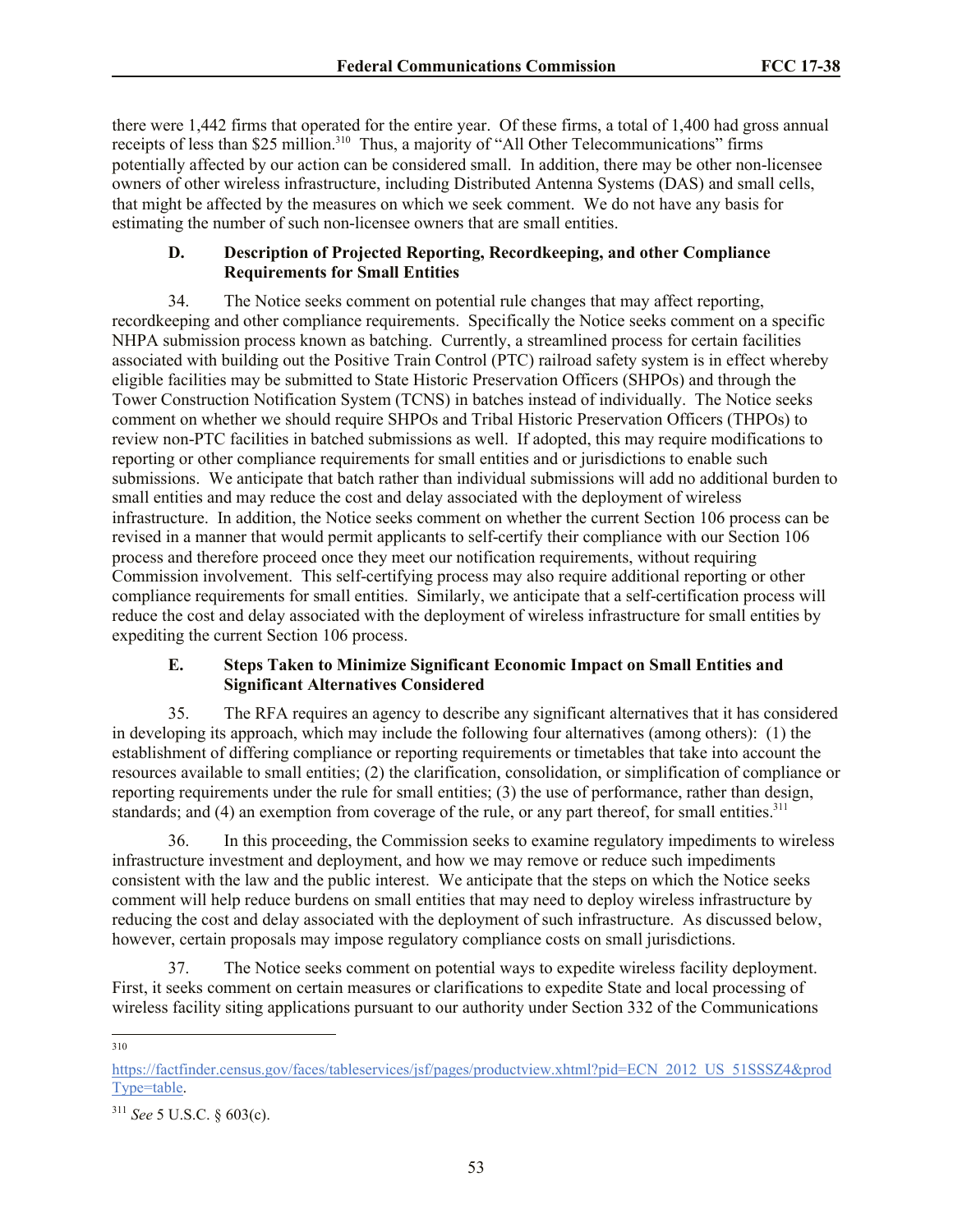there were 1,442 firms that operated for the entire year. Of these firms, a total of 1,400 had gross annual receipts of less than $25 million.[310] Thus, a majority of "All Other Telecommunications" firms potentially affected by our action can be considered small. In addition, there may be other non-licensee owners of other wireless infrastructure, including Distributed Antenna Systems (DAS) and small cells, that might be affected by the measures on which we seek comment. We do not have any basis for estimating the number of such non-licensee owners that are small entities.

### D. Description of Projected Reporting, Recordkeeping, and other Compliance Requirements for Small Entities

34. The Notice seeks comment on potential rule changes that may affect reporting, recordkeeping and other compliance requirements. Specifically the Notice seeks comment on a specific NHPA submission process known as batching. Currently, a streamlined process for certain facilities associated with building out the Positive Train Control (PTC) railroad safety system is in effect whereby eligible facilities may be submitted to State Historic Preservation Officers (SHPOs) and through the Tower Construction Notification System (TCNS) in batches instead of individually. The Notice seeks comment on whether we should require SHPOs and Tribal Historic Preservation Officers (THPOs) to review non-PTC facilities in batched submissions as well. If adopted, this may require modifications to reporting or other compliance requirements for small entities and or jurisdictions to enable such submissions. We anticipate that batch rather than individual submissions will add no additional burden to small entities and may reduce the cost and delay associated with the deployment of wireless infrastructure. In addition, the Notice seeks comment on whether the current Section 106 process can be revised in a manner that would permit applicants to self-certify their compliance with our Section 106 process and therefore proceed once they meet our notification requirements, without requiring Commission involvement. This self-certifying process may also require additional reporting or other compliance requirements for small entities. Similarly, we anticipate that a self-certification process will reduce the cost and delay associated with the deployment of wireless infrastructure for small entities by expediting the current Section 106 process.

### E. Steps Taken to Minimize Significant Economic Impact on Small Entities and Significant Alternatives Considered

35. The RFA requires an agency to describe any significant alternatives that it has considered in developing its approach, which may include the following four alternatives (among others): (1) the establishment of differing compliance or reporting requirements or timetables that take into account the resources available to small entities; (2) the clarification, consolidation, or simplification of compliance or reporting requirements under the rule for small entities; (3) the use of performance, rather than design, standards; and (4) an exemption from coverage of the rule, or any part thereof, for small entities.[311]

36. In this proceeding, the Commission seeks to examine regulatory impediments to wireless infrastructure investment and deployment, and how we may remove or reduce such impediments consistent with the law and the public interest. We anticipate that the steps on which the Notice seeks comment will help reduce burdens on small entities that may need to deploy wireless infrastructure by reducing the cost and delay associated with the deployment of such infrastructure. As discussed below, however, certain proposals may impose regulatory compliance costs on small jurisdictions.

37. The Notice seeks comment on potential ways to expedite wireless facility deployment. First, it seeks comment on certain measures or clarifications to expedite State and local processing of wireless facility siting applications pursuant to our authority under Section 332 of the Communications

---

[310] https://factfinder.census.gov/faces/tableservices/jsf/pages/productview.xhtml?pid=ECN_2012_US_51SSSZ4&prodType=table.

[311] *See* 5 U.S.C. § 603(c).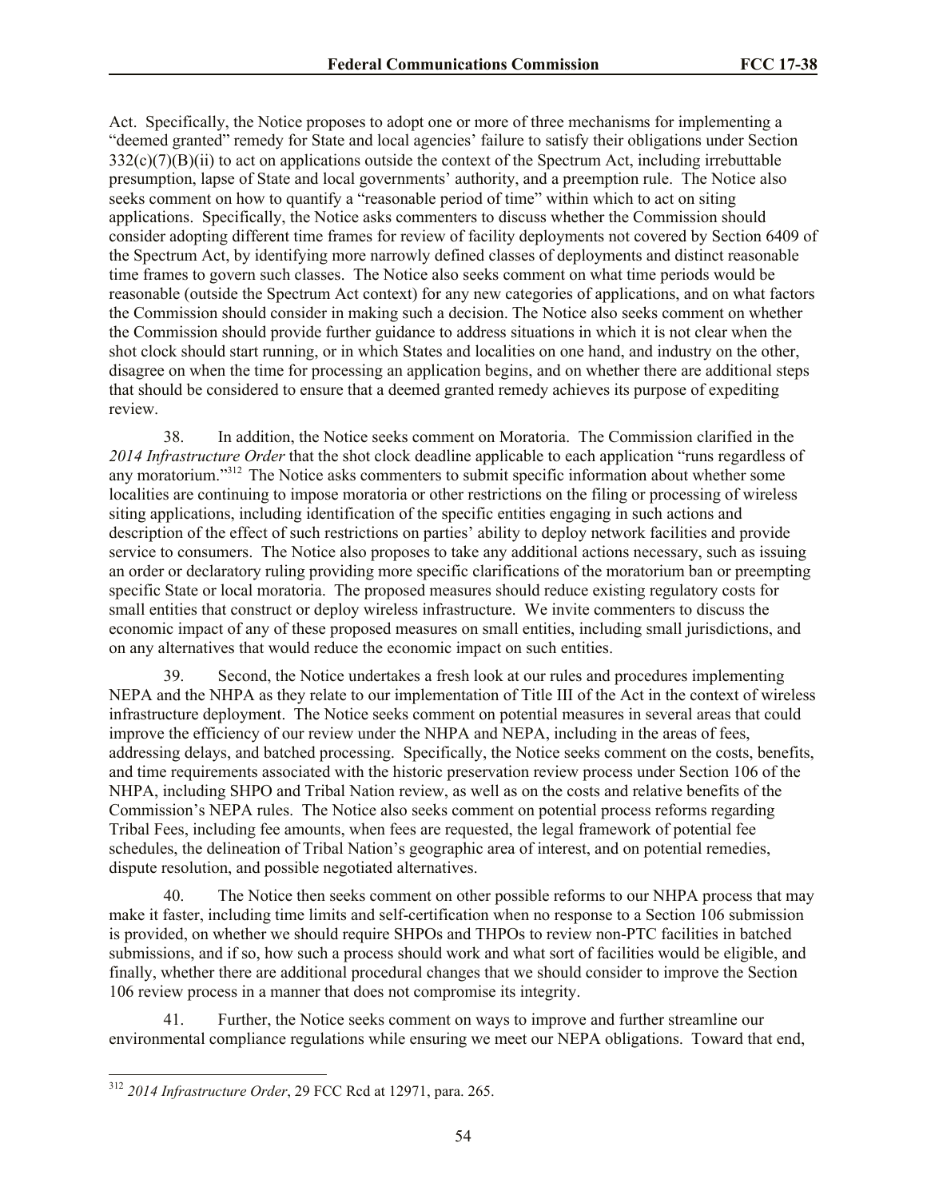Act. Specifically, the Notice proposes to adopt one or more of three mechanisms for implementing a "deemed granted" remedy for State and local agencies' failure to satisfy their obligations under Section 332(c)(7)(B)(ii) to act on applications outside the context of the Spectrum Act, including irrebuttable presumption, lapse of State and local governments' authority, and a preemption rule. The Notice also seeks comment on how to quantify a "reasonable period of time" within which to act on siting applications. Specifically, the Notice asks commenters to discuss whether the Commission should consider adopting different time frames for review of facility deployments not covered by Section 6409 of the Spectrum Act, by identifying more narrowly defined classes of deployments and distinct reasonable time frames to govern such classes. The Notice also seeks comment on what time periods would be reasonable (outside the Spectrum Act context) for any new categories of applications, and on what factors the Commission should consider in making such a decision. The Notice also seeks comment on whether the Commission should provide further guidance to address situations in which it is not clear when the shot clock should start running, or in which States and localities on one hand, and industry on the other, disagree on when the time for processing an application begins, and on whether there are additional steps that should be considered to ensure that a deemed granted remedy achieves its purpose of expediting review.

38. In addition, the Notice seeks comment on Moratoria. The Commission clarified in the *2014 Infrastructure Order* that the shot clock deadline applicable to each application "runs regardless of any moratorium."[312] The Notice asks commenters to submit specific information about whether some localities are continuing to impose moratoria or other restrictions on the filing or processing of wireless siting applications, including identification of the specific entities engaging in such actions and description of the effect of such restrictions on parties' ability to deploy network facilities and provide service to consumers. The Notice also proposes to take any additional actions necessary, such as issuing an order or declaratory ruling providing more specific clarifications of the moratorium ban or preempting specific State or local moratoria. The proposed measures should reduce existing regulatory costs for small entities that construct or deploy wireless infrastructure. We invite commenters to discuss the economic impact of any of these proposed measures on small entities, including small jurisdictions, and on any alternatives that would reduce the economic impact on such entities.

39. Second, the Notice undertakes a fresh look at our rules and procedures implementing NEPA and the NHPA as they relate to our implementation of Title III of the Act in the context of wireless infrastructure deployment. The Notice seeks comment on potential measures in several areas that could improve the efficiency of our review under the NHPA and NEPA, including in the areas of fees, addressing delays, and batched processing. Specifically, the Notice seeks comment on the costs, benefits, and time requirements associated with the historic preservation review process under Section 106 of the NHPA, including SHPO and Tribal Nation review, as well as on the costs and relative benefits of the Commission's NEPA rules. The Notice also seeks comment on potential process reforms regarding Tribal Fees, including fee amounts, when fees are requested, the legal framework of potential fee schedules, the delineation of Tribal Nation's geographic area of interest, and on potential remedies, dispute resolution, and possible negotiated alternatives.

40. The Notice then seeks comment on other possible reforms to our NHPA process that may make it faster, including time limits and self-certification when no response to a Section 106 submission is provided, on whether we should require SHPOs and THPOs to review non-PTC facilities in batched submissions, and if so, how such a process should work and what sort of facilities would be eligible, and finally, whether there are additional procedural changes that we should consider to improve the Section 106 review process in a manner that does not compromise its integrity.

41. Further, the Notice seeks comment on ways to improve and further streamline our environmental compliance regulations while ensuring we meet our NEPA obligations. Toward that end,

---

[312] *2014 Infrastructure Order*, 29 FCC Rcd at 12971, para. 265.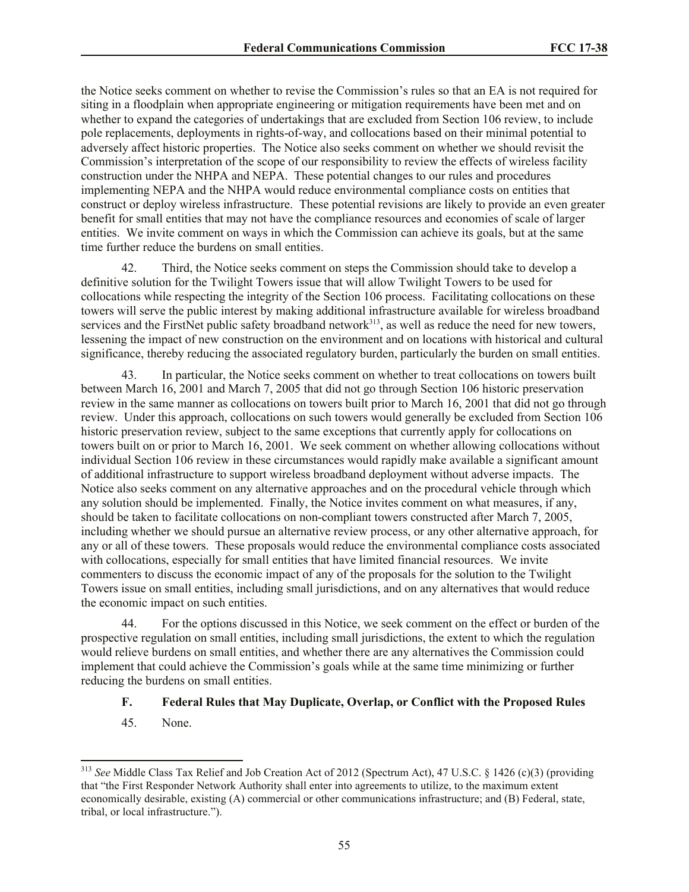the Notice seeks comment on whether to revise the Commission's rules so that an EA is not required for siting in a floodplain when appropriate engineering or mitigation requirements have been met and on whether to expand the categories of undertakings that are excluded from Section 106 review, to include pole replacements, deployments in rights-of-way, and collocations based on their minimal potential to adversely affect historic properties. The Notice also seeks comment on whether we should revisit the Commission's interpretation of the scope of our responsibility to review the effects of wireless facility construction under the NHPA and NEPA. These potential changes to our rules and procedures implementing NEPA and the NHPA would reduce environmental compliance costs on entities that construct or deploy wireless infrastructure. These potential revisions are likely to provide an even greater benefit for small entities that may not have the compliance resources and economies of scale of larger entities. We invite comment on ways in which the Commission can achieve its goals, but at the same time further reduce the burdens on small entities.

42. Third, the Notice seeks comment on steps the Commission should take to develop a definitive solution for the Twilight Towers issue that will allow Twilight Towers to be used for collocations while respecting the integrity of the Section 106 process. Facilitating collocations on these towers will serve the public interest by making additional infrastructure available for wireless broadband services and the FirstNet public safety broadband network[313], as well as reduce the need for new towers, lessening the impact of new construction on the environment and on locations with historical and cultural significance, thereby reducing the associated regulatory burden, particularly the burden on small entities.

43. In particular, the Notice seeks comment on whether to treat collocations on towers built between March 16, 2001 and March 7, 2005 that did not go through Section 106 historic preservation review in the same manner as collocations on towers built prior to March 16, 2001 that did not go through review. Under this approach, collocations on such towers would generally be excluded from Section 106 historic preservation review, subject to the same exceptions that currently apply for collocations on towers built on or prior to March 16, 2001. We seek comment on whether allowing collocations without individual Section 106 review in these circumstances would rapidly make available a significant amount of additional infrastructure to support wireless broadband deployment without adverse impacts. The Notice also seeks comment on any alternative approaches and on the procedural vehicle through which any solution should be implemented. Finally, the Notice invites comment on what measures, if any, should be taken to facilitate collocations on non-compliant towers constructed after March 7, 2005, including whether we should pursue an alternative review process, or any other alternative approach, for any or all of these towers. These proposals would reduce the environmental compliance costs associated with collocations, especially for small entities that have limited financial resources. We invite commenters to discuss the economic impact of any of the proposals for the solution to the Twilight Towers issue on small entities, including small jurisdictions, and on any alternatives that would reduce the economic impact on such entities.

44. For the options discussed in this Notice, we seek comment on the effect or burden of the prospective regulation on small entities, including small jurisdictions, the extent to which the regulation would relieve burdens on small entities, and whether there are any alternatives the Commission could implement that could achieve the Commission's goals while at the same time minimizing or further reducing the burdens on small entities.

### F. Federal Rules that May Duplicate, Overlap, or Conflict with the Proposed Rules

45. None.

---

[313] *See* Middle Class Tax Relief and Job Creation Act of 2012 (Spectrum Act), 47 U.S.C. § 1426 (c)(3) (providing that "the First Responder Network Authority shall enter into agreements to utilize, to the maximum extent economically desirable, existing (A) commercial or other communications infrastructure; and (B) Federal, state, tribal, or local infrastructure.").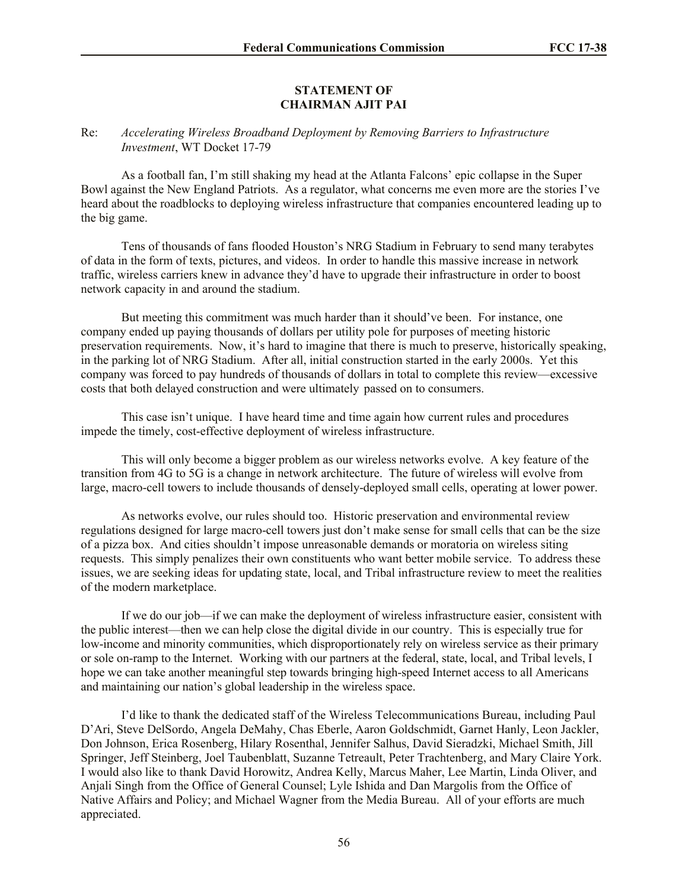**STATEMENT OF**
**CHAIRMAN AJIT PAI**

Re: *Accelerating Wireless Broadband Deployment by Removing Barriers to Infrastructure Investment*, WT Docket 17-79

As a football fan, I'm still shaking my head at the Atlanta Falcons' epic collapse in the Super Bowl against the New England Patriots. As a regulator, what concerns me even more are the stories I've heard about the roadblocks to deploying wireless infrastructure that companies encountered leading up to the big game.

Tens of thousands of fans flooded Houston's NRG Stadium in February to send many terabytes of data in the form of texts, pictures, and videos. In order to handle this massive increase in network traffic, wireless carriers knew in advance they'd have to upgrade their infrastructure in order to boost network capacity in and around the stadium.

But meeting this commitment was much harder than it should've been. For instance, one company ended up paying thousands of dollars per utility pole for purposes of meeting historic preservation requirements. Now, it's hard to imagine that there is much to preserve, historically speaking, in the parking lot of NRG Stadium. After all, initial construction started in the early 2000s. Yet this company was forced to pay hundreds of thousands of dollars in total to complete this review—excessive costs that both delayed construction and were ultimately passed on to consumers.

This case isn't unique. I have heard time and time again how current rules and procedures impede the timely, cost-effective deployment of wireless infrastructure.

This will only become a bigger problem as our wireless networks evolve. A key feature of the transition from 4G to 5G is a change in network architecture. The future of wireless will evolve from large, macro-cell towers to include thousands of densely-deployed small cells, operating at lower power.

As networks evolve, our rules should too. Historic preservation and environmental review regulations designed for large macro-cell towers just don't make sense for small cells that can be the size of a pizza box. And cities shouldn't impose unreasonable demands or moratoria on wireless siting requests. This simply penalizes their own constituents who want better mobile service. To address these issues, we are seeking ideas for updating state, local, and Tribal infrastructure review to meet the realities of the modern marketplace.

If we do our job—if we can make the deployment of wireless infrastructure easier, consistent with the public interest—then we can help close the digital divide in our country. This is especially true for low-income and minority communities, which disproportionately rely on wireless service as their primary or sole on-ramp to the Internet. Working with our partners at the federal, state, local, and Tribal levels, I hope we can take another meaningful step towards bringing high-speed Internet access to all Americans and maintaining our nation's global leadership in the wireless space.

I'd like to thank the dedicated staff of the Wireless Telecommunications Bureau, including Paul D'Ari, Steve DelSordo, Angela DeMahy, Chas Eberle, Aaron Goldschmidt, Garnet Hanly, Leon Jackler, Don Johnson, Erica Rosenberg, Hilary Rosenthal, Jennifer Salhus, David Sieradzki, Michael Smith, Jill Springer, Jeff Steinberg, Joel Taubenblatt, Suzanne Tetreault, Peter Trachtenberg, and Mary Claire York. I would also like to thank David Horowitz, Andrea Kelly, Marcus Maher, Lee Martin, Linda Oliver, and Anjali Singh from the Office of General Counsel; Lyle Ishida and Dan Margolis from the Office of Native Affairs and Policy; and Michael Wagner from the Media Bureau. All of your efforts are much appreciated.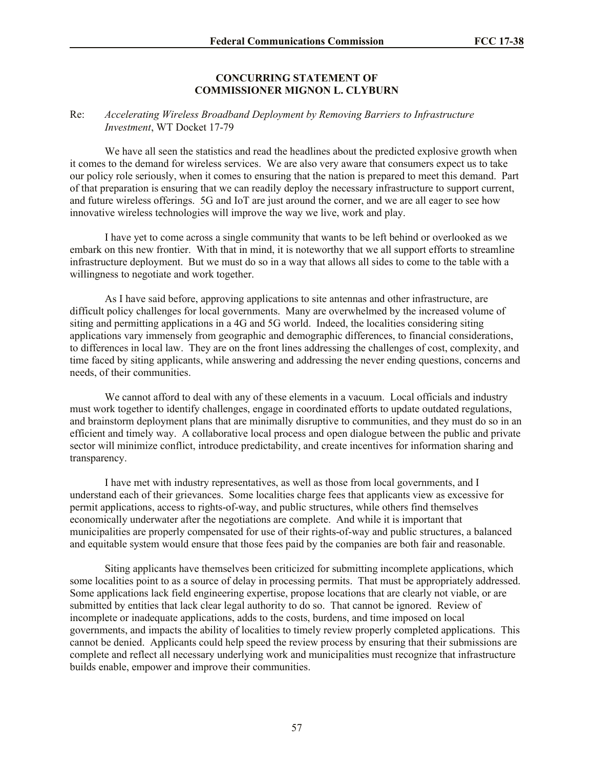**CONCURRING STATEMENT OF**
**COMMISSIONER MIGNON L. CLYBURN**

Re: *Accelerating Wireless Broadband Deployment by Removing Barriers to Infrastructure Investment*, WT Docket 17-79

We have all seen the statistics and read the headlines about the predicted explosive growth when it comes to the demand for wireless services. We are also very aware that consumers expect us to take our policy role seriously, when it comes to ensuring that the nation is prepared to meet this demand. Part of that preparation is ensuring that we can readily deploy the necessary infrastructure to support current, and future wireless offerings. 5G and IoT are just around the corner, and we are all eager to see how innovative wireless technologies will improve the way we live, work and play.

I have yet to come across a single community that wants to be left behind or overlooked as we embark on this new frontier. With that in mind, it is noteworthy that we all support efforts to streamline infrastructure deployment. But we must do so in a way that allows all sides to come to the table with a willingness to negotiate and work together.

As I have said before, approving applications to site antennas and other infrastructure, are difficult policy challenges for local governments. Many are overwhelmed by the increased volume of siting and permitting applications in a 4G and 5G world. Indeed, the localities considering siting applications vary immensely from geographic and demographic differences, to financial considerations, to differences in local law. They are on the front lines addressing the challenges of cost, complexity, and time faced by siting applicants, while answering and addressing the never ending questions, concerns and needs, of their communities.

We cannot afford to deal with any of these elements in a vacuum. Local officials and industry must work together to identify challenges, engage in coordinated efforts to update outdated regulations, and brainstorm deployment plans that are minimally disruptive to communities, and they must do so in an efficient and timely way. A collaborative local process and open dialogue between the public and private sector will minimize conflict, introduce predictability, and create incentives for information sharing and transparency.

I have met with industry representatives, as well as those from local governments, and I understand each of their grievances. Some localities charge fees that applicants view as excessive for permit applications, access to rights-of-way, and public structures, while others find themselves economically underwater after the negotiations are complete. And while it is important that municipalities are properly compensated for use of their rights-of-way and public structures, a balanced and equitable system would ensure that those fees paid by the companies are both fair and reasonable.

Siting applicants have themselves been criticized for submitting incomplete applications, which some localities point to as a source of delay in processing permits. That must be appropriately addressed. Some applications lack field engineering expertise, propose locations that are clearly not viable, or are submitted by entities that lack clear legal authority to do so. That cannot be ignored. Review of incomplete or inadequate applications, adds to the costs, burdens, and time imposed on local governments, and impacts the ability of localities to timely review properly completed applications. This cannot be denied. Applicants could help speed the review process by ensuring that their submissions are complete and reflect all necessary underlying work and municipalities must recognize that infrastructure builds enable, empower and improve their communities.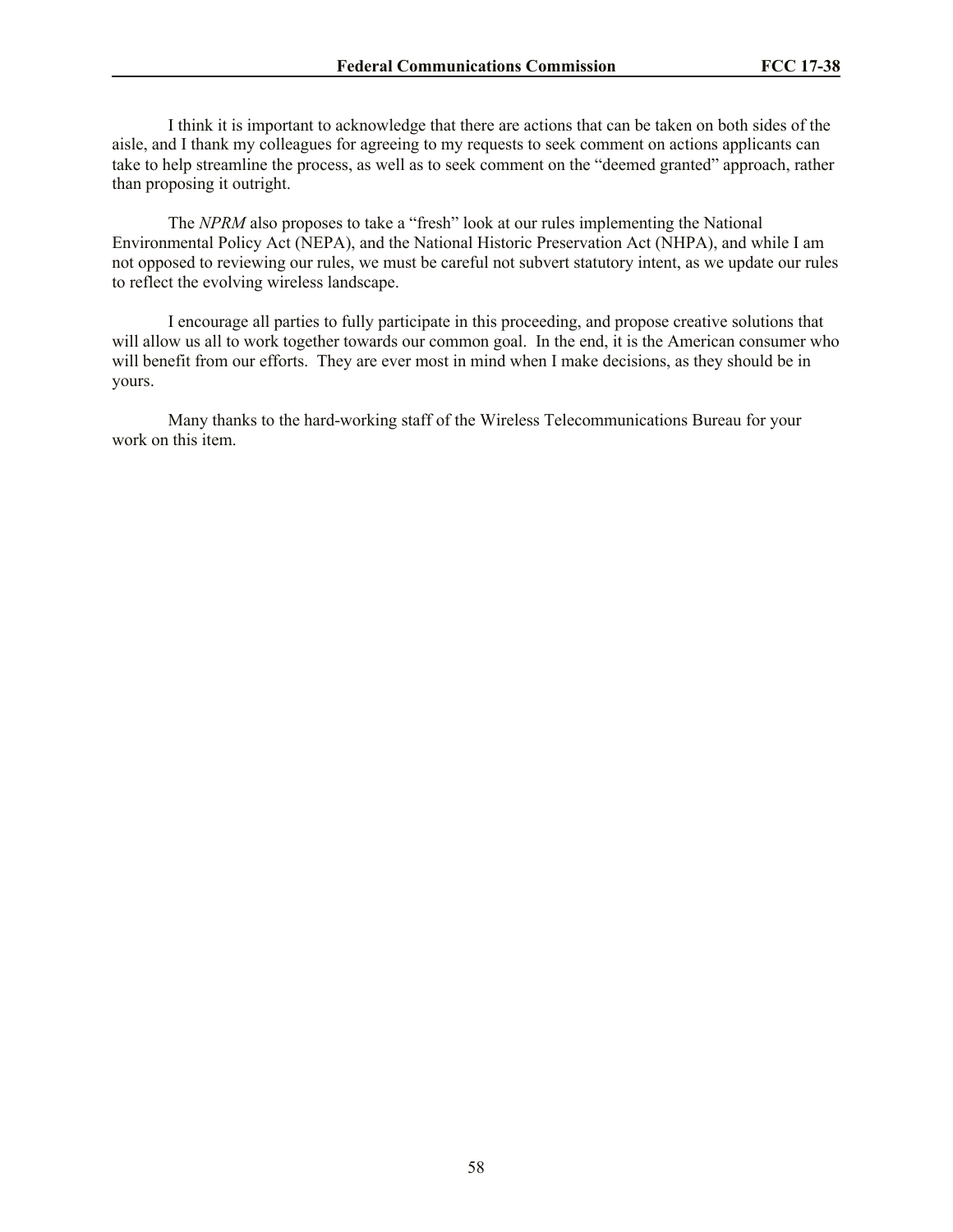I think it is important to acknowledge that there are actions that can be taken on both sides of the aisle, and I thank my colleagues for agreeing to my requests to seek comment on actions applicants can take to help streamline the process, as well as to seek comment on the "deemed granted" approach, rather than proposing it outright.

The *NPRM* also proposes to take a "fresh" look at our rules implementing the National Environmental Policy Act (NEPA), and the National Historic Preservation Act (NHPA), and while I am not opposed to reviewing our rules, we must be careful not subvert statutory intent, as we update our rules to reflect the evolving wireless landscape.

I encourage all parties to fully participate in this proceeding, and propose creative solutions that will allow us all to work together towards our common goal. In the end, it is the American consumer who will benefit from our efforts. They are ever most in mind when I make decisions, as they should be in yours.

Many thanks to the hard-working staff of the Wireless Telecommunications Bureau for your work on this item.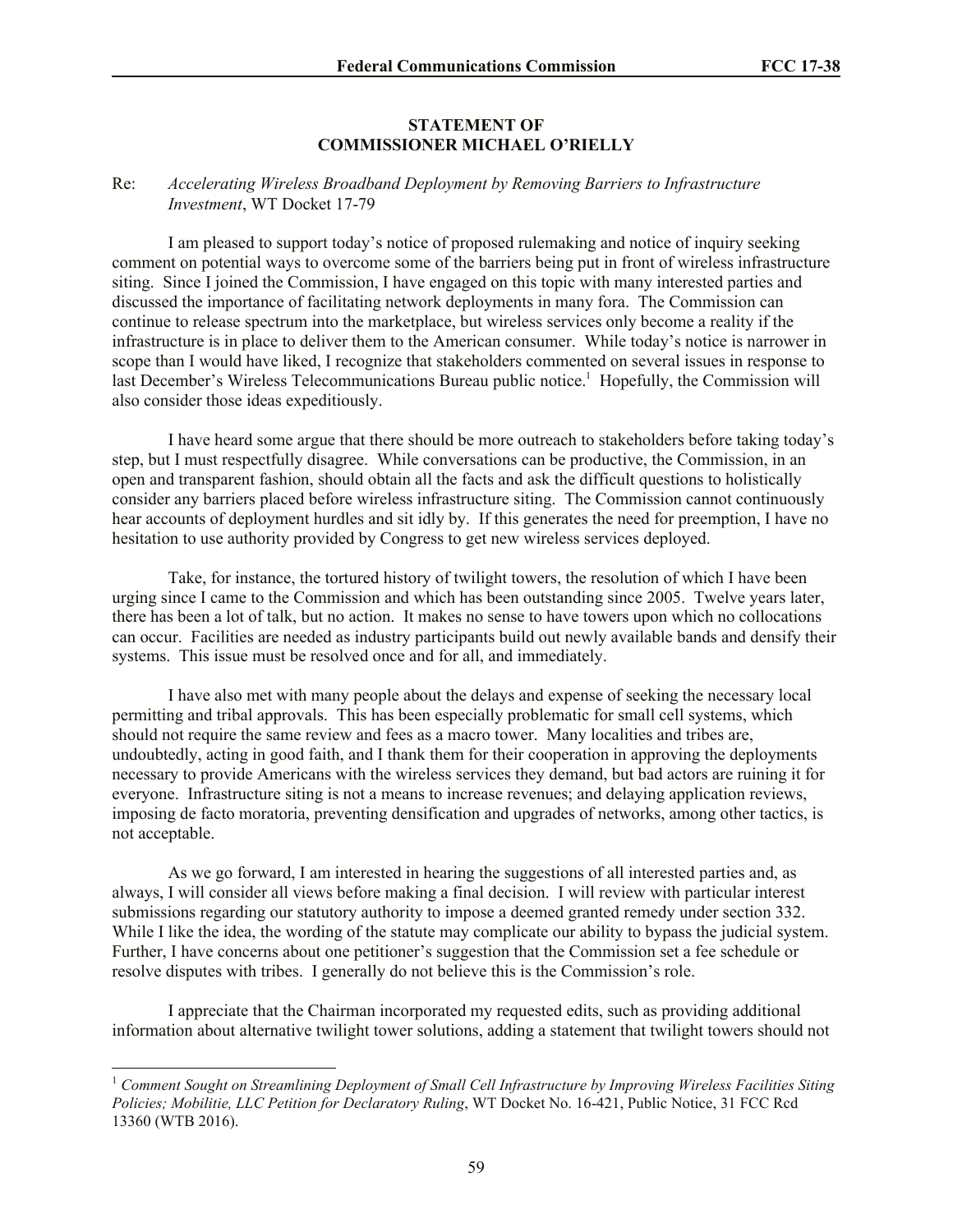## STATEMENT OF COMMISSIONER MICHAEL O'RIELLY

Re: *Accelerating Wireless Broadband Deployment by Removing Barriers to Infrastructure Investment*, WT Docket 17-79

I am pleased to support today's notice of proposed rulemaking and notice of inquiry seeking comment on potential ways to overcome some of the barriers being put in front of wireless infrastructure siting. Since I joined the Commission, I have engaged on this topic with many interested parties and discussed the importance of facilitating network deployments in many fora. The Commission can continue to release spectrum into the marketplace, but wireless services only become a reality if the infrastructure is in place to deliver them to the American consumer. While today's notice is narrower in scope than I would have liked, I recognize that stakeholders commented on several issues in response to last December's Wireless Telecommunications Bureau public notice.[1] Hopefully, the Commission will also consider those ideas expeditiously.

I have heard some argue that there should be more outreach to stakeholders before taking today's step, but I must respectfully disagree. While conversations can be productive, the Commission, in an open and transparent fashion, should obtain all the facts and ask the difficult questions to holistically consider any barriers placed before wireless infrastructure siting. The Commission cannot continuously hear accounts of deployment hurdles and sit idly by. If this generates the need for preemption, I have no hesitation to use authority provided by Congress to get new wireless services deployed.

Take, for instance, the tortured history of twilight towers, the resolution of which I have been urging since I came to the Commission and which has been outstanding since 2005. Twelve years later, there has been a lot of talk, but no action. It makes no sense to have towers upon which no collocations can occur. Facilities are needed as industry participants build out newly available bands and densify their systems. This issue must be resolved once and for all, and immediately.

I have also met with many people about the delays and expense of seeking the necessary local permitting and tribal approvals. This has been especially problematic for small cell systems, which should not require the same review and fees as a macro tower. Many localities and tribes are, undoubtedly, acting in good faith, and I thank them for their cooperation in approving the deployments necessary to provide Americans with the wireless services they demand, but bad actors are ruining it for everyone. Infrastructure siting is not a means to increase revenues; and delaying application reviews, imposing de facto moratoria, preventing densification and upgrades of networks, among other tactics, is not acceptable.

As we go forward, I am interested in hearing the suggestions of all interested parties and, as always, I will consider all views before making a final decision. I will review with particular interest submissions regarding our statutory authority to impose a deemed granted remedy under section 332. While I like the idea, the wording of the statute may complicate our ability to bypass the judicial system. Further, I have concerns about one petitioner's suggestion that the Commission set a fee schedule or resolve disputes with tribes. I generally do not believe this is the Commission's role.

I appreciate that the Chairman incorporated my requested edits, such as providing additional information about alternative twilight tower solutions, adding a statement that twilight towers should not

---

[1] *Comment Sought on Streamlining Deployment of Small Cell Infrastructure by Improving Wireless Facilities Siting Policies; Mobilitie, LLC Petition for Declaratory Ruling*, WT Docket No. 16-421, Public Notice, 31 FCC Rcd 13360 (WTB 2016).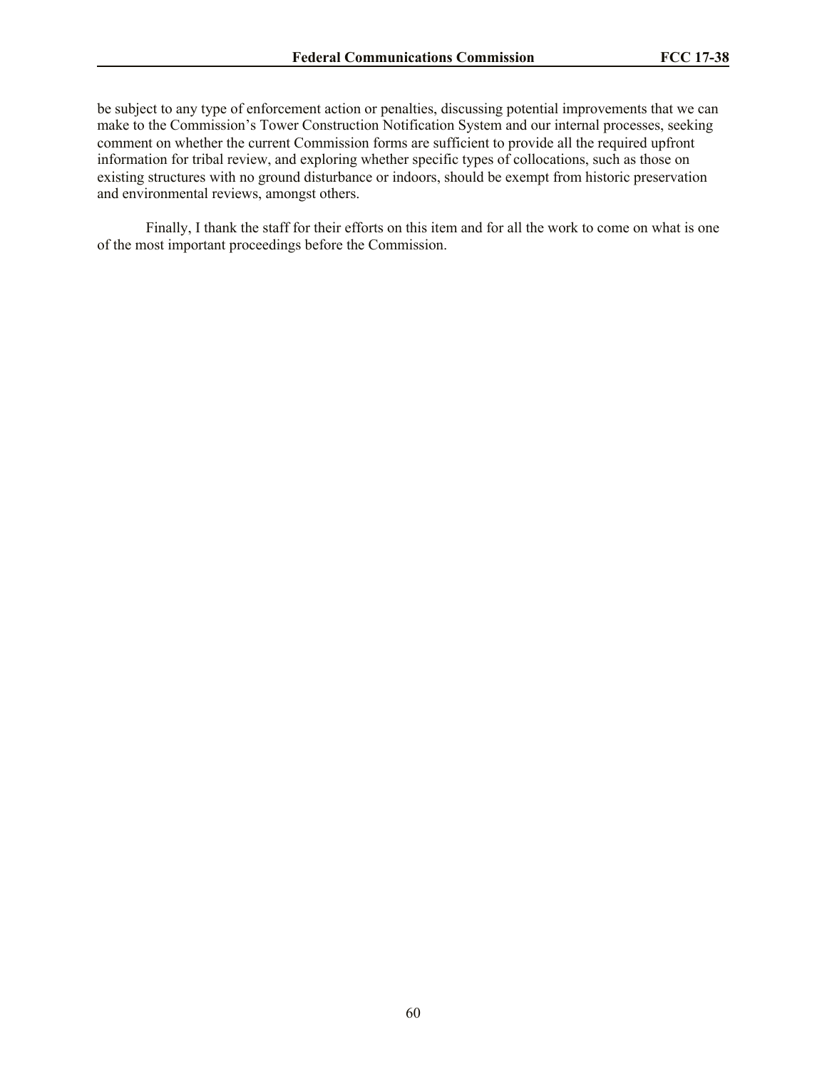be subject to any type of enforcement action or penalties, discussing potential improvements that we can make to the Commission's Tower Construction Notification System and our internal processes, seeking comment on whether the current Commission forms are sufficient to provide all the required upfront information for tribal review, and exploring whether specific types of collocations, such as those on existing structures with no ground disturbance or indoors, should be exempt from historic preservation and environmental reviews, amongst others.

Finally, I thank the staff for their efforts on this item and for all the work to come on what is one of the most important proceedings before the Commission.